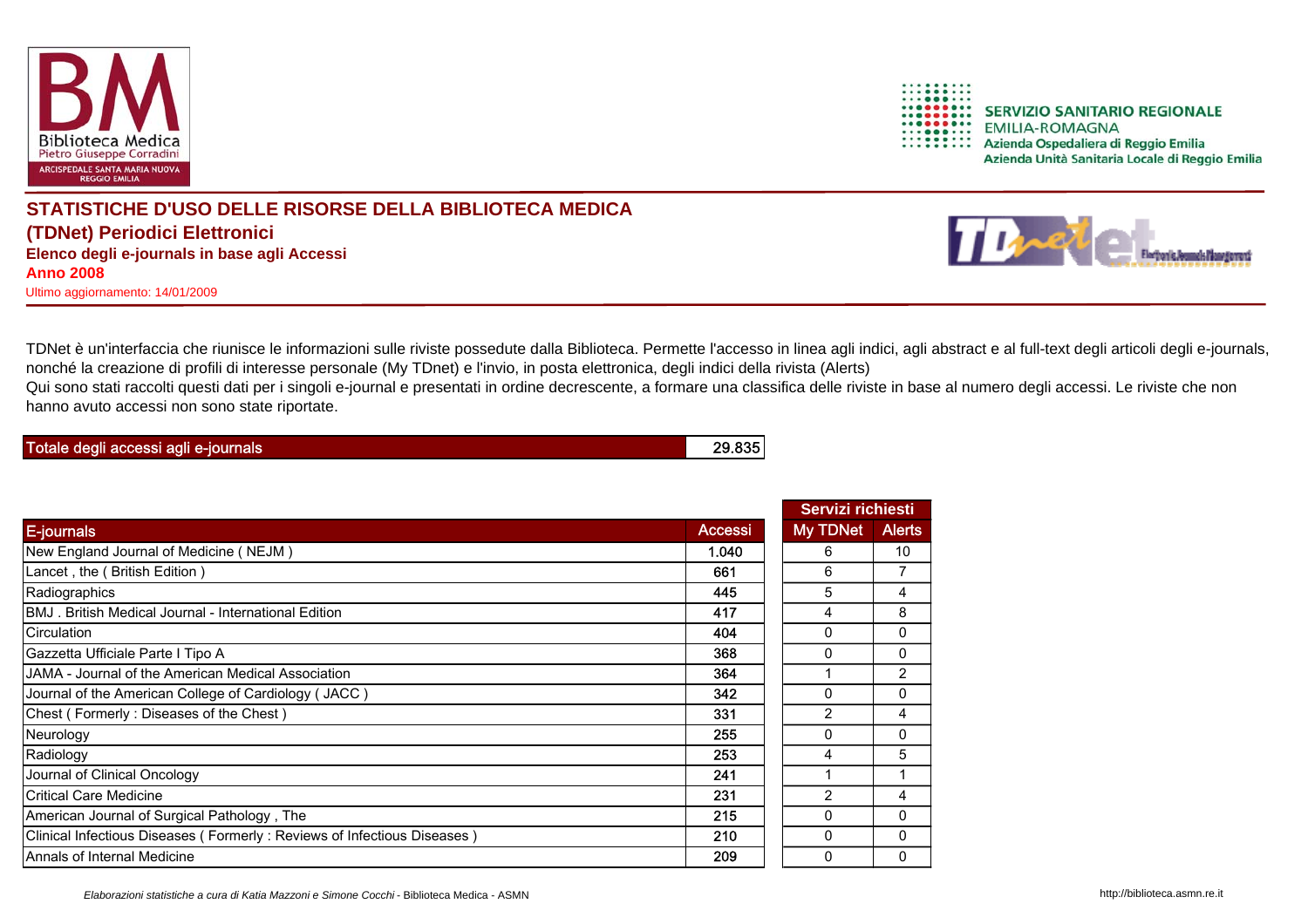Biblioteca Medica
Pietro Giuseppe Corradini
ARCISPEDALE SANTA MARIA NUOVA REGGIO EMILIA

SERVIZIO SANITARIO REGIONALE
EMILIA-ROMAGNA
Azienda Ospedaliera di Reggio Emilia
Azienda Unità Sanitaria Locale di Reggio Emilia

# STATISTICHE D'USO DELLE RISORSE DELLA BIBLIOTECA MEDICA

## (TDNet) Periodici Elettronici

### Elenco degli e-journals in base agli Accessi

**Anno 2008**

Ultimo aggiornamento: 14/01/2009

TDNet è un'interfaccia che riunisce le informazioni sulle riviste possedute dalla Biblioteca. Permette l'accesso in linea agli indici, agli abstract e al full-text degli articoli degli e-journals, nonché la creazione di profili di interesse personale (My TDnet) e l'invio, in posta elettronica, degli indici della rivista (Alerts)
Qui sono stati raccolti questi dati per i singoli e-journal e presentati in ordine decrescente, a formare una classifica delle riviste in base al numero degli accessi. Le riviste che non hanno avuto accessi non sono state riportate.

| Totale degli accessi agli e-journals | 29.835 |
|---|---|

| E-journals | Accessi | Servizi richiesti | |
|---|---|---|---|
| | | My TDNet | Alerts |
| New England Journal of Medicine ( NEJM ) | 1.040 | 6 | 10 |
| Lancet , the ( British Edition ) | 661 | 6 | 7 |
| Radiographics | 445 | 5 | 4 |
| BMJ . British Medical Journal - International Edition | 417 | 4 | 8 |
| Circulation | 404 | 0 | 0 |
| Gazzetta Ufficiale Parte I Tipo A | 368 | 0 | 0 |
| JAMA - Journal of the American Medical Association | 364 | 1 | 2 |
| Journal of the American College of Cardiology ( JACC ) | 342 | 0 | 0 |
| Chest ( Formerly : Diseases of the Chest ) | 331 | 2 | 4 |
| Neurology | 255 | 0 | 0 |
| Radiology | 253 | 4 | 5 |
| Journal of Clinical Oncology | 241 | 1 | 1 |
| Critical Care Medicine | 231 | 2 | 4 |
| American Journal of Surgical Pathology , The | 215 | 0 | 0 |
| Clinical Infectious Diseases ( Formerly : Reviews of Infectious Diseases ) | 210 | 0 | 0 |
| Annals of Internal Medicine | 209 | 0 | 0 |

*Elaborazioni statistiche a cura di Katia Mazzoni e Simone Cocchi* - Biblioteca Medica - ASMN

http://biblioteca.asmn.re.it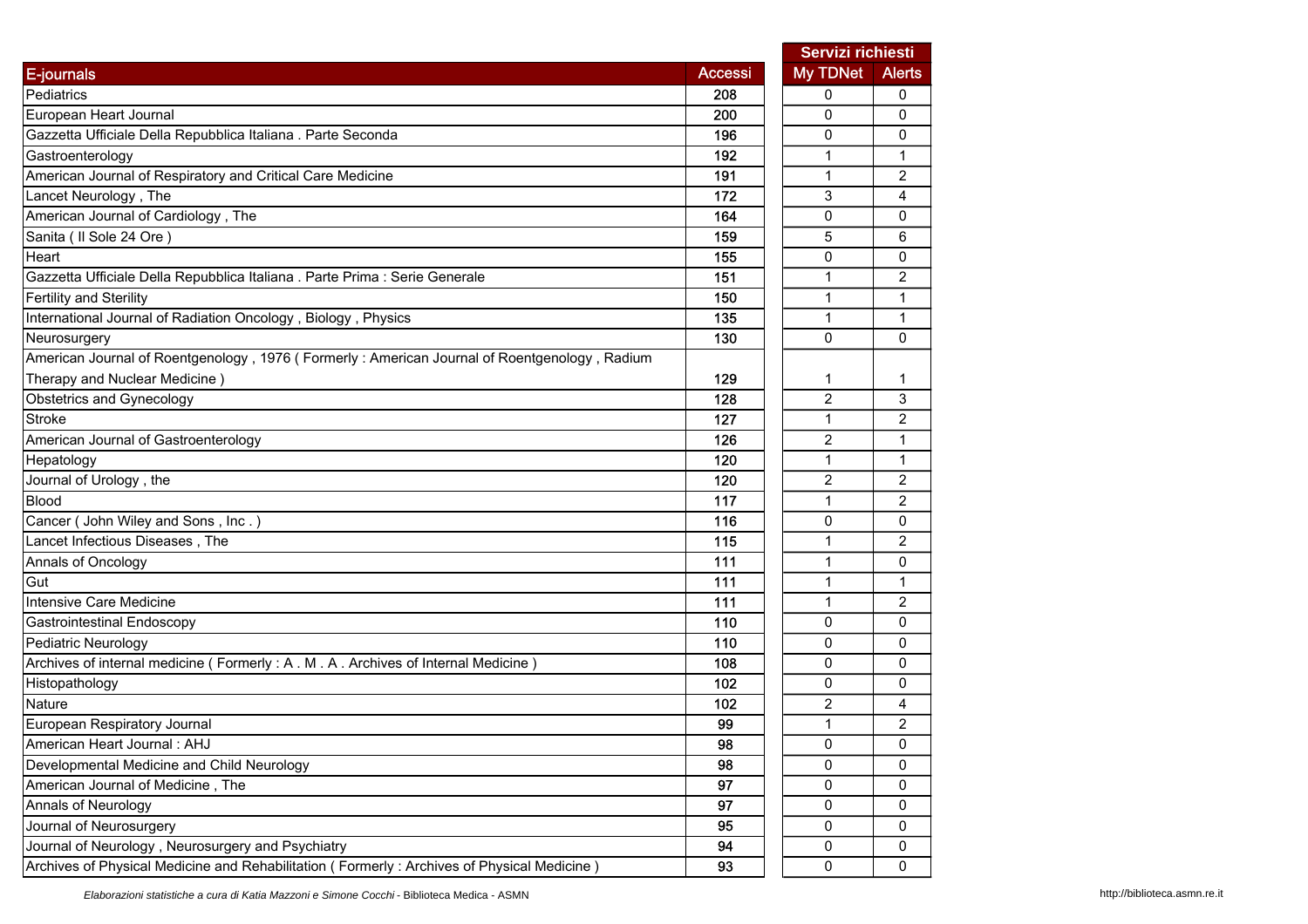| E-journals | Accessi | Servizi richiesti | |
|---|---|---|---|
| | | My TDNet | Alerts |
| Pediatrics | 208 | 0 | 0 |
| European Heart Journal | 200 | 0 | 0 |
| Gazzetta Ufficiale Della Repubblica Italiana . Parte Seconda | 196 | 0 | 0 |
| Gastroenterology | 192 | 1 | 1 |
| American Journal of Respiratory and Critical Care Medicine | 191 | 1 | 2 |
| Lancet Neurology , The | 172 | 3 | 4 |
| American Journal of Cardiology , The | 164 | 0 | 0 |
| Sanita ( Il Sole 24 Ore ) | 159 | 5 | 6 |
| Heart | 155 | 0 | 0 |
| Gazzetta Ufficiale Della Repubblica Italiana . Parte Prima : Serie Generale | 151 | 1 | 2 |
| Fertility and Sterility | 150 | 1 | 1 |
| International Journal of Radiation Oncology , Biology , Physics | 135 | 1 | 1 |
| Neurosurgery | 130 | 0 | 0 |
| American Journal of Roentgenology , 1976 ( Formerly : American Journal of Roentgenology , Radium Therapy and Nuclear Medicine ) | 129 | 1 | 1 |
| Obstetrics and Gynecology | 128 | 2 | 3 |
| Stroke | 127 | 1 | 2 |
| American Journal of Gastroenterology | 126 | 2 | 1 |
| Hepatology | 120 | 1 | 1 |
| Journal of Urology , the | 120 | 2 | 2 |
| Blood | 117 | 1 | 2 |
| Cancer ( John Wiley and Sons , Inc . ) | 116 | 0 | 0 |
| Lancet Infectious Diseases , The | 115 | 1 | 2 |
| Annals of Oncology | 111 | 1 | 0 |
| Gut | 111 | 1 | 1 |
| Intensive Care Medicine | 111 | 1 | 2 |
| Gastrointestinal Endoscopy | 110 | 0 | 0 |
| Pediatric Neurology | 110 | 0 | 0 |
| Archives of internal medicine ( Formerly : A . M . A . Archives of Internal Medicine ) | 108 | 0 | 0 |
| Histopathology | 102 | 0 | 0 |
| Nature | 102 | 2 | 4 |
| European Respiratory Journal | 99 | 1 | 2 |
| American Heart Journal : AHJ | 98 | 0 | 0 |
| Developmental Medicine and Child Neurology | 98 | 0 | 0 |
| American Journal of Medicine , The | 97 | 0 | 0 |
| Annals of Neurology | 97 | 0 | 0 |
| Journal of Neurosurgery | 95 | 0 | 0 |
| Journal of Neurology , Neurosurgery and Psychiatry | 94 | 0 | 0 |
| Archives of Physical Medicine and Rehabilitation ( Formerly : Archives of Physical Medicine ) | 93 | 0 | 0 |

*Elaborazioni statistiche a cura di Katia Mazzoni e Simone Cocchi* - Biblioteca Medica - ASMN

http://biblioteca.asmn.re.it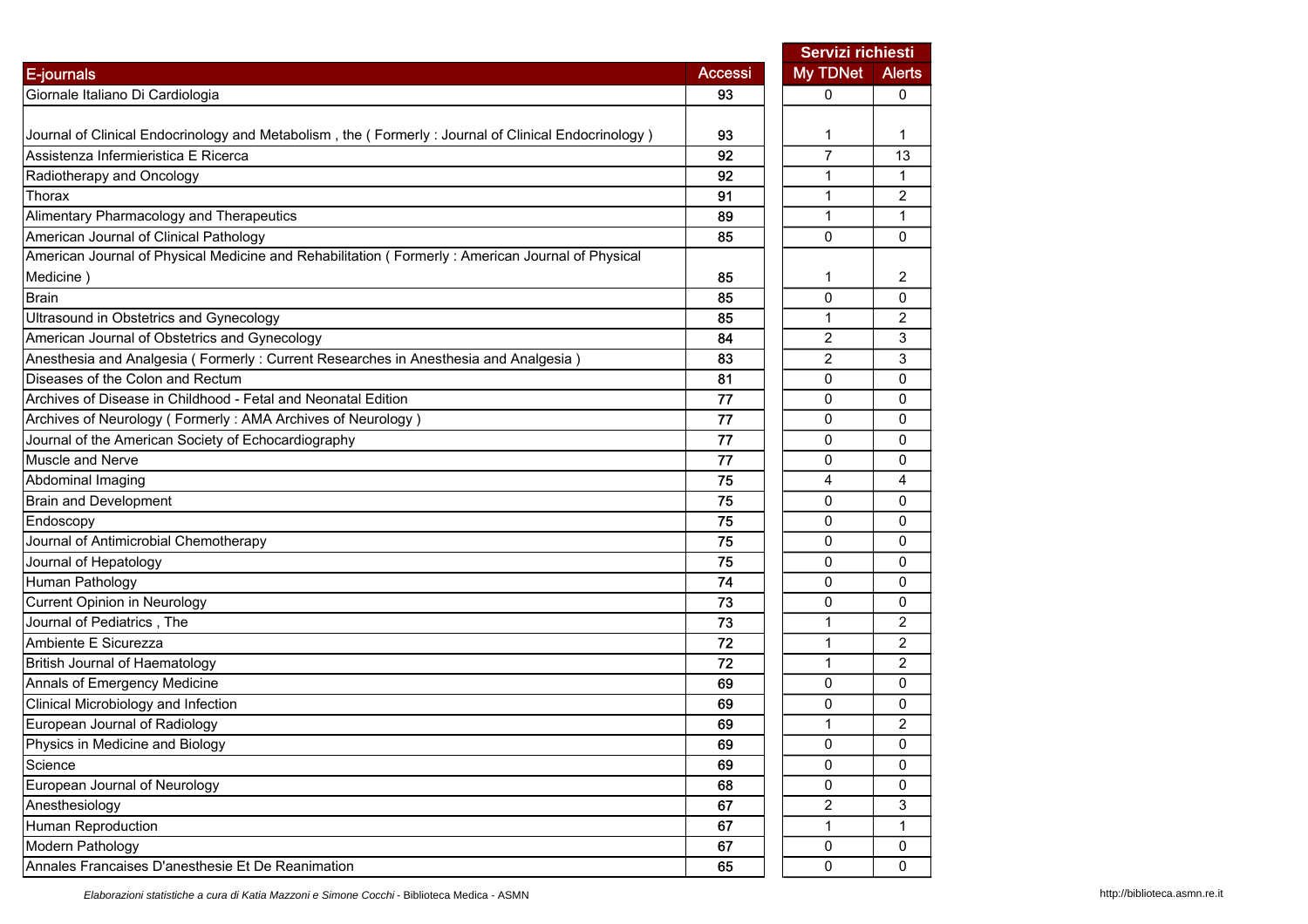| E-journals | Accessi | Servizi richiesti | |
|---|---|---|---|
| | | My TDNet | Alerts |
| Giornale Italiano Di Cardiologia | 93 | 0 | 0 |
| Journal of Clinical Endocrinology and Metabolism , the ( Formerly : Journal of Clinical Endocrinology ) | 93 | 1 | 1 |
| Assistenza Infermieristica E Ricerca | 92 | 7 | 13 |
| Radiotherapy and Oncology | 92 | 1 | 1 |
| Thorax | 91 | 1 | 2 |
| Alimentary Pharmacology and Therapeutics | 89 | 1 | 1 |
| American Journal of Clinical Pathology | 85 | 0 | 0 |
| American Journal of Physical Medicine and Rehabilitation ( Formerly : American Journal of Physical Medicine ) | 85 | 1 | 2 |
| Brain | 85 | 0 | 0 |
| Ultrasound in Obstetrics and Gynecology | 85 | 1 | 2 |
| American Journal of Obstetrics and Gynecology | 84 | 2 | 3 |
| Anesthesia and Analgesia ( Formerly : Current Researches in Anesthesia and Analgesia ) | 83 | 2 | 3 |
| Diseases of the Colon and Rectum | 81 | 0 | 0 |
| Archives of Disease in Childhood - Fetal and Neonatal Edition | 77 | 0 | 0 |
| Archives of Neurology ( Formerly : AMA Archives of Neurology ) | 77 | 0 | 0 |
| Journal of the American Society of Echocardiography | 77 | 0 | 0 |
| Muscle and Nerve | 77 | 0 | 0 |
| Abdominal Imaging | 75 | 4 | 4 |
| Brain and Development | 75 | 0 | 0 |
| Endoscopy | 75 | 0 | 0 |
| Journal of Antimicrobial Chemotherapy | 75 | 0 | 0 |
| Journal of Hepatology | 75 | 0 | 0 |
| Human Pathology | 74 | 0 | 0 |
| Current Opinion in Neurology | 73 | 0 | 0 |
| Journal of Pediatrics , The | 73 | 1 | 2 |
| Ambiente E Sicurezza | 72 | 1 | 2 |
| British Journal of Haematology | 72 | 1 | 2 |
| Annals of Emergency Medicine | 69 | 0 | 0 |
| Clinical Microbiology and Infection | 69 | 0 | 0 |
| European Journal of Radiology | 69 | 1 | 2 |
| Physics in Medicine and Biology | 69 | 0 | 0 |
| Science | 69 | 0 | 0 |
| European Journal of Neurology | 68 | 0 | 0 |
| Anesthesiology | 67 | 2 | 3 |
| Human Reproduction | 67 | 1 | 1 |
| Modern Pathology | 67 | 0 | 0 |
| Annales Francaises D'anesthesie Et De Reanimation | 65 | 0 | 0 |

*Elaborazioni statistiche a cura di Katia Mazzoni e Simone Cocchi* - Biblioteca Medica - ASMN

http://biblioteca.asmn.re.it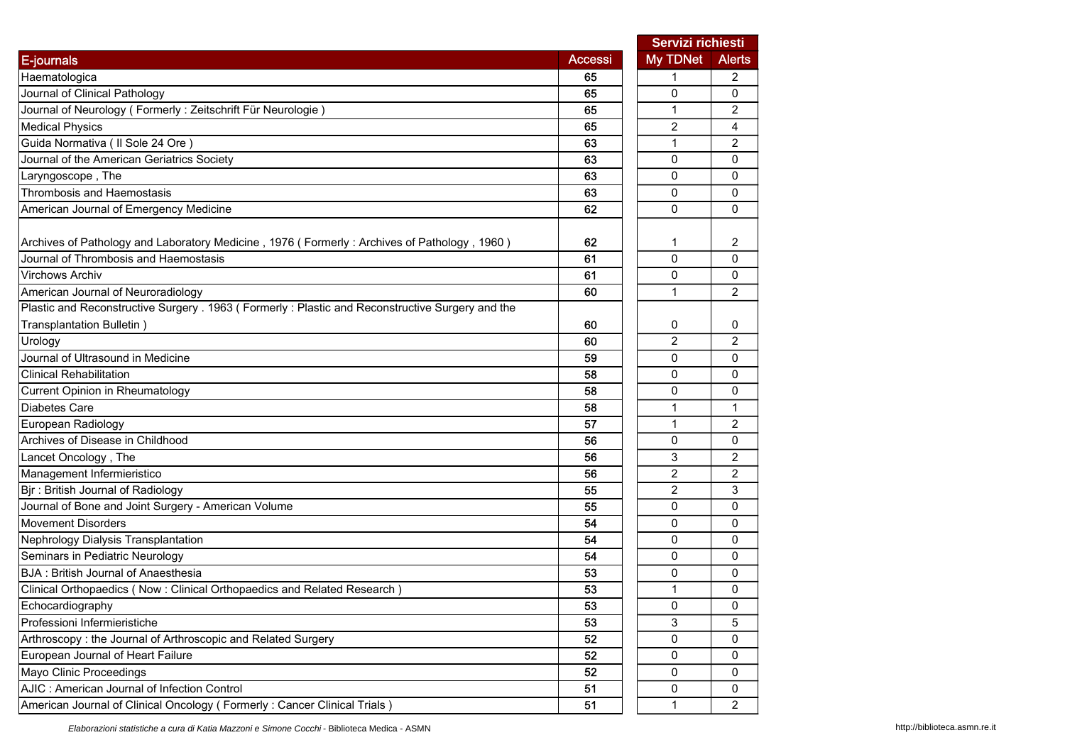| E-journals | Accessi | Servizi richiesti | |
|---|---|---|---|
| | | My TDNet | Alerts |
| Haematologica | 65 | 1 | 2 |
| Journal of Clinical Pathology | 65 | 0 | 0 |
| Journal of Neurology ( Formerly : Zeitschrift Für Neurologie ) | 65 | 1 | 2 |
| Medical Physics | 65 | 2 | 4 |
| Guida Normativa ( Il Sole 24 Ore ) | 63 | 1 | 2 |
| Journal of the American Geriatrics Society | 63 | 0 | 0 |
| Laryngoscope , The | 63 | 0 | 0 |
| Thrombosis and Haemostasis | 63 | 0 | 0 |
| American Journal of Emergency Medicine | 62 | 0 | 0 |
| Archives of Pathology and Laboratory Medicine , 1976 ( Formerly : Archives of Pathology , 1960 ) | 62 | 1 | 2 |
| Journal of Thrombosis and Haemostasis | 61 | 0 | 0 |
| Virchows Archiv | 61 | 0 | 0 |
| American Journal of Neuroradiology | 60 | 1 | 2 |
| Plastic and Reconstructive Surgery . 1963 ( Formerly : Plastic and Reconstructive Surgery and the Transplantation Bulletin ) | 60 | 0 | 0 |
| Urology | 60 | 2 | 2 |
| Journal of Ultrasound in Medicine | 59 | 0 | 0 |
| Clinical Rehabilitation | 58 | 0 | 0 |
| Current Opinion in Rheumatology | 58 | 0 | 0 |
| Diabetes Care | 58 | 1 | 1 |
| European Radiology | 57 | 1 | 2 |
| Archives of Disease in Childhood | 56 | 0 | 0 |
| Lancet Oncology , The | 56 | 3 | 2 |
| Management Infermieristico | 56 | 2 | 2 |
| Bjr : British Journal of Radiology | 55 | 2 | 3 |
| Journal of Bone and Joint Surgery - American Volume | 55 | 0 | 0 |
| Movement Disorders | 54 | 0 | 0 |
| Nephrology Dialysis Transplantation | 54 | 0 | 0 |
| Seminars in Pediatric Neurology | 54 | 0 | 0 |
| BJA : British Journal of Anaesthesia | 53 | 0 | 0 |
| Clinical Orthopaedics ( Now : Clinical Orthopaedics and Related Research ) | 53 | 1 | 0 |
| Echocardiography | 53 | 0 | 0 |
| Professioni Infermieristiche | 53 | 3 | 5 |
| Arthroscopy : the Journal of Arthroscopic and Related Surgery | 52 | 0 | 0 |
| European Journal of Heart Failure | 52 | 0 | 0 |
| Mayo Clinic Proceedings | 52 | 0 | 0 |
| AJIC : American Journal of Infection Control | 51 | 0 | 0 |
| American Journal of Clinical Oncology ( Formerly : Cancer Clinical Trials ) | 51 | 1 | 2 |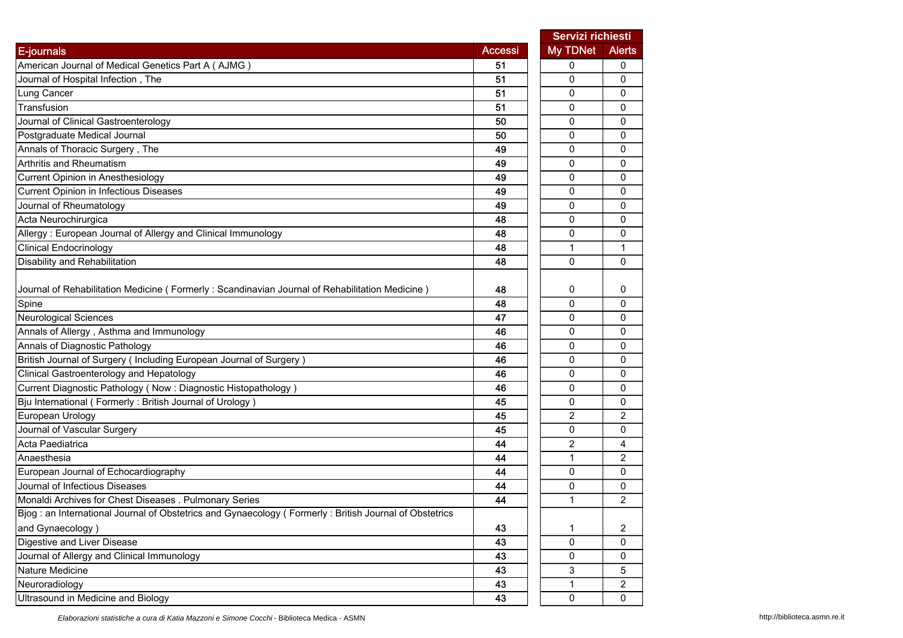| E-journals | Accessi | Servizi richiesti | |
|---|---|---|---|
| | | My TDNet | Alerts |
| American Journal of Medical Genetics Part A ( AJMG ) | 51 | 0 | 0 |
| Journal of Hospital Infection , The | 51 | 0 | 0 |
| Lung Cancer | 51 | 0 | 0 |
| Transfusion | 51 | 0 | 0 |
| Journal of Clinical Gastroenterology | 50 | 0 | 0 |
| Postgraduate Medical Journal | 50 | 0 | 0 |
| Annals of Thoracic Surgery , The | 49 | 0 | 0 |
| Arthritis and Rheumatism | 49 | 0 | 0 |
| Current Opinion in Anesthesiology | 49 | 0 | 0 |
| Current Opinion in Infectious Diseases | 49 | 0 | 0 |
| Journal of Rheumatology | 49 | 0 | 0 |
| Acta Neurochirurgica | 48 | 0 | 0 |
| Allergy : European Journal of Allergy and Clinical Immunology | 48 | 0 | 0 |
| Clinical Endocrinology | 48 | 1 | 1 |
| Disability and Rehabilitation | 48 | 0 | 0 |
| Journal of Rehabilitation Medicine ( Formerly : Scandinavian Journal of Rehabilitation Medicine ) | 48 | 0 | 0 |
| Spine | 48 | 0 | 0 |
| Neurological Sciences | 47 | 0 | 0 |
| Annals of Allergy , Asthma and Immunology | 46 | 0 | 0 |
| Annals of Diagnostic Pathology | 46 | 0 | 0 |
| British Journal of Surgery ( Including European Journal of Surgery ) | 46 | 0 | 0 |
| Clinical Gastroenterology and Hepatology | 46 | 0 | 0 |
| Current Diagnostic Pathology ( Now : Diagnostic Histopathology ) | 46 | 0 | 0 |
| Bju International ( Formerly : British Journal of Urology ) | 45 | 0 | 0 |
| European Urology | 45 | 2 | 2 |
| Journal of Vascular Surgery | 45 | 0 | 0 |
| Acta Paediatrica | 44 | 2 | 4 |
| Anaesthesia | 44 | 1 | 2 |
| European Journal of Echocardiography | 44 | 0 | 0 |
| Journal of Infectious Diseases | 44 | 0 | 0 |
| Monaldi Archives for Chest Diseases . Pulmonary Series | 44 | 1 | 2 |
| Bjog : an International Journal of Obstetrics and Gynaecology ( Formerly : British Journal of Obstetrics and Gynaecology ) | 43 | 1 | 2 |
| Digestive and Liver Disease | 43 | 0 | 0 |
| Journal of Allergy and Clinical Immunology | 43 | 0 | 0 |
| Nature Medicine | 43 | 3 | 5 |
| Neuroradiology | 43 | 1 | 2 |
| Ultrasound in Medicine and Biology | 43 | 0 | 0 |

*Elaborazioni statistiche a cura di Katia Mazzoni e Simone Cocchi* - Biblioteca Medica - ASMN

http://biblioteca.asmn.re.it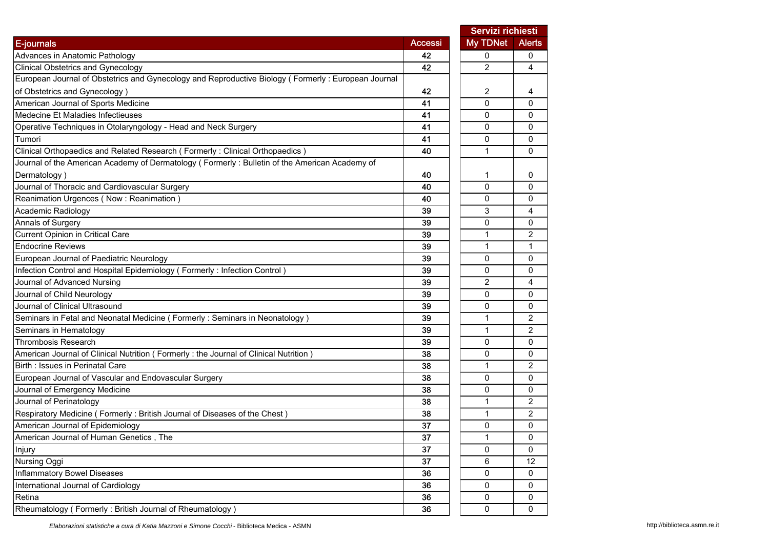| E-journals | Accessi | Servizi richiesti | |
|---|---|---|---|
| | | My TDNet | Alerts |
| Advances in Anatomic Pathology | 42 | 0 | 0 |
| Clinical Obstetrics and Gynecology | 42 | 2 | 4 |
| European Journal of Obstetrics and Gynecology and Reproductive Biology ( Formerly : European Journal of Obstetrics and Gynecology ) | 42 | 2 | 4 |
| American Journal of Sports Medicine | 41 | 0 | 0 |
| Medecine Et Maladies Infectieuses | 41 | 0 | 0 |
| Operative Techniques in Otolaryngology - Head and Neck Surgery | 41 | 0 | 0 |
| Tumori | 41 | 0 | 0 |
| Clinical Orthopaedics and Related Research ( Formerly : Clinical Orthopaedics ) | 40 | 1 | 0 |
| Journal of the American Academy of Dermatology ( Formerly : Bulletin of the American Academy of Dermatology ) | 40 | 1 | 0 |
| Journal of Thoracic and Cardiovascular Surgery | 40 | 0 | 0 |
| Reanimation Urgences ( Now : Reanimation ) | 40 | 0 | 0 |
| Academic Radiology | 39 | 3 | 4 |
| Annals of Surgery | 39 | 0 | 0 |
| Current Opinion in Critical Care | 39 | 1 | 2 |
| Endocrine Reviews | 39 | 1 | 1 |
| European Journal of Paediatric Neurology | 39 | 0 | 0 |
| Infection Control and Hospital Epidemiology ( Formerly : Infection Control ) | 39 | 0 | 0 |
| Journal of Advanced Nursing | 39 | 2 | 4 |
| Journal of Child Neurology | 39 | 0 | 0 |
| Journal of Clinical Ultrasound | 39 | 0 | 0 |
| Seminars in Fetal and Neonatal Medicine ( Formerly : Seminars in Neonatology ) | 39 | 1 | 2 |
| Seminars in Hematology | 39 | 1 | 2 |
| Thrombosis Research | 39 | 0 | 0 |
| American Journal of Clinical Nutrition ( Formerly : the Journal of Clinical Nutrition ) | 38 | 0 | 0 |
| Birth : Issues in Perinatal Care | 38 | 1 | 2 |
| European Journal of Vascular and Endovascular Surgery | 38 | 0 | 0 |
| Journal of Emergency Medicine | 38 | 0 | 0 |
| Journal of Perinatology | 38 | 1 | 2 |
| Respiratory Medicine ( Formerly : British Journal of Diseases of the Chest ) | 38 | 1 | 2 |
| American Journal of Epidemiology | 37 | 0 | 0 |
| American Journal of Human Genetics , The | 37 | 1 | 0 |
| Injury | 37 | 0 | 0 |
| Nursing Oggi | 37 | 6 | 12 |
| Inflammatory Bowel Diseases | 36 | 0 | 0 |
| International Journal of Cardiology | 36 | 0 | 0 |
| Retina | 36 | 0 | 0 |
| Rheumatology ( Formerly : British Journal of Rheumatology ) | 36 | 0 | 0 |

*Elaborazioni statistiche a cura di Katia Mazzoni e Simone Cocchi* - Biblioteca Medica - ASMN

http://biblioteca.asmn.re.it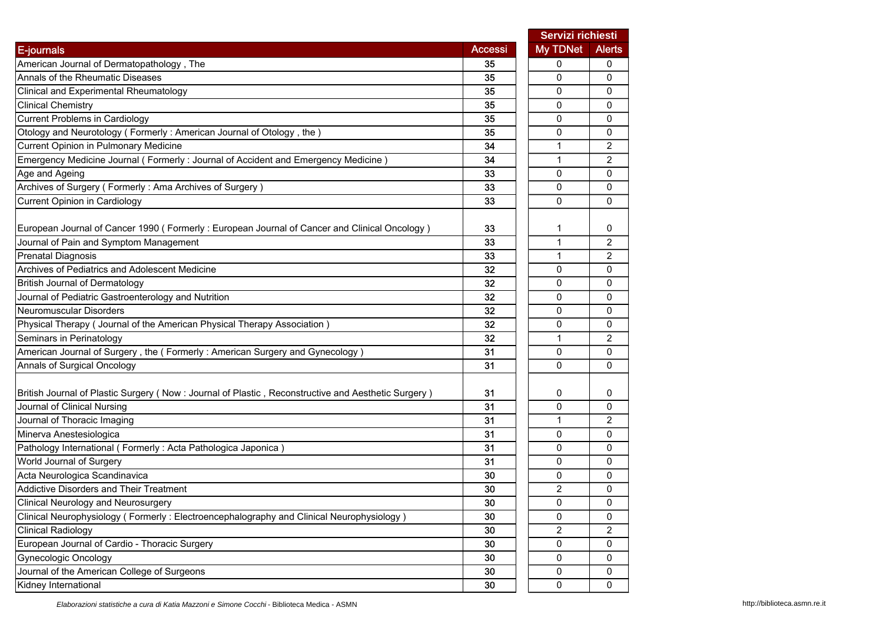| E-journals | Accessi | Servizi richiesti | |
|---|---|---|---|
| | | My TDNet | Alerts |
| American Journal of Dermatopathology , The | 35 | 0 | 0 |
| Annals of the Rheumatic Diseases | 35 | 0 | 0 |
| Clinical and Experimental Rheumatology | 35 | 0 | 0 |
| Clinical Chemistry | 35 | 0 | 0 |
| Current Problems in Cardiology | 35 | 0 | 0 |
| Otology and Neurotology ( Formerly : American Journal of Otology , the ) | 35 | 0 | 0 |
| Current Opinion in Pulmonary Medicine | 34 | 1 | 2 |
| Emergency Medicine Journal ( Formerly : Journal of Accident and Emergency Medicine ) | 34 | 1 | 2 |
| Age and Ageing | 33 | 0 | 0 |
| Archives of Surgery ( Formerly : Ama Archives of Surgery ) | 33 | 0 | 0 |
| Current Opinion in Cardiology | 33 | 0 | 0 |
| European Journal of Cancer 1990 ( Formerly : European Journal of Cancer and Clinical Oncology ) | 33 | 1 | 0 |
| Journal of Pain and Symptom Management | 33 | 1 | 2 |
| Prenatal Diagnosis | 33 | 1 | 2 |
| Archives of Pediatrics and Adolescent Medicine | 32 | 0 | 0 |
| British Journal of Dermatology | 32 | 0 | 0 |
| Journal of Pediatric Gastroenterology and Nutrition | 32 | 0 | 0 |
| Neuromuscular Disorders | 32 | 0 | 0 |
| Physical Therapy ( Journal of the American Physical Therapy Association ) | 32 | 0 | 0 |
| Seminars in Perinatology | 32 | 1 | 2 |
| American Journal of Surgery , the ( Formerly : American Surgery and Gynecology ) | 31 | 0 | 0 |
| Annals of Surgical Oncology | 31 | 0 | 0 |
| British Journal of Plastic Surgery ( Now : Journal of Plastic , Reconstructive and Aesthetic Surgery ) | 31 | 0 | 0 |
| Journal of Clinical Nursing | 31 | 0 | 0 |
| Journal of Thoracic Imaging | 31 | 1 | 2 |
| Minerva Anestesiologica | 31 | 0 | 0 |
| Pathology International ( Formerly : Acta Pathologica Japonica ) | 31 | 0 | 0 |
| World Journal of Surgery | 31 | 0 | 0 |
| Acta Neurologica Scandinavica | 30 | 0 | 0 |
| Addictive Disorders and Their Treatment | 30 | 2 | 0 |
| Clinical Neurology and Neurosurgery | 30 | 0 | 0 |
| Clinical Neurophysiology ( Formerly : Electroencephalography and Clinical Neurophysiology ) | 30 | 0 | 0 |
| Clinical Radiology | 30 | 2 | 2 |
| European Journal of Cardio - Thoracic Surgery | 30 | 0 | 0 |
| Gynecologic Oncology | 30 | 0 | 0 |
| Journal of the American College of Surgeons | 30 | 0 | 0 |
| Kidney International | 30 | 0 | 0 |

*Elaborazioni statistiche a cura di Katia Mazzoni e Simone Cocchi* - Biblioteca Medica - ASMN

http://biblioteca.asmn.re.it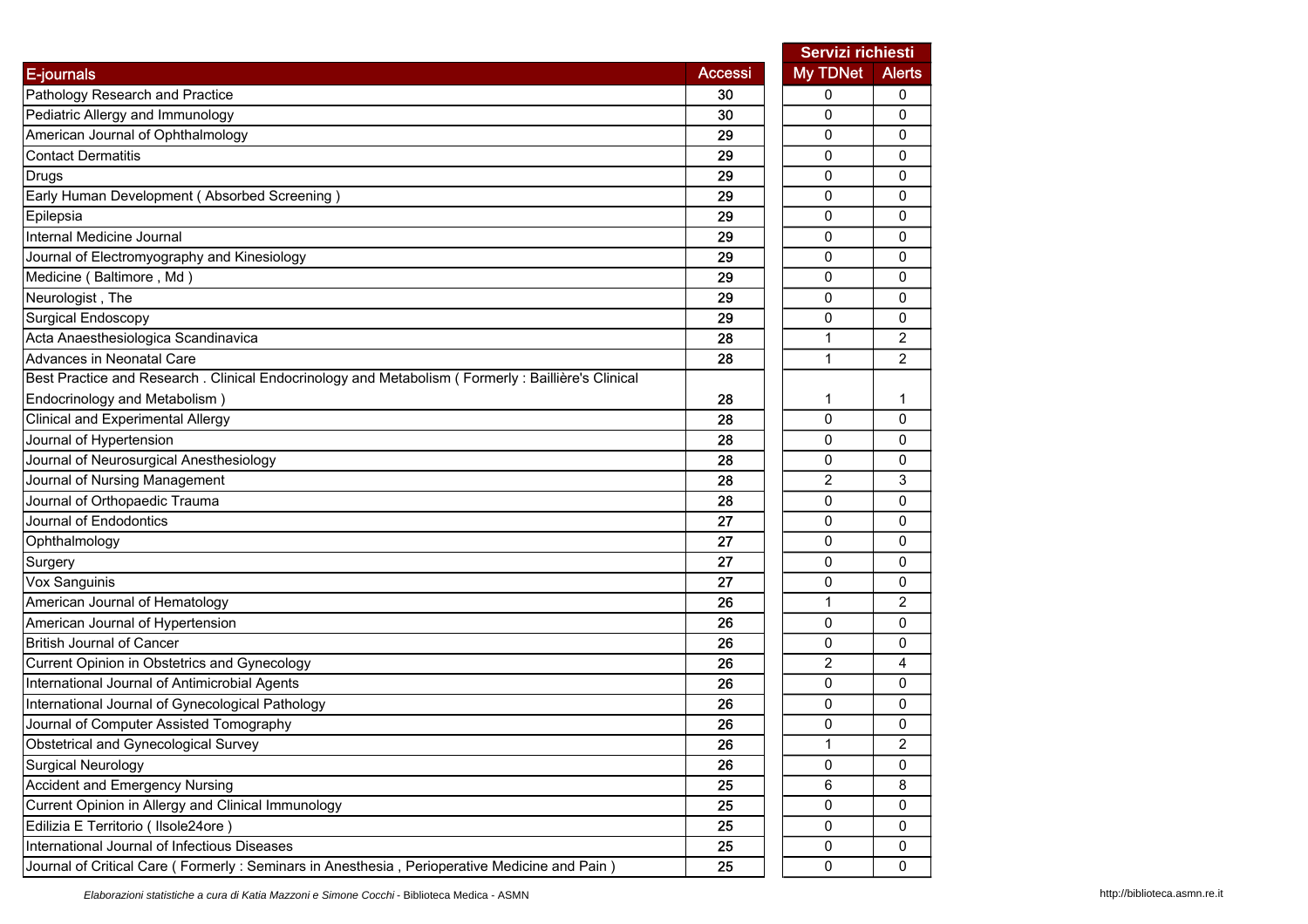| E-journals | Accessi | Servizi richiesti My TDNet | Alerts |
|---|---|---|---|
| Pathology Research and Practice | 30 | 0 | 0 |
| Pediatric Allergy and Immunology | 30 | 0 | 0 |
| American Journal of Ophthalmology | 29 | 0 | 0 |
| Contact Dermatitis | 29 | 0 | 0 |
| Drugs | 29 | 0 | 0 |
| Early Human Development ( Absorbed Screening ) | 29 | 0 | 0 |
| Epilepsia | 29 | 0 | 0 |
| Internal Medicine Journal | 29 | 0 | 0 |
| Journal of Electromyography and Kinesiology | 29 | 0 | 0 |
| Medicine ( Baltimore , Md ) | 29 | 0 | 0 |
| Neurologist , The | 29 | 0 | 0 |
| Surgical Endoscopy | 29 | 0 | 0 |
| Acta Anaesthesiologica Scandinavica | 28 | 1 | 2 |
| Advances in Neonatal Care | 28 | 1 | 2 |
| Best Practice and Research . Clinical Endocrinology and Metabolism ( Formerly : Baillière's Clinical Endocrinology and Metabolism ) | 28 | 1 | 1 |
| Clinical and Experimental Allergy | 28 | 0 | 0 |
| Journal of Hypertension | 28 | 0 | 0 |
| Journal of Neurosurgical Anesthesiology | 28 | 0 | 0 |
| Journal of Nursing Management | 28 | 2 | 3 |
| Journal of Orthopaedic Trauma | 28 | 0 | 0 |
| Journal of Endodontics | 27 | 0 | 0 |
| Ophthalmology | 27 | 0 | 0 |
| Surgery | 27 | 0 | 0 |
| Vox Sanguinis | 27 | 0 | 0 |
| American Journal of Hematology | 26 | 1 | 2 |
| American Journal of Hypertension | 26 | 0 | 0 |
| British Journal of Cancer | 26 | 0 | 0 |
| Current Opinion in Obstetrics and Gynecology | 26 | 2 | 4 |
| International Journal of Antimicrobial Agents | 26 | 0 | 0 |
| International Journal of Gynecological Pathology | 26 | 0 | 0 |
| Journal of Computer Assisted Tomography | 26 | 0 | 0 |
| Obstetrical and Gynecological Survey | 26 | 1 | 2 |
| Surgical Neurology | 26 | 0 | 0 |
| Accident and Emergency Nursing | 25 | 6 | 8 |
| Current Opinion in Allergy and Clinical Immunology | 25 | 0 | 0 |
| Edilizia E Territorio ( Ilsole24ore ) | 25 | 0 | 0 |
| International Journal of Infectious Diseases | 25 | 0 | 0 |
| Journal of Critical Care ( Formerly : Seminars in Anesthesia , Perioperative Medicine and Pain ) | 25 | 0 | 0 |

*Elaborazioni statistiche a cura di Katia Mazzoni e Simone Cocchi* - Biblioteca Medica - ASMN

http://biblioteca.asmn.re.it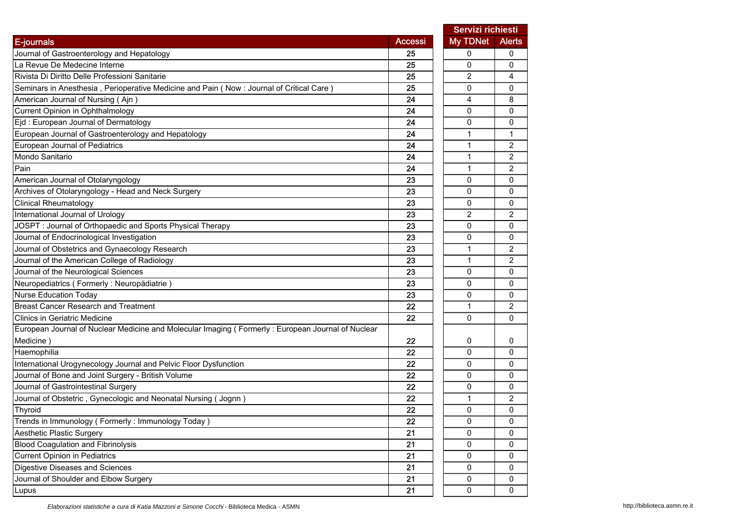| E-journals | Accessi | Servizi richiesti | |
|---|---|---|---|
| | | My TDNet | Alerts |
| Journal of Gastroenterology and Hepatology | 25 | 0 | 0 |
| La Revue De Medecine Interne | 25 | 0 | 0 |
| Rivista Di Diritto Delle Professioni Sanitarie | 25 | 2 | 4 |
| Seminars in Anesthesia , Perioperative Medicine and Pain ( Now : Journal of Critical Care ) | 25 | 0 | 0 |
| American Journal of Nursing ( Ajn ) | 24 | 4 | 8 |
| Current Opinion in Ophthalmology | 24 | 0 | 0 |
| Ejd : European Journal of Dermatology | 24 | 0 | 0 |
| European Journal of Gastroenterology and Hepatology | 24 | 1 | 1 |
| European Journal of Pediatrics | 24 | 1 | 2 |
| Mondo Sanitario | 24 | 1 | 2 |
| Pain | 24 | 1 | 2 |
| American Journal of Otolaryngology | 23 | 0 | 0 |
| Archives of Otolaryngology - Head and Neck Surgery | 23 | 0 | 0 |
| Clinical Rheumatology | 23 | 0 | 0 |
| International Journal of Urology | 23 | 2 | 2 |
| JOSPT : Journal of Orthopaedic and Sports Physical Therapy | 23 | 0 | 0 |
| Journal of Endocrinological Investigation | 23 | 0 | 0 |
| Journal of Obstetrics and Gynaecology Research | 23 | 1 | 2 |
| Journal of the American College of Radiology | 23 | 1 | 2 |
| Journal of the Neurological Sciences | 23 | 0 | 0 |
| Neuropediatrics ( Formerly : Neuropädiatrie ) | 23 | 0 | 0 |
| Nurse Education Today | 23 | 0 | 0 |
| Breast Cancer Research and Treatment | 22 | 1 | 2 |
| Clinics in Geriatric Medicine | 22 | 0 | 0 |
| European Journal of Nuclear Medicine and Molecular Imaging ( Formerly : European Journal of Nuclear Medicine ) | 22 | 0 | 0 |
| Haemophilia | 22 | 0 | 0 |
| International Urogynecology Journal and Pelvic Floor Dysfunction | 22 | 0 | 0 |
| Journal of Bone and Joint Surgery - British Volume | 22 | 0 | 0 |
| Journal of Gastrointestinal Surgery | 22 | 0 | 0 |
| Journal of Obstetric , Gynecologic and Neonatal Nursing ( Jognn ) | 22 | 1 | 2 |
| Thyroid | 22 | 0 | 0 |
| Trends in Immunology ( Formerly : Immunology Today ) | 22 | 0 | 0 |
| Aesthetic Plastic Surgery | 21 | 0 | 0 |
| Blood Coagulation and Fibrinolysis | 21 | 0 | 0 |
| Current Opinion in Pediatrics | 21 | 0 | 0 |
| Digestive Diseases and Sciences | 21 | 0 | 0 |
| Journal of Shoulder and Elbow Surgery | 21 | 0 | 0 |
| Lupus | 21 | 0 | 0 |

*Elaborazioni statistiche a cura di Katia Mazzoni e Simone Cocchi* - Biblioteca Medica - ASMN

http://biblioteca.asmn.re.it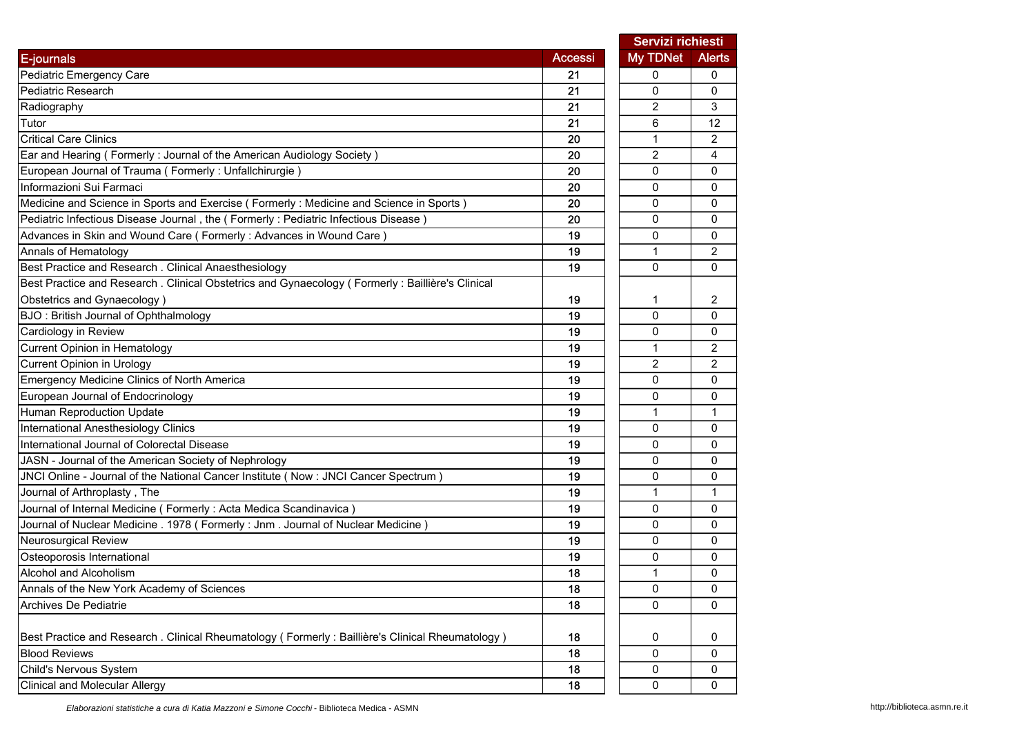| E-journals | Accessi | Servizi richiesti | |
|---|---|---|---|
| | | My TDNet | Alerts |
| Pediatric Emergency Care | 21 | 0 | 0 |
| Pediatric Research | 21 | 0 | 0 |
| Radiography | 21 | 2 | 3 |
| Tutor | 21 | 6 | 12 |
| Critical Care Clinics | 20 | 1 | 2 |
| Ear and Hearing ( Formerly : Journal of the American Audiology Society ) | 20 | 2 | 4 |
| European Journal of Trauma ( Formerly : Unfallchirurgie ) | 20 | 0 | 0 |
| Informazioni Sui Farmaci | 20 | 0 | 0 |
| Medicine and Science in Sports and Exercise ( Formerly : Medicine and Science in Sports ) | 20 | 0 | 0 |
| Pediatric Infectious Disease Journal , the ( Formerly : Pediatric Infectious Disease ) | 20 | 0 | 0 |
| Advances in Skin and Wound Care ( Formerly : Advances in Wound Care ) | 19 | 0 | 0 |
| Annals of Hematology | 19 | 1 | 2 |
| Best Practice and Research . Clinical Anaesthesiology | 19 | 0 | 0 |
| Best Practice and Research . Clinical Obstetrics and Gynaecology ( Formerly : Baillière's Clinical Obstetrics and Gynaecology ) | 19 | 1 | 2 |
| BJO : British Journal of Ophthalmology | 19 | 0 | 0 |
| Cardiology in Review | 19 | 0 | 0 |
| Current Opinion in Hematology | 19 | 1 | 2 |
| Current Opinion in Urology | 19 | 2 | 2 |
| Emergency Medicine Clinics of North America | 19 | 0 | 0 |
| European Journal of Endocrinology | 19 | 0 | 0 |
| Human Reproduction Update | 19 | 1 | 1 |
| International Anesthesiology Clinics | 19 | 0 | 0 |
| International Journal of Colorectal Disease | 19 | 0 | 0 |
| JASN - Journal of the American Society of Nephrology | 19 | 0 | 0 |
| JNCI Online - Journal of the National Cancer Institute ( Now : JNCI Cancer Spectrum ) | 19 | 0 | 0 |
| Journal of Arthroplasty , The | 19 | 1 | 1 |
| Journal of Internal Medicine ( Formerly : Acta Medica Scandinavica ) | 19 | 0 | 0 |
| Journal of Nuclear Medicine . 1978 ( Formerly : Jnm . Journal of Nuclear Medicine ) | 19 | 0 | 0 |
| Neurosurgical Review | 19 | 0 | 0 |
| Osteoporosis International | 19 | 0 | 0 |
| Alcohol and Alcoholism | 18 | 1 | 0 |
| Annals of the New York Academy of Sciences | 18 | 0 | 0 |
| Archives De Pediatrie | 18 | 0 | 0 |
| Best Practice and Research . Clinical Rheumatology ( Formerly : Baillière's Clinical Rheumatology ) | 18 | 0 | 0 |
| Blood Reviews | 18 | 0 | 0 |
| Child's Nervous System | 18 | 0 | 0 |
| Clinical and Molecular Allergy | 18 | 0 | 0 |

*Elaborazioni statistiche a cura di Katia Mazzoni e Simone Cocchi* - Biblioteca Medica - ASMN

http://biblioteca.asmn.re.it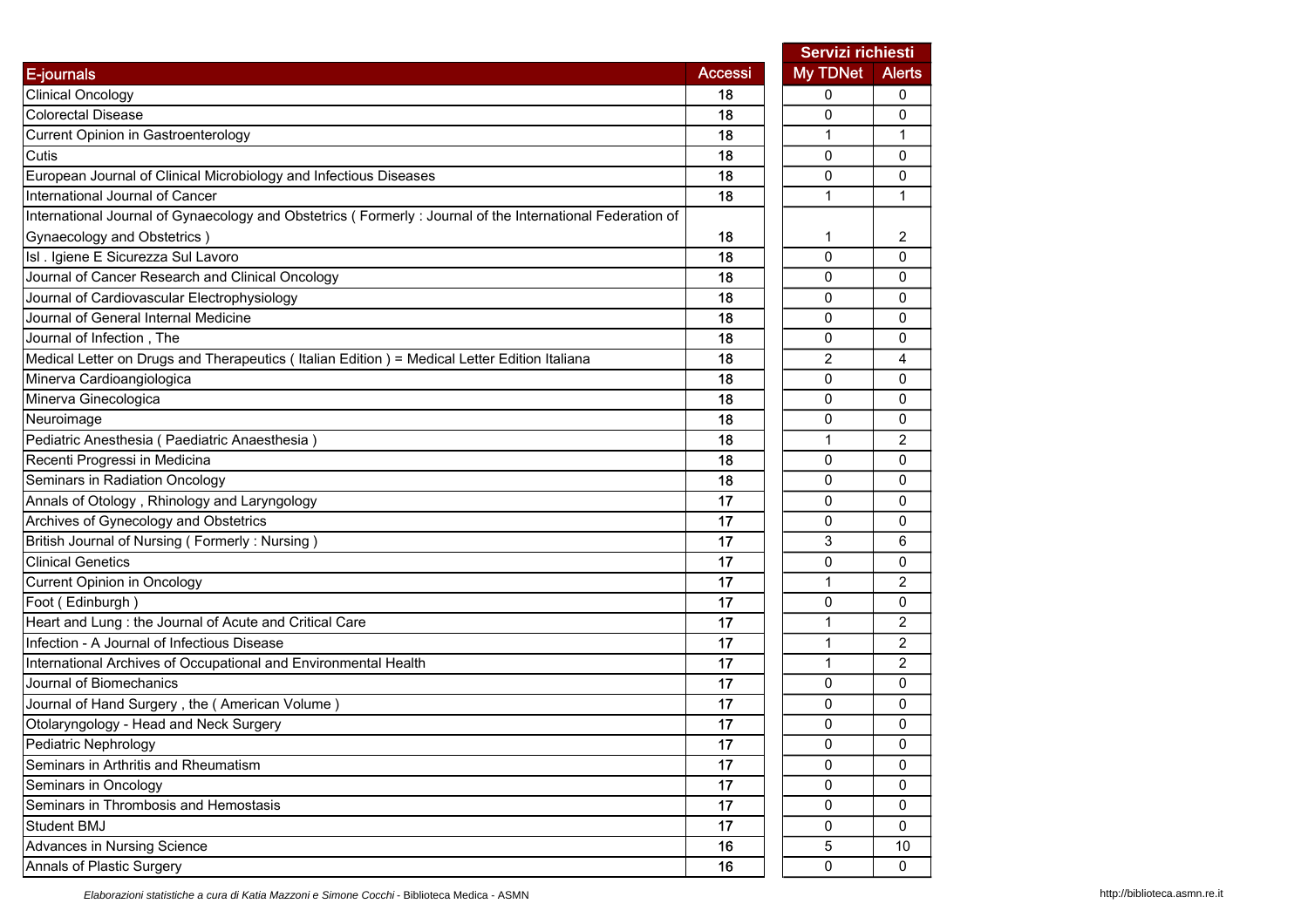| E-journals | Accessi | Servizi richiesti | |
|---|---|---|---|
| | | My TDNet | Alerts |
| Clinical Oncology | 18 | 0 | 0 |
| Colorectal Disease | 18 | 0 | 0 |
| Current Opinion in Gastroenterology | 18 | 1 | 1 |
| Cutis | 18 | 0 | 0 |
| European Journal of Clinical Microbiology and Infectious Diseases | 18 | 0 | 0 |
| International Journal of Cancer | 18 | 1 | 1 |
| International Journal of Gynaecology and Obstetrics ( Formerly : Journal of the International Federation of Gynaecology and Obstetrics ) | 18 | 1 | 2 |
| Isl . Igiene E Sicurezza Sul Lavoro | 18 | 0 | 0 |
| Journal of Cancer Research and Clinical Oncology | 18 | 0 | 0 |
| Journal of Cardiovascular Electrophysiology | 18 | 0 | 0 |
| Journal of General Internal Medicine | 18 | 0 | 0 |
| Journal of Infection , The | 18 | 0 | 0 |
| Medical Letter on Drugs and Therapeutics ( Italian Edition ) = Medical Letter Edition Italiana | 18 | 2 | 4 |
| Minerva Cardioangiologica | 18 | 0 | 0 |
| Minerva Ginecologica | 18 | 0 | 0 |
| Neuroimage | 18 | 0 | 0 |
| Pediatric Anesthesia ( Paediatric Anaesthesia ) | 18 | 1 | 2 |
| Recenti Progressi in Medicina | 18 | 0 | 0 |
| Seminars in Radiation Oncology | 18 | 0 | 0 |
| Annals of Otology , Rhinology and Laryngology | 17 | 0 | 0 |
| Archives of Gynecology and Obstetrics | 17 | 0 | 0 |
| British Journal of Nursing ( Formerly : Nursing ) | 17 | 3 | 6 |
| Clinical Genetics | 17 | 0 | 0 |
| Current Opinion in Oncology | 17 | 1 | 2 |
| Foot ( Edinburgh ) | 17 | 0 | 0 |
| Heart and Lung : the Journal of Acute and Critical Care | 17 | 1 | 2 |
| Infection - A Journal of Infectious Disease | 17 | 1 | 2 |
| International Archives of Occupational and Environmental Health | 17 | 1 | 2 |
| Journal of Biomechanics | 17 | 0 | 0 |
| Journal of Hand Surgery , the ( American Volume ) | 17 | 0 | 0 |
| Otolaryngology - Head and Neck Surgery | 17 | 0 | 0 |
| Pediatric Nephrology | 17 | 0 | 0 |
| Seminars in Arthritis and Rheumatism | 17 | 0 | 0 |
| Seminars in Oncology | 17 | 0 | 0 |
| Seminars in Thrombosis and Hemostasis | 17 | 0 | 0 |
| Student BMJ | 17 | 0 | 0 |
| Advances in Nursing Science | 16 | 5 | 10 |
| Annals of Plastic Surgery | 16 | 0 | 0 |

*Elaborazioni statistiche a cura di Katia Mazzoni e Simone Cocchi* - Biblioteca Medica - ASMN

http://biblioteca.asmn.re.it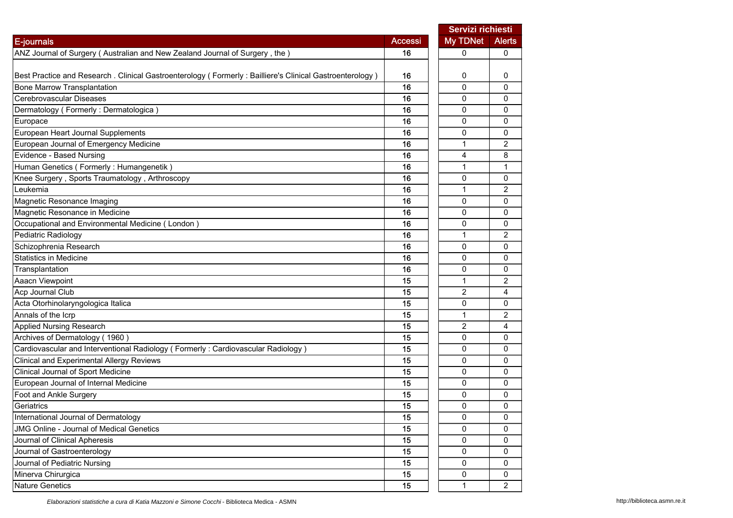| E-journals | Accessi | Servizi richiesti | |
|---|---|---|---|
| | | My TDNet | Alerts |
| ANZ Journal of Surgery ( Australian and New Zealand Journal of Surgery , the ) | 16 | 0 | 0 |
| Best Practice and Research . Clinical Gastroenterology ( Formerly : Bailliere's Clinical Gastroenterology ) | 16 | 0 | 0 |
| Bone Marrow Transplantation | 16 | 0 | 0 |
| Cerebrovascular Diseases | 16 | 0 | 0 |
| Dermatology ( Formerly : Dermatologica ) | 16 | 0 | 0 |
| Europace | 16 | 0 | 0 |
| European Heart Journal Supplements | 16 | 0 | 0 |
| European Journal of Emergency Medicine | 16 | 1 | 2 |
| Evidence - Based Nursing | 16 | 4 | 8 |
| Human Genetics ( Formerly : Humangenetik ) | 16 | 1 | 1 |
| Knee Surgery , Sports Traumatology , Arthroscopy | 16 | 0 | 0 |
| Leukemia | 16 | 1 | 2 |
| Magnetic Resonance Imaging | 16 | 0 | 0 |
| Magnetic Resonance in Medicine | 16 | 0 | 0 |
| Occupational and Environmental Medicine ( London ) | 16 | 0 | 0 |
| Pediatric Radiology | 16 | 1 | 2 |
| Schizophrenia Research | 16 | 0 | 0 |
| Statistics in Medicine | 16 | 0 | 0 |
| Transplantation | 16 | 0 | 0 |
| Aaacn Viewpoint | 15 | 1 | 2 |
| Acp Journal Club | 15 | 2 | 4 |
| Acta Otorhinolaryngologica Italica | 15 | 0 | 0 |
| Annals of the Icrp | 15 | 1 | 2 |
| Applied Nursing Research | 15 | 2 | 4 |
| Archives of Dermatology ( 1960 ) | 15 | 0 | 0 |
| Cardiovascular and Interventional Radiology ( Formerly : Cardiovascular Radiology ) | 15 | 0 | 0 |
| Clinical and Experimental Allergy Reviews | 15 | 0 | 0 |
| Clinical Journal of Sport Medicine | 15 | 0 | 0 |
| European Journal of Internal Medicine | 15 | 0 | 0 |
| Foot and Ankle Surgery | 15 | 0 | 0 |
| Geriatrics | 15 | 0 | 0 |
| International Journal of Dermatology | 15 | 0 | 0 |
| JMG Online - Journal of Medical Genetics | 15 | 0 | 0 |
| Journal of Clinical Apheresis | 15 | 0 | 0 |
| Journal of Gastroenterology | 15 | 0 | 0 |
| Journal of Pediatric Nursing | 15 | 0 | 0 |
| Minerva Chirurgica | 15 | 0 | 0 |
| Nature Genetics | 15 | 1 | 2 |

*Elaborazioni statistiche a cura di Katia Mazzoni e Simone Cocchi* - Biblioteca Medica - ASMN

http://biblioteca.asmn.re.it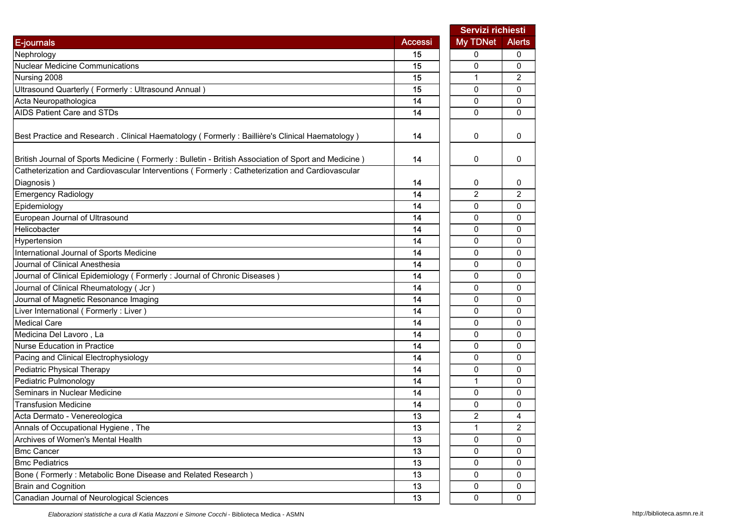| E-journals | Accessi | Servizi richiesti | |
|---|---|---|---|
| | | My TDNet | Alerts |
| Nephrology | 15 | 0 | 0 |
| Nuclear Medicine Communications | 15 | 0 | 0 |
| Nursing 2008 | 15 | 1 | 2 |
| Ultrasound Quarterly ( Formerly : Ultrasound Annual ) | 15 | 0 | 0 |
| Acta Neuropathologica | 14 | 0 | 0 |
| AIDS Patient Care and STDs | 14 | 0 | 0 |
| Best Practice and Research . Clinical Haematology ( Formerly : Baillière's Clinical Haematology ) | 14 | 0 | 0 |
| British Journal of Sports Medicine ( Formerly : Bulletin - British Association of Sport and Medicine ) | 14 | 0 | 0 |
| Catheterization and Cardiovascular Interventions ( Formerly : Catheterization and Cardiovascular Diagnosis ) | 14 | 0 | 0 |
| Emergency Radiology | 14 | 2 | 2 |
| Epidemiology | 14 | 0 | 0 |
| European Journal of Ultrasound | 14 | 0 | 0 |
| Helicobacter | 14 | 0 | 0 |
| Hypertension | 14 | 0 | 0 |
| International Journal of Sports Medicine | 14 | 0 | 0 |
| Journal of Clinical Anesthesia | 14 | 0 | 0 |
| Journal of Clinical Epidemiology ( Formerly : Journal of Chronic Diseases ) | 14 | 0 | 0 |
| Journal of Clinical Rheumatology ( Jcr ) | 14 | 0 | 0 |
| Journal of Magnetic Resonance Imaging | 14 | 0 | 0 |
| Liver International ( Formerly : Liver ) | 14 | 0 | 0 |
| Medical Care | 14 | 0 | 0 |
| Medicina Del Lavoro , La | 14 | 0 | 0 |
| Nurse Education in Practice | 14 | 0 | 0 |
| Pacing and Clinical Electrophysiology | 14 | 0 | 0 |
| Pediatric Physical Therapy | 14 | 0 | 0 |
| Pediatric Pulmonology | 14 | 1 | 0 |
| Seminars in Nuclear Medicine | 14 | 0 | 0 |
| Transfusion Medicine | 14 | 0 | 0 |
| Acta Dermato - Venereologica | 13 | 2 | 4 |
| Annals of Occupational Hygiene , The | 13 | 1 | 2 |
| Archives of Women's Mental Health | 13 | 0 | 0 |
| Bmc Cancer | 13 | 0 | 0 |
| Bmc Pediatrics | 13 | 0 | 0 |
| Bone ( Formerly : Metabolic Bone Disease and Related Research ) | 13 | 0 | 0 |
| Brain and Cognition | 13 | 0 | 0 |
| Canadian Journal of Neurological Sciences | 13 | 0 | 0 |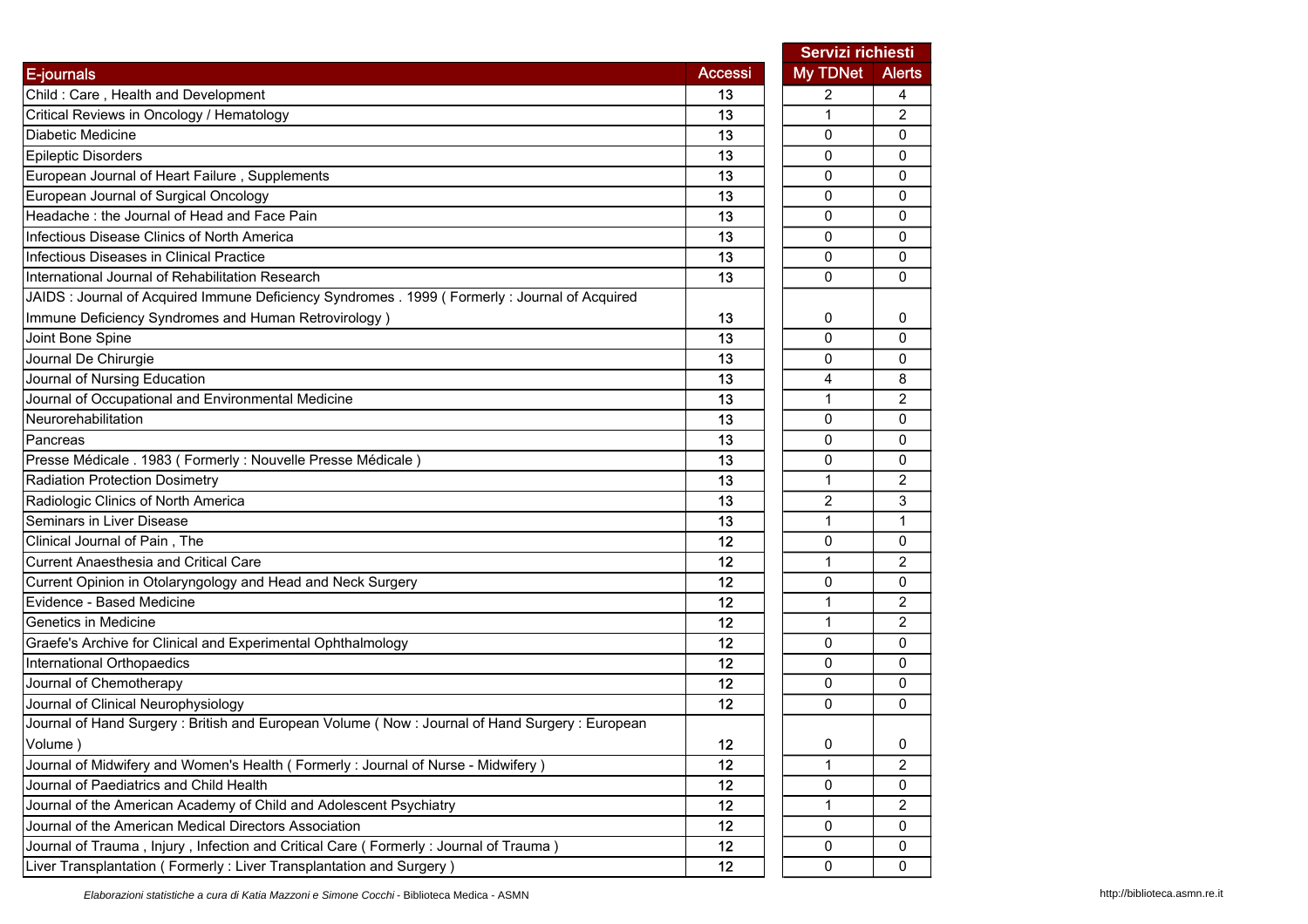| E-journals | Accessi | Servizi richiesti | |
|---|---|---|---|
| | | My TDNet | Alerts |
| Child : Care , Health and Development | 13 | 2 | 4 |
| Critical Reviews in Oncology / Hematology | 13 | 1 | 2 |
| Diabetic Medicine | 13 | 0 | 0 |
| Epileptic Disorders | 13 | 0 | 0 |
| European Journal of Heart Failure , Supplements | 13 | 0 | 0 |
| European Journal of Surgical Oncology | 13 | 0 | 0 |
| Headache : the Journal of Head and Face Pain | 13 | 0 | 0 |
| Infectious Disease Clinics of North America | 13 | 0 | 0 |
| Infectious Diseases in Clinical Practice | 13 | 0 | 0 |
| International Journal of Rehabilitation Research | 13 | 0 | 0 |
| JAIDS : Journal of Acquired Immune Deficiency Syndromes . 1999 ( Formerly : Journal of Acquired Immune Deficiency Syndromes and Human Retrovirology ) | 13 | 0 | 0 |
| Joint Bone Spine | 13 | 0 | 0 |
| Journal De Chirurgie | 13 | 0 | 0 |
| Journal of Nursing Education | 13 | 4 | 8 |
| Journal of Occupational and Environmental Medicine | 13 | 1 | 2 |
| Neurorehabilitation | 13 | 0 | 0 |
| Pancreas | 13 | 0 | 0 |
| Presse Médicale . 1983 ( Formerly : Nouvelle Presse Médicale ) | 13 | 0 | 0 |
| Radiation Protection Dosimetry | 13 | 1 | 2 |
| Radiologic Clinics of North America | 13 | 2 | 3 |
| Seminars in Liver Disease | 13 | 1 | 1 |
| Clinical Journal of Pain , The | 12 | 0 | 0 |
| Current Anaesthesia and Critical Care | 12 | 1 | 2 |
| Current Opinion in Otolaryngology and Head and Neck Surgery | 12 | 0 | 0 |
| Evidence - Based Medicine | 12 | 1 | 2 |
| Genetics in Medicine | 12 | 1 | 2 |
| Graefe's Archive for Clinical and Experimental Ophthalmology | 12 | 0 | 0 |
| International Orthopaedics | 12 | 0 | 0 |
| Journal of Chemotherapy | 12 | 0 | 0 |
| Journal of Clinical Neurophysiology | 12 | 0 | 0 |
| Journal of Hand Surgery : British and European Volume ( Now : Journal of Hand Surgery : European Volume ) | 12 | 0 | 0 |
| Journal of Midwifery and Women's Health ( Formerly : Journal of Nurse - Midwifery ) | 12 | 1 | 2 |
| Journal of Paediatrics and Child Health | 12 | 0 | 0 |
| Journal of the American Academy of Child and Adolescent Psychiatry | 12 | 1 | 2 |
| Journal of the American Medical Directors Association | 12 | 0 | 0 |
| Journal of Trauma , Injury , Infection and Critical Care ( Formerly : Journal of Trauma ) | 12 | 0 | 0 |
| Liver Transplantation ( Formerly : Liver Transplantation and Surgery ) | 12 | 0 | 0 |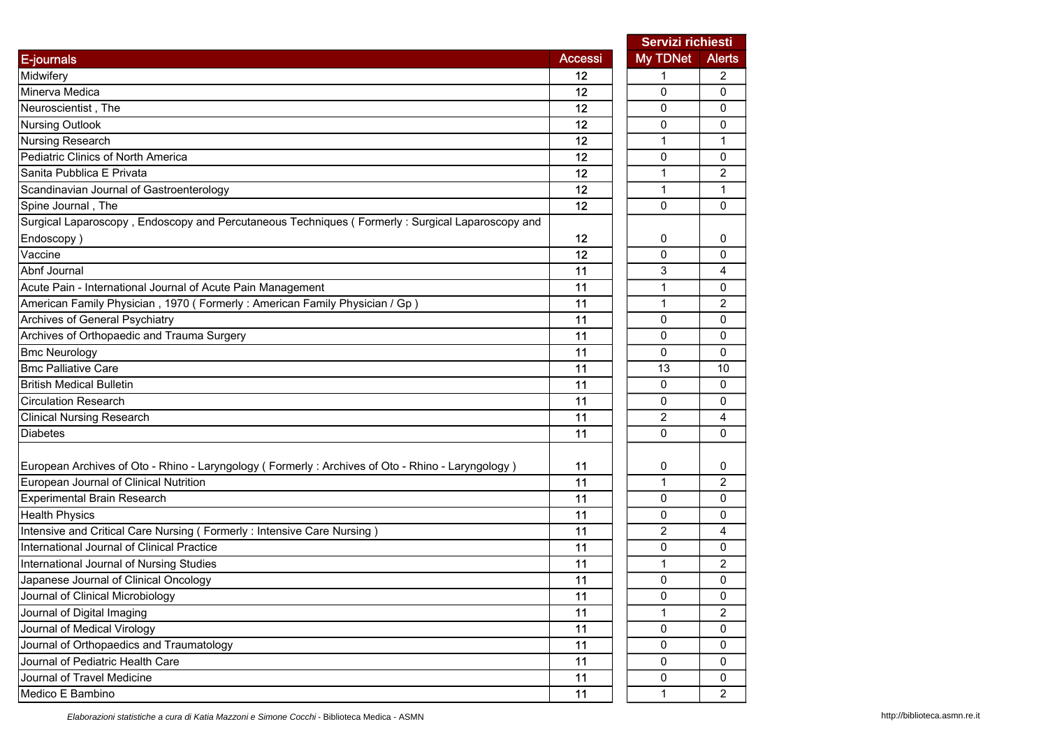| E-journals | Accessi | Servizi richiesti | |
|---|---|---|---|
| | | My TDNet | Alerts |
| Midwifery | 12 | 1 | 2 |
| Minerva Medica | 12 | 0 | 0 |
| Neuroscientist , The | 12 | 0 | 0 |
| Nursing Outlook | 12 | 0 | 0 |
| Nursing Research | 12 | 1 | 1 |
| Pediatric Clinics of North America | 12 | 0 | 0 |
| Sanita Pubblica E Privata | 12 | 1 | 2 |
| Scandinavian Journal of Gastroenterology | 12 | 1 | 1 |
| Spine Journal , The | 12 | 0 | 0 |
| Surgical Laparoscopy , Endoscopy and Percutaneous Techniques ( Formerly : Surgical Laparoscopy and Endoscopy ) | 12 | 0 | 0 |
| Vaccine | 12 | 0 | 0 |
| Abnf Journal | 11 | 3 | 4 |
| Acute Pain - International Journal of Acute Pain Management | 11 | 1 | 0 |
| American Family Physician , 1970 ( Formerly : American Family Physician / Gp ) | 11 | 1 | 2 |
| Archives of General Psychiatry | 11 | 0 | 0 |
| Archives of Orthopaedic and Trauma Surgery | 11 | 0 | 0 |
| Bmc Neurology | 11 | 0 | 0 |
| Bmc Palliative Care | 11 | 13 | 10 |
| British Medical Bulletin | 11 | 0 | 0 |
| Circulation Research | 11 | 0 | 0 |
| Clinical Nursing Research | 11 | 2 | 4 |
| Diabetes | 11 | 0 | 0 |
| European Archives of Oto - Rhino - Laryngology ( Formerly : Archives of Oto - Rhino - Laryngology ) | 11 | 0 | 0 |
| European Journal of Clinical Nutrition | 11 | 1 | 2 |
| Experimental Brain Research | 11 | 0 | 0 |
| Health Physics | 11 | 0 | 0 |
| Intensive and Critical Care Nursing ( Formerly : Intensive Care Nursing ) | 11 | 2 | 4 |
| International Journal of Clinical Practice | 11 | 0 | 0 |
| International Journal of Nursing Studies | 11 | 1 | 2 |
| Japanese Journal of Clinical Oncology | 11 | 0 | 0 |
| Journal of Clinical Microbiology | 11 | 0 | 0 |
| Journal of Digital Imaging | 11 | 1 | 2 |
| Journal of Medical Virology | 11 | 0 | 0 |
| Journal of Orthopaedics and Traumatology | 11 | 0 | 0 |
| Journal of Pediatric Health Care | 11 | 0 | 0 |
| Journal of Travel Medicine | 11 | 0 | 0 |
| Medico E Bambino | 11 | 1 | 2 |

*Elaborazioni statistiche a cura di Katia Mazzoni e Simone Cocchi* - Biblioteca Medica - ASMN

http://biblioteca.asmn.re.it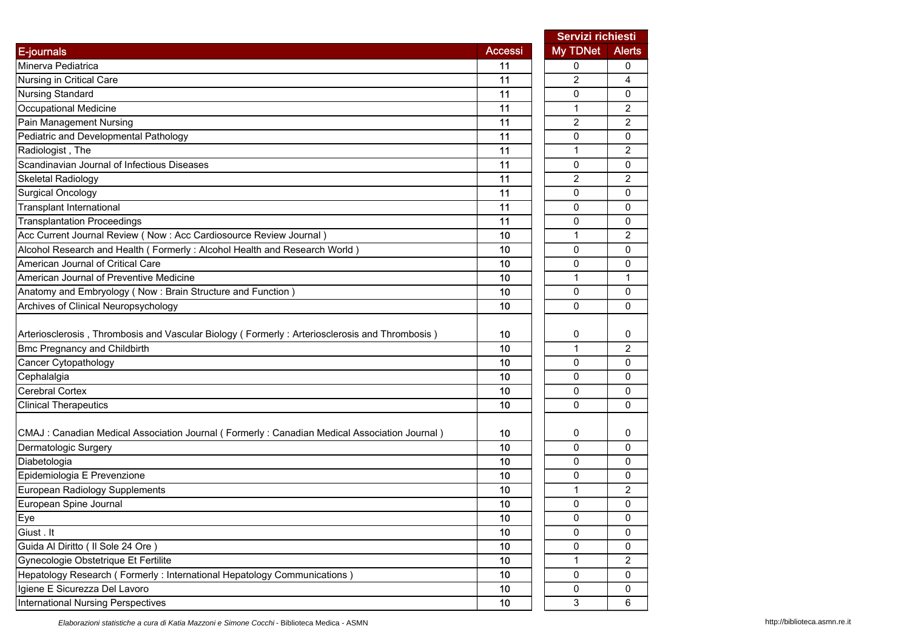| E-journals | Accessi | Servizi richiesti | |
|---|---|---|---|
| | | My TDNet | Alerts |
| Minerva Pediatrica | 11 | 0 | 0 |
| Nursing in Critical Care | 11 | 2 | 4 |
| Nursing Standard | 11 | 0 | 0 |
| Occupational Medicine | 11 | 1 | 2 |
| Pain Management Nursing | 11 | 2 | 2 |
| Pediatric and Developmental Pathology | 11 | 0 | 0 |
| Radiologist , The | 11 | 1 | 2 |
| Scandinavian Journal of Infectious Diseases | 11 | 0 | 0 |
| Skeletal Radiology | 11 | 2 | 2 |
| Surgical Oncology | 11 | 0 | 0 |
| Transplant International | 11 | 0 | 0 |
| Transplantation Proceedings | 11 | 0 | 0 |
| Acc Current Journal Review ( Now : Acc Cardiosource Review Journal ) | 10 | 1 | 2 |
| Alcohol Research and Health ( Formerly : Alcohol Health and Research World ) | 10 | 0 | 0 |
| American Journal of Critical Care | 10 | 0 | 0 |
| American Journal of Preventive Medicine | 10 | 1 | 1 |
| Anatomy and Embryology ( Now : Brain Structure and Function ) | 10 | 0 | 0 |
| Archives of Clinical Neuropsychology | 10 | 0 | 0 |
| Arteriosclerosis , Thrombosis and Vascular Biology ( Formerly : Arteriosclerosis and Thrombosis ) | 10 | 0 | 0 |
| Bmc Pregnancy and Childbirth | 10 | 1 | 2 |
| Cancer Cytopathology | 10 | 0 | 0 |
| Cephalalgia | 10 | 0 | 0 |
| Cerebral Cortex | 10 | 0 | 0 |
| Clinical Therapeutics | 10 | 0 | 0 |
| CMAJ : Canadian Medical Association Journal ( Formerly : Canadian Medical Association Journal ) | 10 | 0 | 0 |
| Dermatologic Surgery | 10 | 0 | 0 |
| Diabetologia | 10 | 0 | 0 |
| Epidemiologia E Prevenzione | 10 | 0 | 0 |
| European Radiology Supplements | 10 | 1 | 2 |
| European Spine Journal | 10 | 0 | 0 |
| Eye | 10 | 0 | 0 |
| Giust . It | 10 | 0 | 0 |
| Guida Al Diritto ( Il Sole 24 Ore ) | 10 | 0 | 0 |
| Gynecologie Obstetrique Et Fertilite | 10 | 1 | 2 |
| Hepatology Research ( Formerly : International Hepatology Communications ) | 10 | 0 | 0 |
| Igiene E Sicurezza Del Lavoro | 10 | 0 | 0 |
| International Nursing Perspectives | 10 | 3 | 6 |

*Elaborazioni statistiche a cura di Katia Mazzoni e Simone Cocchi* - Biblioteca Medica - ASMN

http://biblioteca.asmn.re.it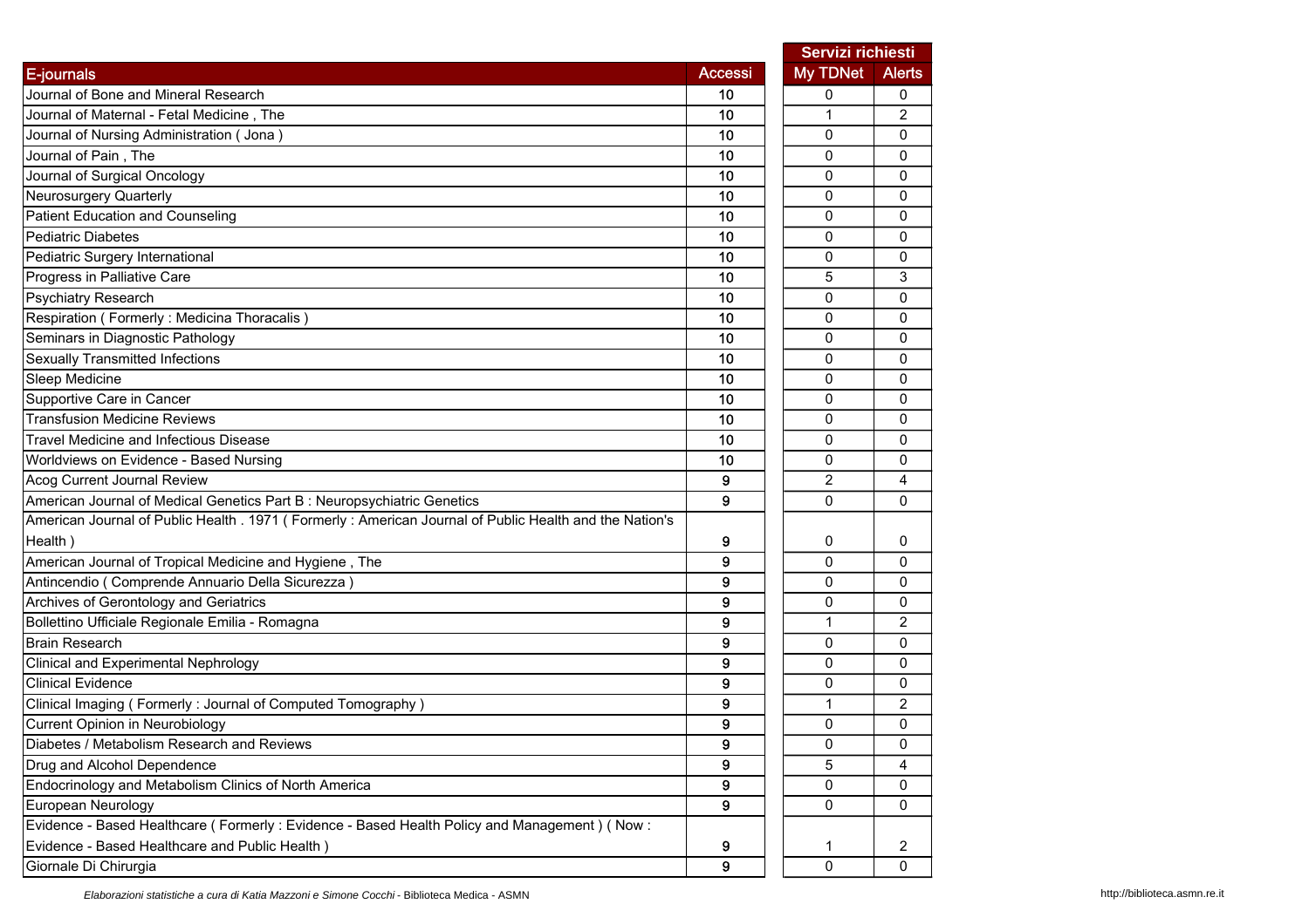| E-journals | Accessi | Servizi richiesti | |
|---|---|---|---|
| | | My TDNet | Alerts |
| Journal of Bone and Mineral Research | 10 | 0 | 0 |
| Journal of Maternal - Fetal Medicine , The | 10 | 1 | 2 |
| Journal of Nursing Administration ( Jona ) | 10 | 0 | 0 |
| Journal of Pain , The | 10 | 0 | 0 |
| Journal of Surgical Oncology | 10 | 0 | 0 |
| Neurosurgery Quarterly | 10 | 0 | 0 |
| Patient Education and Counseling | 10 | 0 | 0 |
| Pediatric Diabetes | 10 | 0 | 0 |
| Pediatric Surgery International | 10 | 0 | 0 |
| Progress in Palliative Care | 10 | 5 | 3 |
| Psychiatry Research | 10 | 0 | 0 |
| Respiration ( Formerly : Medicina Thoracalis ) | 10 | 0 | 0 |
| Seminars in Diagnostic Pathology | 10 | 0 | 0 |
| Sexually Transmitted Infections | 10 | 0 | 0 |
| Sleep Medicine | 10 | 0 | 0 |
| Supportive Care in Cancer | 10 | 0 | 0 |
| Transfusion Medicine Reviews | 10 | 0 | 0 |
| Travel Medicine and Infectious Disease | 10 | 0 | 0 |
| Worldviews on Evidence - Based Nursing | 10 | 0 | 0 |
| Acog Current Journal Review | 9 | 2 | 4 |
| American Journal of Medical Genetics Part B : Neuropsychiatric Genetics | 9 | 0 | 0 |
| American Journal of Public Health . 1971 ( Formerly : American Journal of Public Health and the Nation's Health ) | 9 | 0 | 0 |
| American Journal of Tropical Medicine and Hygiene , The | 9 | 0 | 0 |
| Antincendio ( Comprende Annuario Della Sicurezza ) | 9 | 0 | 0 |
| Archives of Gerontology and Geriatrics | 9 | 0 | 0 |
| Bollettino Ufficiale Regionale Emilia - Romagna | 9 | 1 | 2 |
| Brain Research | 9 | 0 | 0 |
| Clinical and Experimental Nephrology | 9 | 0 | 0 |
| Clinical Evidence | 9 | 0 | 0 |
| Clinical Imaging ( Formerly : Journal of Computed Tomography ) | 9 | 1 | 2 |
| Current Opinion in Neurobiology | 9 | 0 | 0 |
| Diabetes / Metabolism Research and Reviews | 9 | 0 | 0 |
| Drug and Alcohol Dependence | 9 | 5 | 4 |
| Endocrinology and Metabolism Clinics of North America | 9 | 0 | 0 |
| European Neurology | 9 | 0 | 0 |
| Evidence - Based Healthcare ( Formerly : Evidence - Based Health Policy and Management ) ( Now : Evidence - Based Healthcare and Public Health ) | 9 | 1 | 2 |
| Giornale Di Chirurgia | 9 | 0 | 0 |

*Elaborazioni statistiche a cura di Katia Mazzoni e Simone Cocchi* - Biblioteca Medica - ASMN

http://biblioteca.asmn.re.it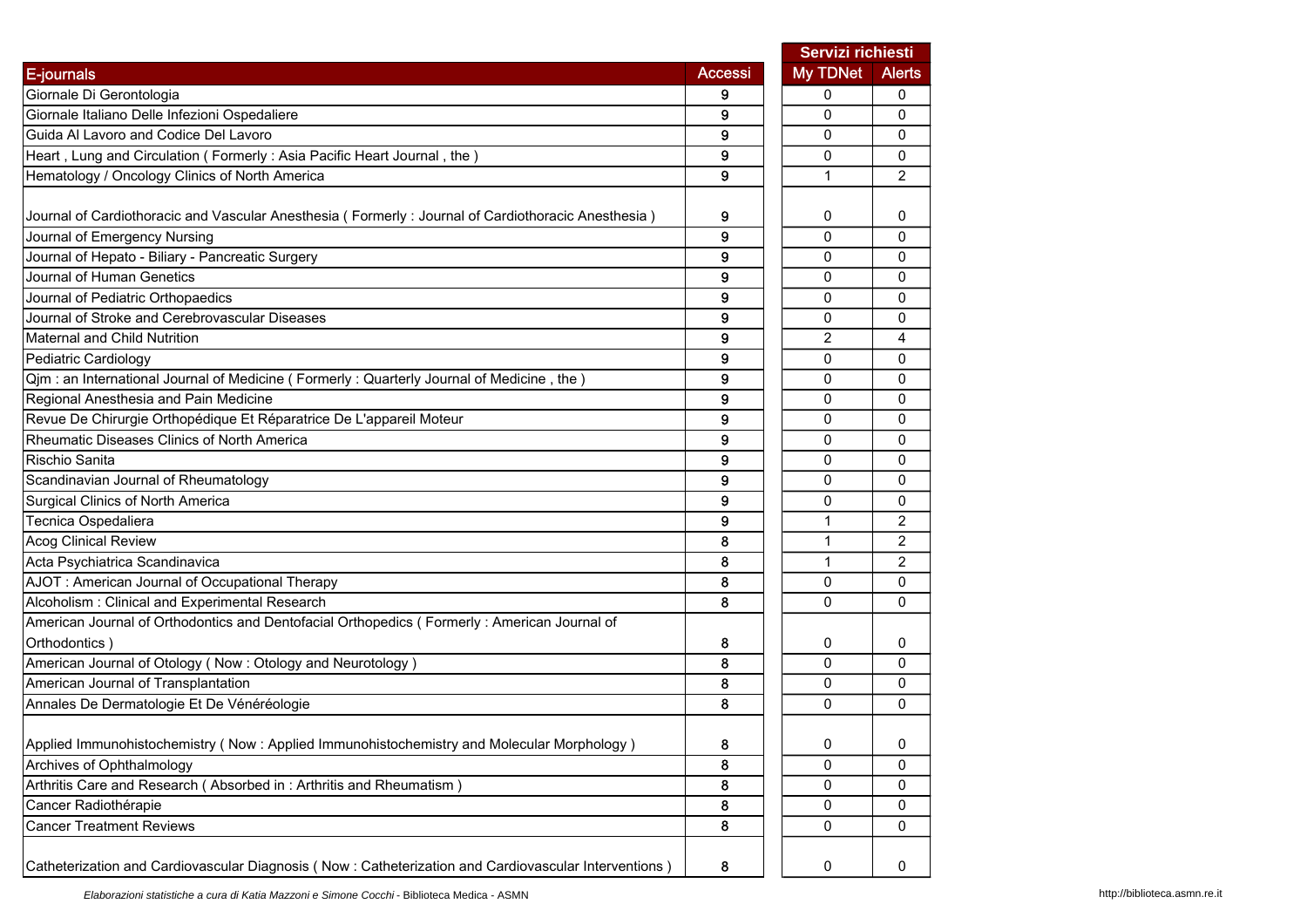| E-journals | Accessi | Servizi richiesti My TDNet | Alerts |
|---|---|---|---|
| Giornale Di Gerontologia | 9 | 0 | 0 |
| Giornale Italiano Delle Infezioni Ospedaliere | 9 | 0 | 0 |
| Guida Al Lavoro and Codice Del Lavoro | 9 | 0 | 0 |
| Heart , Lung and Circulation ( Formerly : Asia Pacific Heart Journal , the ) | 9 | 0 | 0 |
| Hematology / Oncology Clinics of North America | 9 | 1 | 2 |
| Journal of Cardiothoracic and Vascular Anesthesia ( Formerly : Journal of Cardiothoracic Anesthesia ) | 9 | 0 | 0 |
| Journal of Emergency Nursing | 9 | 0 | 0 |
| Journal of Hepato - Biliary - Pancreatic Surgery | 9 | 0 | 0 |
| Journal of Human Genetics | 9 | 0 | 0 |
| Journal of Pediatric Orthopaedics | 9 | 0 | 0 |
| Journal of Stroke and Cerebrovascular Diseases | 9 | 0 | 0 |
| Maternal and Child Nutrition | 9 | 2 | 4 |
| Pediatric Cardiology | 9 | 0 | 0 |
| Qjm : an International Journal of Medicine ( Formerly : Quarterly Journal of Medicine , the ) | 9 | 0 | 0 |
| Regional Anesthesia and Pain Medicine | 9 | 0 | 0 |
| Revue De Chirurgie Orthopédique Et Réparatrice De L'appareil Moteur | 9 | 0 | 0 |
| Rheumatic Diseases Clinics of North America | 9 | 0 | 0 |
| Rischio Sanita | 9 | 0 | 0 |
| Scandinavian Journal of Rheumatology | 9 | 0 | 0 |
| Surgical Clinics of North America | 9 | 0 | 0 |
| Tecnica Ospedaliera | 9 | 1 | 2 |
| Acog Clinical Review | 8 | 1 | 2 |
| Acta Psychiatrica Scandinavica | 8 | 1 | 2 |
| AJOT : American Journal of Occupational Therapy | 8 | 0 | 0 |
| Alcoholism : Clinical and Experimental Research | 8 | 0 | 0 |
| American Journal of Orthodontics and Dentofacial Orthopedics ( Formerly : American Journal of Orthodontics ) | 8 | 0 | 0 |
| American Journal of Otology ( Now : Otology and Neurotology ) | 8 | 0 | 0 |
| American Journal of Transplantation | 8 | 0 | 0 |
| Annales De Dermatologie Et De Vénéréologie | 8 | 0 | 0 |
| Applied Immunohistochemistry ( Now : Applied Immunohistochemistry and Molecular Morphology ) | 8 | 0 | 0 |
| Archives of Ophthalmology | 8 | 0 | 0 |
| Arthritis Care and Research ( Absorbed in : Arthritis and Rheumatism ) | 8 | 0 | 0 |
| Cancer Radiothérapie | 8 | 0 | 0 |
| Cancer Treatment Reviews | 8 | 0 | 0 |
| Catheterization and Cardiovascular Diagnosis ( Now : Catheterization and Cardiovascular Interventions ) | 8 | 0 | 0 |

*Elaborazioni statistiche a cura di Katia Mazzoni e Simone Cocchi* - Biblioteca Medica - ASMN

http://biblioteca.asmn.re.it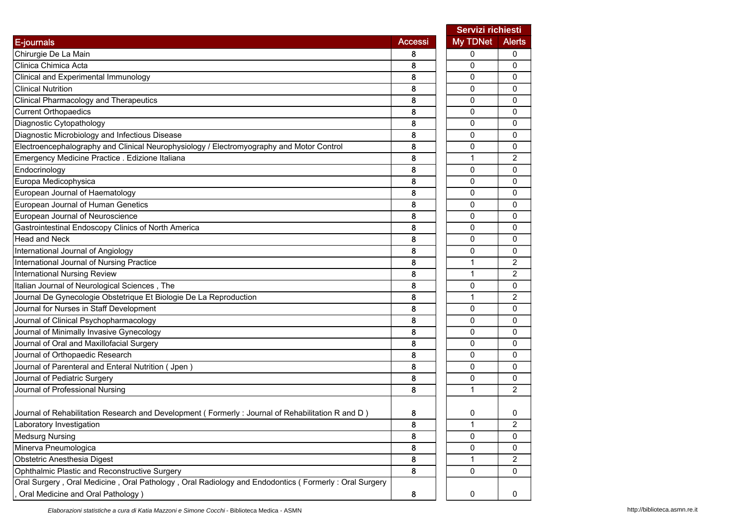| E-journals | Accessi | Servizi richiesti My TDNet | Servizi richiesti Alerts |
|---|---|---|---|
| Chirurgie De La Main | 8 | 0 | 0 |
| Clinica Chimica Acta | 8 | 0 | 0 |
| Clinical and Experimental Immunology | 8 | 0 | 0 |
| Clinical Nutrition | 8 | 0 | 0 |
| Clinical Pharmacology and Therapeutics | 8 | 0 | 0 |
| Current Orthopaedics | 8 | 0 | 0 |
| Diagnostic Cytopathology | 8 | 0 | 0 |
| Diagnostic Microbiology and Infectious Disease | 8 | 0 | 0 |
| Electroencephalography and Clinical Neurophysiology / Electromyography and Motor Control | 8 | 0 | 0 |
| Emergency Medicine Practice . Edizione Italiana | 8 | 1 | 2 |
| Endocrinology | 8 | 0 | 0 |
| Europa Medicophysica | 8 | 0 | 0 |
| European Journal of Haematology | 8 | 0 | 0 |
| European Journal of Human Genetics | 8 | 0 | 0 |
| European Journal of Neuroscience | 8 | 0 | 0 |
| Gastrointestinal Endoscopy Clinics of North America | 8 | 0 | 0 |
| Head and Neck | 8 | 0 | 0 |
| International Journal of Angiology | 8 | 0 | 0 |
| International Journal of Nursing Practice | 8 | 1 | 2 |
| International Nursing Review | 8 | 1 | 2 |
| Italian Journal of Neurological Sciences , The | 8 | 0 | 0 |
| Journal De Gynecologie Obstetrique Et Biologie De La Reproduction | 8 | 1 | 2 |
| Journal for Nurses in Staff Development | 8 | 0 | 0 |
| Journal of Clinical Psychopharmacology | 8 | 0 | 0 |
| Journal of Minimally Invasive Gynecology | 8 | 0 | 0 |
| Journal of Oral and Maxillofacial Surgery | 8 | 0 | 0 |
| Journal of Orthopaedic Research | 8 | 0 | 0 |
| Journal of Parenteral and Enteral Nutrition ( Jpen ) | 8 | 0 | 0 |
| Journal of Pediatric Surgery | 8 | 0 | 0 |
| Journal of Professional Nursing | 8 | 1 | 2 |
| Journal of Rehabilitation Research and Development ( Formerly : Journal of Rehabilitation R and D ) | 8 | 0 | 0 |
| Laboratory Investigation | 8 | 1 | 2 |
| Medsurg Nursing | 8 | 0 | 0 |
| Minerva Pneumologica | 8 | 0 | 0 |
| Obstetric Anesthesia Digest | 8 | 1 | 2 |
| Ophthalmic Plastic and Reconstructive Surgery | 8 | 0 | 0 |
| Oral Surgery , Oral Medicine , Oral Pathology , Oral Radiology and Endodontics ( Formerly : Oral Surgery , Oral Medicine and Oral Pathology ) | 8 | 0 | 0 |

*Elaborazioni statistiche a cura di Katia Mazzoni e Simone Cocchi* - Biblioteca Medica - ASMN

http://biblioteca.asmn.re.it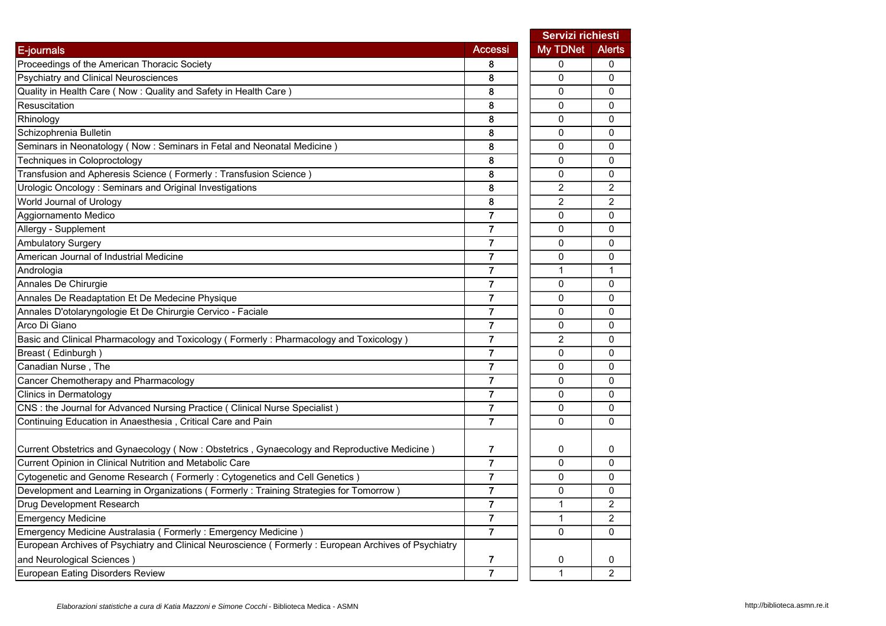| E-journals | Accessi | Servizi richiesti | |
|---|---|---|---|
| | | My TDNet | Alerts |
| Proceedings of the American Thoracic Society | 8 | 0 | 0 |
| Psychiatry and Clinical Neurosciences | 8 | 0 | 0 |
| Quality in Health Care ( Now : Quality and Safety in Health Care ) | 8 | 0 | 0 |
| Resuscitation | 8 | 0 | 0 |
| Rhinology | 8 | 0 | 0 |
| Schizophrenia Bulletin | 8 | 0 | 0 |
| Seminars in Neonatology ( Now : Seminars in Fetal and Neonatal Medicine ) | 8 | 0 | 0 |
| Techniques in Coloproctology | 8 | 0 | 0 |
| Transfusion and Apheresis Science ( Formerly : Transfusion Science ) | 8 | 0 | 0 |
| Urologic Oncology : Seminars and Original Investigations | 8 | 2 | 2 |
| World Journal of Urology | 8 | 2 | 2 |
| Aggiornamento Medico | 7 | 0 | 0 |
| Allergy - Supplement | 7 | 0 | 0 |
| Ambulatory Surgery | 7 | 0 | 0 |
| American Journal of Industrial Medicine | 7 | 0 | 0 |
| Andrologia | 7 | 1 | 1 |
| Annales De Chirurgie | 7 | 0 | 0 |
| Annales De Readaptation Et De Medecine Physique | 7 | 0 | 0 |
| Annales D'otolaryngologie Et De Chirurgie Cervico - Faciale | 7 | 0 | 0 |
| Arco Di Giano | 7 | 0 | 0 |
| Basic and Clinical Pharmacology and Toxicology ( Formerly : Pharmacology and Toxicology ) | 7 | 2 | 0 |
| Breast ( Edinburgh ) | 7 | 0 | 0 |
| Canadian Nurse , The | 7 | 0 | 0 |
| Cancer Chemotherapy and Pharmacology | 7 | 0 | 0 |
| Clinics in Dermatology | 7 | 0 | 0 |
| CNS : the Journal for Advanced Nursing Practice ( Clinical Nurse Specialist ) | 7 | 0 | 0 |
| Continuing Education in Anaesthesia , Critical Care and Pain | 7 | 0 | 0 |
| Current Obstetrics and Gynaecology ( Now : Obstetrics , Gynaecology and Reproductive Medicine ) | 7 | 0 | 0 |
| Current Opinion in Clinical Nutrition and Metabolic Care | 7 | 0 | 0 |
| Cytogenetic and Genome Research ( Formerly : Cytogenetics and Cell Genetics ) | 7 | 0 | 0 |
| Development and Learning in Organizations ( Formerly : Training Strategies for Tomorrow ) | 7 | 0 | 0 |
| Drug Development Research | 7 | 1 | 2 |
| Emergency Medicine | 7 | 1 | 2 |
| Emergency Medicine Australasia ( Formerly : Emergency Medicine ) | 7 | 0 | 0 |
| European Archives of Psychiatry and Clinical Neuroscience ( Formerly : European Archives of Psychiatry and Neurological Sciences ) | 7 | 0 | 0 |
| European Eating Disorders Review | 7 | 1 | 2 |

*Elaborazioni statistiche a cura di Katia Mazzoni e Simone Cocchi* - Biblioteca Medica - ASMN

http://biblioteca.asmn.re.it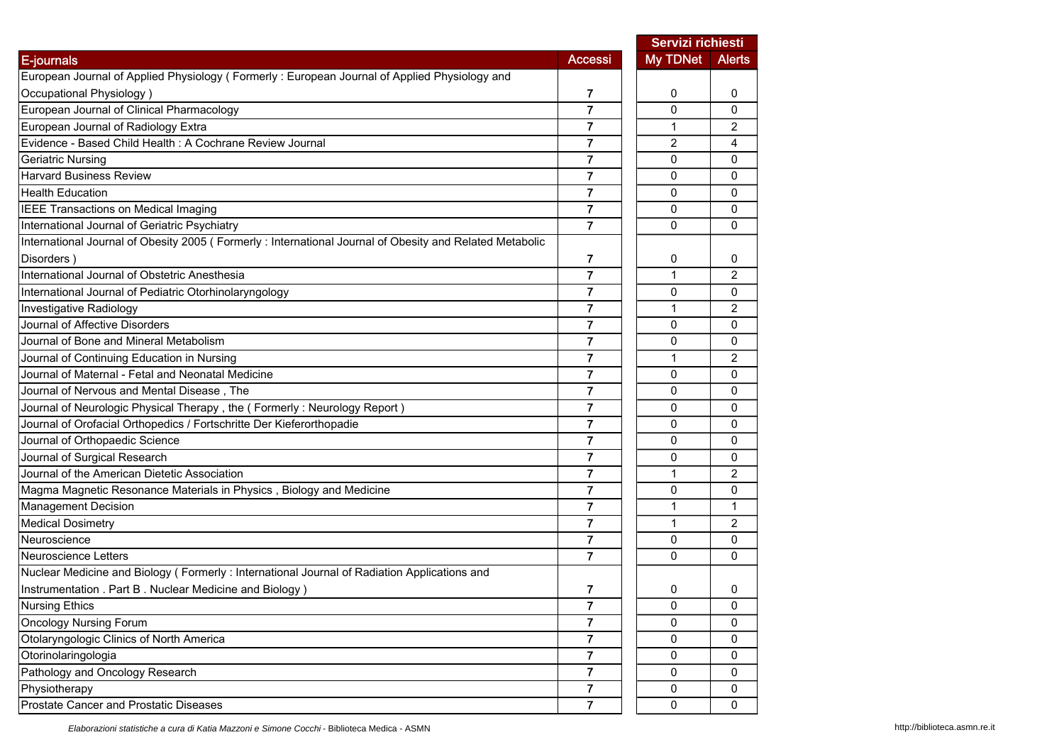| E-journals | Accessi | Servizi richiesti My TDNet | Servizi richiesti Alerts |
|---|---|---|---|
| European Journal of Applied Physiology ( Formerly : European Journal of Applied Physiology and Occupational Physiology ) | 7 | 0 | 0 |
| European Journal of Clinical Pharmacology | 7 | 0 | 0 |
| European Journal of Radiology Extra | 7 | 1 | 2 |
| Evidence - Based Child Health : A Cochrane Review Journal | 7 | 2 | 4 |
| Geriatric Nursing | 7 | 0 | 0 |
| Harvard Business Review | 7 | 0 | 0 |
| Health Education | 7 | 0 | 0 |
| IEEE Transactions on Medical Imaging | 7 | 0 | 0 |
| International Journal of Geriatric Psychiatry | 7 | 0 | 0 |
| International Journal of Obesity 2005 ( Formerly : International Journal of Obesity and Related Metabolic Disorders ) | 7 | 0 | 0 |
| International Journal of Obstetric Anesthesia | 7 | 1 | 2 |
| International Journal of Pediatric Otorhinolaryngology | 7 | 0 | 0 |
| Investigative Radiology | 7 | 1 | 2 |
| Journal of Affective Disorders | 7 | 0 | 0 |
| Journal of Bone and Mineral Metabolism | 7 | 0 | 0 |
| Journal of Continuing Education in Nursing | 7 | 1 | 2 |
| Journal of Maternal - Fetal and Neonatal Medicine | 7 | 0 | 0 |
| Journal of Nervous and Mental Disease , The | 7 | 0 | 0 |
| Journal of Neurologic Physical Therapy , the ( Formerly : Neurology Report ) | 7 | 0 | 0 |
| Journal of Orofacial Orthopedics / Fortschritte Der Kieferorthopadie | 7 | 0 | 0 |
| Journal of Orthopaedic Science | 7 | 0 | 0 |
| Journal of Surgical Research | 7 | 0 | 0 |
| Journal of the American Dietetic Association | 7 | 1 | 2 |
| Magma Magnetic Resonance Materials in Physics , Biology and Medicine | 7 | 0 | 0 |
| Management Decision | 7 | 1 | 1 |
| Medical Dosimetry | 7 | 1 | 2 |
| Neuroscience | 7 | 0 | 0 |
| Neuroscience Letters | 7 | 0 | 0 |
| Nuclear Medicine and Biology ( Formerly : International Journal of Radiation Applications and Instrumentation . Part B . Nuclear Medicine and Biology ) | 7 | 0 | 0 |
| Nursing Ethics | 7 | 0 | 0 |
| Oncology Nursing Forum | 7 | 0 | 0 |
| Otolaryngologic Clinics of North America | 7 | 0 | 0 |
| Otorinolaringologia | 7 | 0 | 0 |
| Pathology and Oncology Research | 7 | 0 | 0 |
| Physiotherapy | 7 | 0 | 0 |
| Prostate Cancer and Prostatic Diseases | 7 | 0 | 0 |

*Elaborazioni statistiche a cura di Katia Mazzoni e Simone Cocchi* - Biblioteca Medica - ASMN

http://biblioteca.asmn.re.it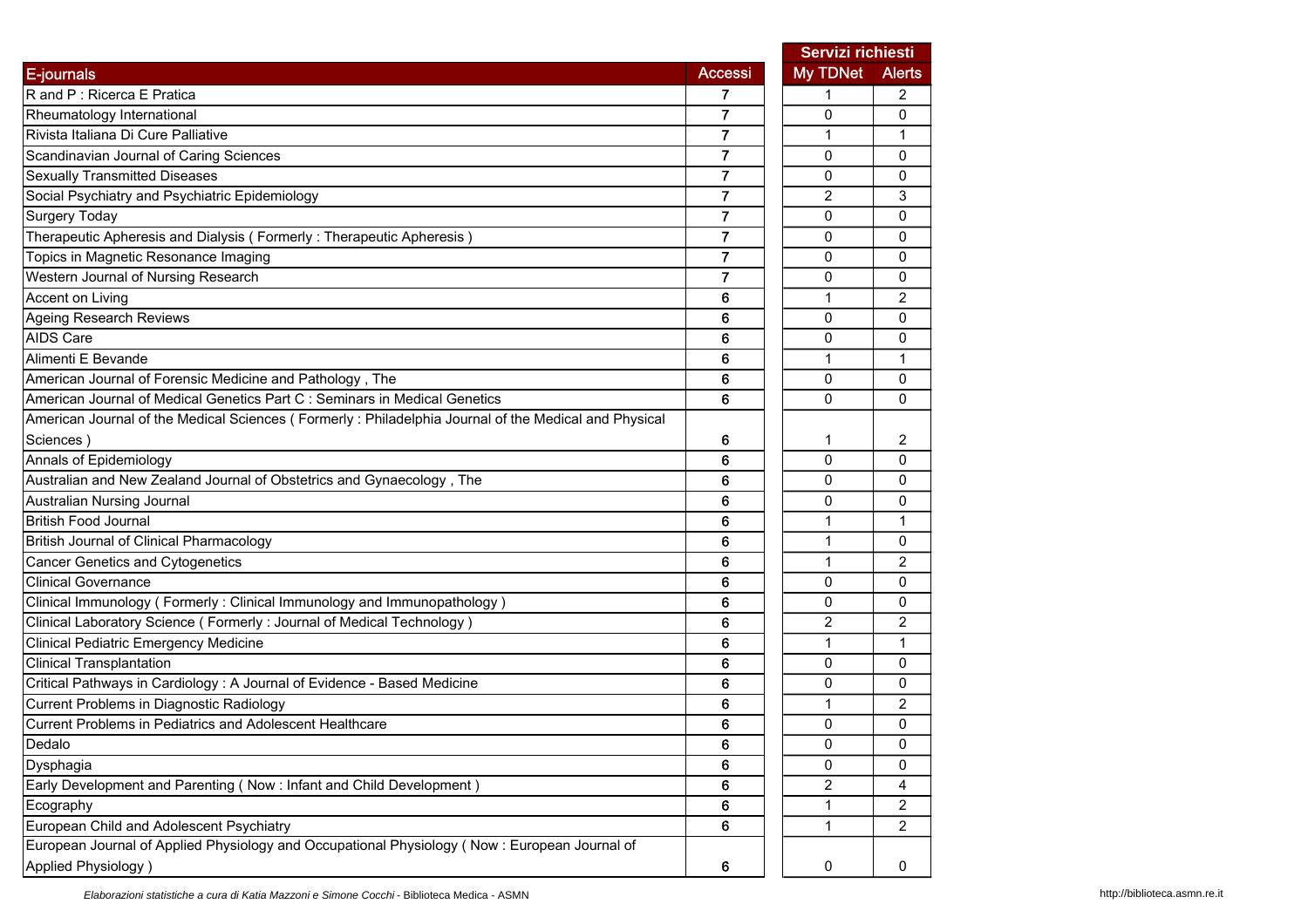| E-journals | Accessi | Servizi richiesti | |
|---|---|---|---|
| | | My TDNet | Alerts |
| R and P : Ricerca E Pratica | 7 | 1 | 2 |
| Rheumatology International | 7 | 0 | 0 |
| Rivista Italiana Di Cure Palliative | 7 | 1 | 1 |
| Scandinavian Journal of Caring Sciences | 7 | 0 | 0 |
| Sexually Transmitted Diseases | 7 | 0 | 0 |
| Social Psychiatry and Psychiatric Epidemiology | 7 | 2 | 3 |
| Surgery Today | 7 | 0 | 0 |
| Therapeutic Apheresis and Dialysis ( Formerly : Therapeutic Apheresis ) | 7 | 0 | 0 |
| Topics in Magnetic Resonance Imaging | 7 | 0 | 0 |
| Western Journal of Nursing Research | 7 | 0 | 0 |
| Accent on Living | 6 | 1 | 2 |
| Ageing Research Reviews | 6 | 0 | 0 |
| AIDS Care | 6 | 0 | 0 |
| Alimenti E Bevande | 6 | 1 | 1 |
| American Journal of Forensic Medicine and Pathology , The | 6 | 0 | 0 |
| American Journal of Medical Genetics Part C : Seminars in Medical Genetics | 6 | 0 | 0 |
| American Journal of the Medical Sciences ( Formerly : Philadelphia Journal of the Medical and Physical Sciences ) | 6 | 1 | 2 |
| Annals of Epidemiology | 6 | 0 | 0 |
| Australian and New Zealand Journal of Obstetrics and Gynaecology , The | 6 | 0 | 0 |
| Australian Nursing Journal | 6 | 0 | 0 |
| British Food Journal | 6 | 1 | 1 |
| British Journal of Clinical Pharmacology | 6 | 1 | 0 |
| Cancer Genetics and Cytogenetics | 6 | 1 | 2 |
| Clinical Governance | 6 | 0 | 0 |
| Clinical Immunology ( Formerly : Clinical Immunology and Immunopathology ) | 6 | 0 | 0 |
| Clinical Laboratory Science ( Formerly : Journal of Medical Technology ) | 6 | 2 | 2 |
| Clinical Pediatric Emergency Medicine | 6 | 1 | 1 |
| Clinical Transplantation | 6 | 0 | 0 |
| Critical Pathways in Cardiology : A Journal of Evidence - Based Medicine | 6 | 0 | 0 |
| Current Problems in Diagnostic Radiology | 6 | 1 | 2 |
| Current Problems in Pediatrics and Adolescent Healthcare | 6 | 0 | 0 |
| Dedalo | 6 | 0 | 0 |
| Dysphagia | 6 | 0 | 0 |
| Early Development and Parenting ( Now : Infant and Child Development ) | 6 | 2 | 4 |
| Ecography | 6 | 1 | 2 |
| European Child and Adolescent Psychiatry | 6 | 1 | 2 |
| European Journal of Applied Physiology and Occupational Physiology ( Now : European Journal of Applied Physiology ) | 6 | 0 | 0 |

*Elaborazioni statistiche a cura di Katia Mazzoni e Simone Cocchi* - Biblioteca Medica - ASMN

http://biblioteca.asmn.re.it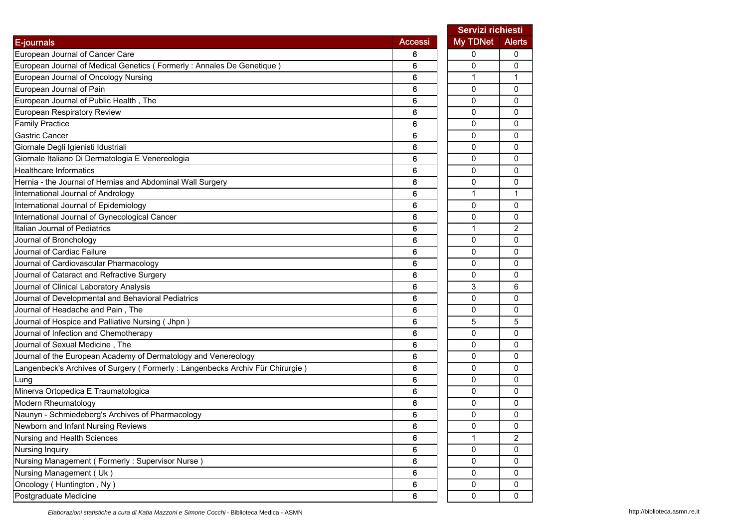| E-journals | Accessi | Servizi richiesti | |
|---|---|---|---|
| | | My TDNet | Alerts |
| European Journal of Cancer Care | 6 | 0 | 0 |
| European Journal of Medical Genetics ( Formerly : Annales De Genetique ) | 6 | 0 | 0 |
| European Journal of Oncology Nursing | 6 | 1 | 1 |
| European Journal of Pain | 6 | 0 | 0 |
| European Journal of Public Health , The | 6 | 0 | 0 |
| European Respiratory Review | 6 | 0 | 0 |
| Family Practice | 6 | 0 | 0 |
| Gastric Cancer | 6 | 0 | 0 |
| Giornale Degli Igienisti Idustriali | 6 | 0 | 0 |
| Giornale Italiano Di Dermatologia E Venereologia | 6 | 0 | 0 |
| Healthcare Informatics | 6 | 0 | 0 |
| Hernia - the Journal of Hernias and Abdominal Wall Surgery | 6 | 0 | 0 |
| International Journal of Andrology | 6 | 1 | 1 |
| International Journal of Epidemiology | 6 | 0 | 0 |
| International Journal of Gynecological Cancer | 6 | 0 | 0 |
| Italian Journal of Pediatrics | 6 | 1 | 2 |
| Journal of Bronchology | 6 | 0 | 0 |
| Journal of Cardiac Failure | 6 | 0 | 0 |
| Journal of Cardiovascular Pharmacology | 6 | 0 | 0 |
| Journal of Cataract and Refractive Surgery | 6 | 0 | 0 |
| Journal of Clinical Laboratory Analysis | 6 | 3 | 6 |
| Journal of Developmental and Behavioral Pediatrics | 6 | 0 | 0 |
| Journal of Headache and Pain , The | 6 | 0 | 0 |
| Journal of Hospice and Palliative Nursing ( Jhpn ) | 6 | 5 | 5 |
| Journal of Infection and Chemotherapy | 6 | 0 | 0 |
| Journal of Sexual Medicine , The | 6 | 0 | 0 |
| Journal of the European Academy of Dermatology and Venereology | 6 | 0 | 0 |
| Langenbeck's Archives of Surgery ( Formerly : Langenbecks Archiv Für Chirurgie ) | 6 | 0 | 0 |
| Lung | 6 | 0 | 0 |
| Minerva Ortopedica E Traumatologica | 6 | 0 | 0 |
| Modern Rheumatology | 6 | 0 | 0 |
| Naunyn - Schmiedeberg's Archives of Pharmacology | 6 | 0 | 0 |
| Newborn and Infant Nursing Reviews | 6 | 0 | 0 |
| Nursing and Health Sciences | 6 | 1 | 2 |
| Nursing Inquiry | 6 | 0 | 0 |
| Nursing Management ( Formerly : Supervisor Nurse ) | 6 | 0 | 0 |
| Nursing Management ( Uk ) | 6 | 0 | 0 |
| Oncology ( Huntington , Ny ) | 6 | 0 | 0 |
| Postgraduate Medicine | 6 | 0 | 0 |

*Elaborazioni statistiche a cura di Katia Mazzoni e Simone Cocchi* - Biblioteca Medica - ASMN

http://biblioteca.asmn.re.it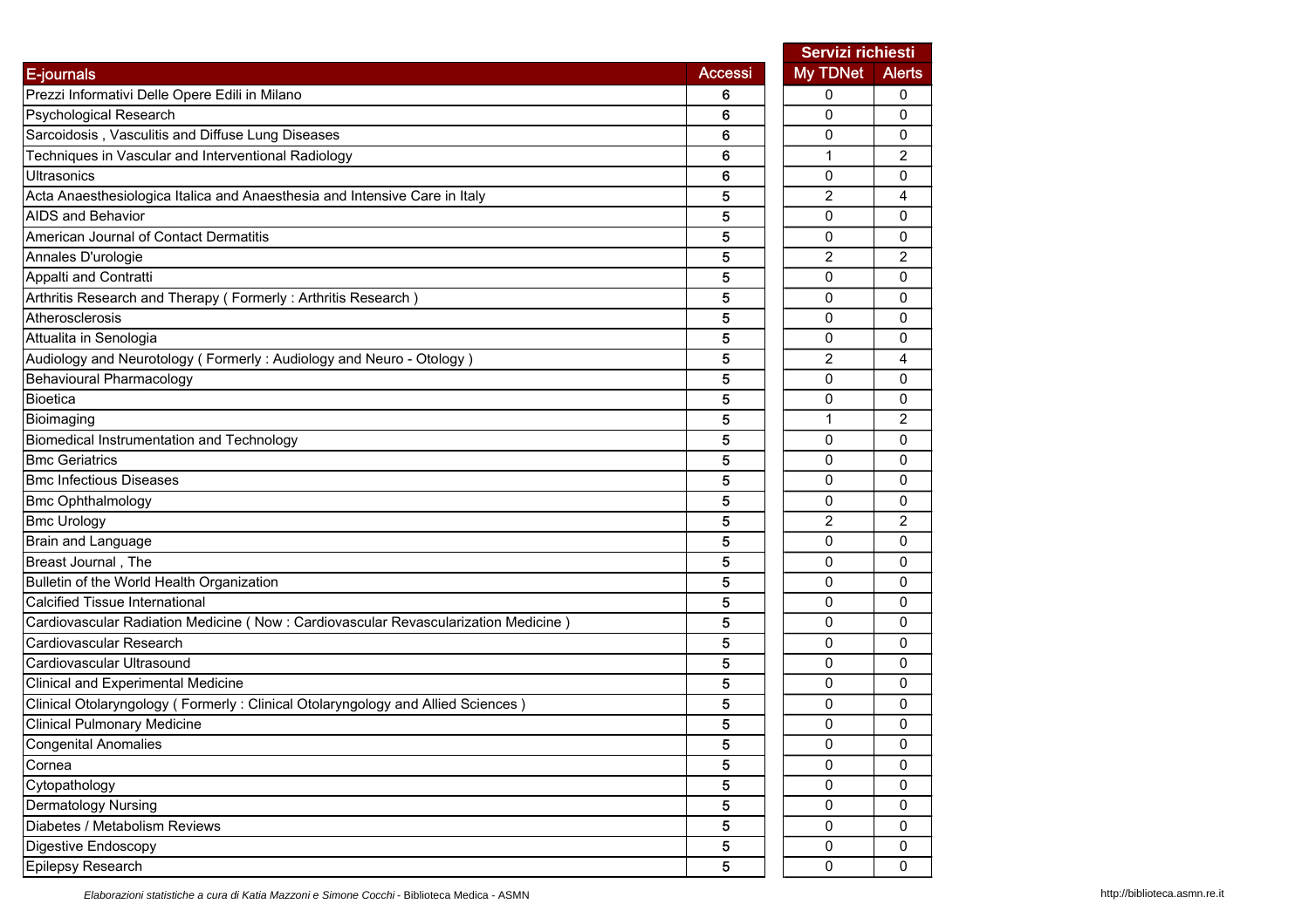| E-journals | Accessi | Servizi richiesti | |
|---|---|---|---|
| | | My TDNet | Alerts |
| Prezzi Informativi Delle Opere Edili in Milano | 6 | 0 | 0 |
| Psychological Research | 6 | 0 | 0 |
| Sarcoidosis , Vasculitis and Diffuse Lung Diseases | 6 | 0 | 0 |
| Techniques in Vascular and Interventional Radiology | 6 | 1 | 2 |
| Ultrasonics | 6 | 0 | 0 |
| Acta Anaesthesiologica Italica and Anaesthesia and Intensive Care in Italy | 5 | 2 | 4 |
| AIDS and Behavior | 5 | 0 | 0 |
| American Journal of Contact Dermatitis | 5 | 0 | 0 |
| Annales D'urologie | 5 | 2 | 2 |
| Appalti and Contratti | 5 | 0 | 0 |
| Arthritis Research and Therapy ( Formerly : Arthritis Research ) | 5 | 0 | 0 |
| Atherosclerosis | 5 | 0 | 0 |
| Attualita in Senologia | 5 | 0 | 0 |
| Audiology and Neurotology ( Formerly : Audiology and Neuro - Otology ) | 5 | 2 | 4 |
| Behavioural Pharmacology | 5 | 0 | 0 |
| Bioetica | 5 | 0 | 0 |
| Bioimaging | 5 | 1 | 2 |
| Biomedical Instrumentation and Technology | 5 | 0 | 0 |
| Bmc Geriatrics | 5 | 0 | 0 |
| Bmc Infectious Diseases | 5 | 0 | 0 |
| Bmc Ophthalmology | 5 | 0 | 0 |
| Bmc Urology | 5 | 2 | 2 |
| Brain and Language | 5 | 0 | 0 |
| Breast Journal , The | 5 | 0 | 0 |
| Bulletin of the World Health Organization | 5 | 0 | 0 |
| Calcified Tissue International | 5 | 0 | 0 |
| Cardiovascular Radiation Medicine ( Now : Cardiovascular Revascularization Medicine ) | 5 | 0 | 0 |
| Cardiovascular Research | 5 | 0 | 0 |
| Cardiovascular Ultrasound | 5 | 0 | 0 |
| Clinical and Experimental Medicine | 5 | 0 | 0 |
| Clinical Otolaryngology ( Formerly : Clinical Otolaryngology and Allied Sciences ) | 5 | 0 | 0 |
| Clinical Pulmonary Medicine | 5 | 0 | 0 |
| Congenital Anomalies | 5 | 0 | 0 |
| Cornea | 5 | 0 | 0 |
| Cytopathology | 5 | 0 | 0 |
| Dermatology Nursing | 5 | 0 | 0 |
| Diabetes / Metabolism Reviews | 5 | 0 | 0 |
| Digestive Endoscopy | 5 | 0 | 0 |
| Epilepsy Research | 5 | 0 | 0 |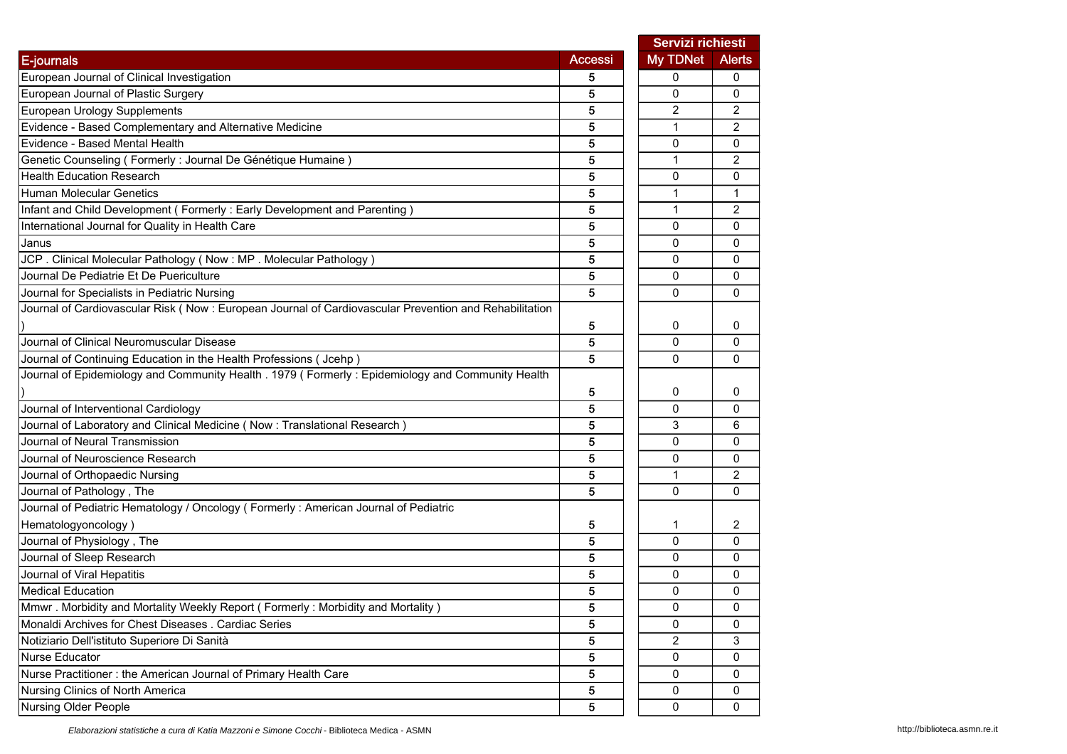| E-journals | Accessi | Servizi richiesti | |
|---|---|---|---|
| | | My TDNet | Alerts |
| European Journal of Clinical Investigation | 5 | 0 | 0 |
| European Journal of Plastic Surgery | 5 | 0 | 0 |
| European Urology Supplements | 5 | 2 | 2 |
| Evidence - Based Complementary and Alternative Medicine | 5 | 1 | 2 |
| Evidence - Based Mental Health | 5 | 0 | 0 |
| Genetic Counseling ( Formerly : Journal De Génétique Humaine ) | 5 | 1 | 2 |
| Health Education Research | 5 | 0 | 0 |
| Human Molecular Genetics | 5 | 1 | 1 |
| Infant and Child Development ( Formerly : Early Development and Parenting ) | 5 | 1 | 2 |
| International Journal for Quality in Health Care | 5 | 0 | 0 |
| Janus | 5 | 0 | 0 |
| JCP . Clinical Molecular Pathology ( Now : MP . Molecular Pathology ) | 5 | 0 | 0 |
| Journal De Pediatrie Et De Puericulture | 5 | 0 | 0 |
| Journal for Specialists in Pediatric Nursing | 5 | 0 | 0 |
| Journal of Cardiovascular Risk ( Now : European Journal of Cardiovascular Prevention and Rehabilitation ) | 5 | 0 | 0 |
| Journal of Clinical Neuromuscular Disease | 5 | 0 | 0 |
| Journal of Continuing Education in the Health Professions ( Jcehp ) | 5 | 0 | 0 |
| Journal of Epidemiology and Community Health . 1979 ( Formerly : Epidemiology and Community Health ) | 5 | 0 | 0 |
| Journal of Interventional Cardiology | 5 | 0 | 0 |
| Journal of Laboratory and Clinical Medicine ( Now : Translational Research ) | 5 | 3 | 6 |
| Journal of Neural Transmission | 5 | 0 | 0 |
| Journal of Neuroscience Research | 5 | 0 | 0 |
| Journal of Orthopaedic Nursing | 5 | 1 | 2 |
| Journal of Pathology , The | 5 | 0 | 0 |
| Journal of Pediatric Hematology / Oncology ( Formerly : American Journal of Pediatric Hematologyoncology ) | 5 | 1 | 2 |
| Journal of Physiology , The | 5 | 0 | 0 |
| Journal of Sleep Research | 5 | 0 | 0 |
| Journal of Viral Hepatitis | 5 | 0 | 0 |
| Medical Education | 5 | 0 | 0 |
| Mmwr . Morbidity and Mortality Weekly Report ( Formerly : Morbidity and Mortality ) | 5 | 0 | 0 |
| Monaldi Archives for Chest Diseases . Cardiac Series | 5 | 0 | 0 |
| Notiziario Dell'istituto Superiore Di Sanità | 5 | 2 | 3 |
| Nurse Educator | 5 | 0 | 0 |
| Nurse Practitioner : the American Journal of Primary Health Care | 5 | 0 | 0 |
| Nursing Clinics of North America | 5 | 0 | 0 |
| Nursing Older People | 5 | 0 | 0 |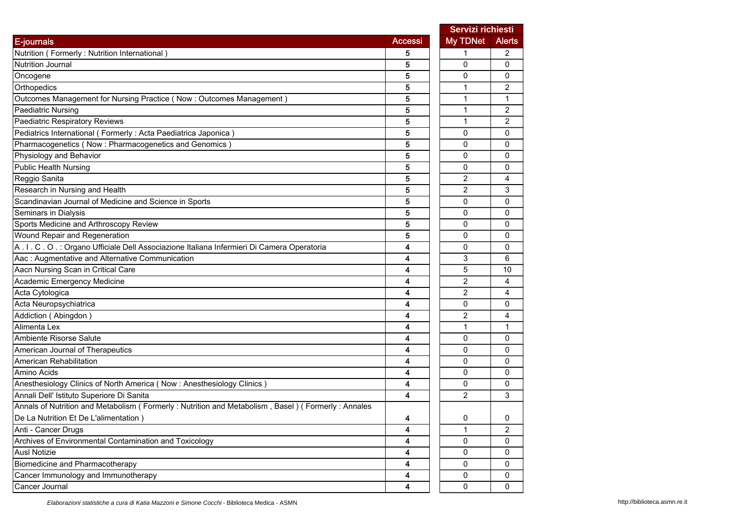| E-journals | Accessi | Servizi richiesti | |
|---|---|---|---|
| | | My TDNet | Alerts |
| Nutrition ( Formerly : Nutrition International ) | 5 | 1 | 2 |
| Nutrition Journal | 5 | 0 | 0 |
| Oncogene | 5 | 0 | 0 |
| Orthopedics | 5 | 1 | 2 |
| Outcomes Management for Nursing Practice ( Now : Outcomes Management ) | 5 | 1 | 1 |
| Paediatric Nursing | 5 | 1 | 2 |
| Paediatric Respiratory Reviews | 5 | 1 | 2 |
| Pediatrics International ( Formerly : Acta Paediatrica Japonica ) | 5 | 0 | 0 |
| Pharmacogenetics ( Now : Pharmacogenetics and Genomics ) | 5 | 0 | 0 |
| Physiology and Behavior | 5 | 0 | 0 |
| Public Health Nursing | 5 | 0 | 0 |
| Reggio Sanita | 5 | 2 | 4 |
| Research in Nursing and Health | 5 | 2 | 3 |
| Scandinavian Journal of Medicine and Science in Sports | 5 | 0 | 0 |
| Seminars in Dialysis | 5 | 0 | 0 |
| Sports Medicine and Arthroscopy Review | 5 | 0 | 0 |
| Wound Repair and Regeneration | 5 | 0 | 0 |
| A . I . C . O . : Organo Ufficiale Dell Associazione Italiana Infermieri Di Camera Operatoria | 4 | 0 | 0 |
| Aac : Augmentative and Alternative Communication | 4 | 3 | 6 |
| Aacn Nursing Scan in Critical Care | 4 | 5 | 10 |
| Academic Emergency Medicine | 4 | 2 | 4 |
| Acta Cytologica | 4 | 2 | 4 |
| Acta Neuropsychiatrica | 4 | 0 | 0 |
| Addiction ( Abingdon ) | 4 | 2 | 4 |
| Alimenta Lex | 4 | 1 | 1 |
| Ambiente Risorse Salute | 4 | 0 | 0 |
| American Journal of Therapeutics | 4 | 0 | 0 |
| American Rehabilitation | 4 | 0 | 0 |
| Amino Acids | 4 | 0 | 0 |
| Anesthesiology Clinics of North America ( Now : Anesthesiology Clinics ) | 4 | 0 | 0 |
| Annali Dell' Istituto Superiore Di Sanita | 4 | 2 | 3 |
| Annals of Nutrition and Metabolism ( Formerly : Nutrition and Metabolism , Basel ) ( Formerly : Annales De La Nutrition Et De L'alimentation ) | 4 | 0 | 0 |
| Anti - Cancer Drugs | 4 | 1 | 2 |
| Archives of Environmental Contamination and Toxicology | 4 | 0 | 0 |
| Ausl Notizie | 4 | 0 | 0 |
| Biomedicine and Pharmacotherapy | 4 | 0 | 0 |
| Cancer Immunology and Immunotherapy | 4 | 0 | 0 |
| Cancer Journal | 4 | 0 | 0 |

*Elaborazioni statistiche a cura di Katia Mazzoni e Simone Cocchi* - Biblioteca Medica - ASMN

http://biblioteca.asmn.re.it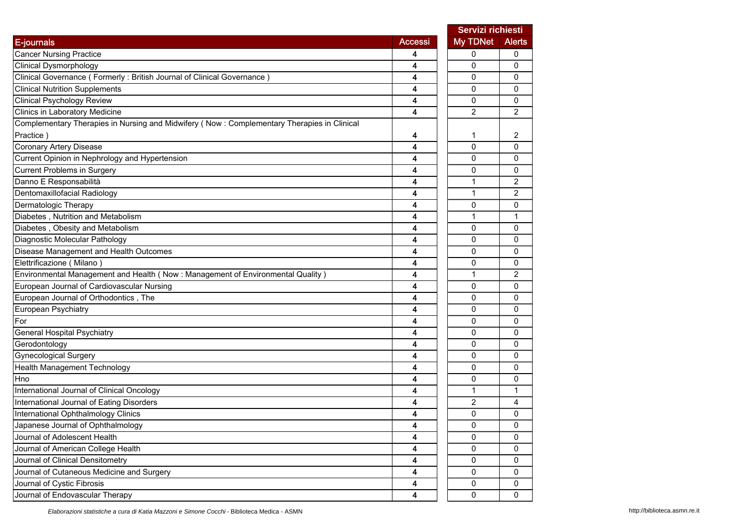| E-journals | Accessi | Servizi richiesti | |
|---|---|---|---|
| | | My TDNet | Alerts |
| Cancer Nursing Practice | 4 | 0 | 0 |
| Clinical Dysmorphology | 4 | 0 | 0 |
| Clinical Governance ( Formerly : British Journal of Clinical Governance ) | 4 | 0 | 0 |
| Clinical Nutrition Supplements | 4 | 0 | 0 |
| Clinical Psychology Review | 4 | 0 | 0 |
| Clinics in Laboratory Medicine | 4 | 2 | 2 |
| Complementary Therapies in Nursing and Midwifery ( Now : Complementary Therapies in Clinical Practice ) | 4 | 1 | 2 |
| Coronary Artery Disease | 4 | 0 | 0 |
| Current Opinion in Nephrology and Hypertension | 4 | 0 | 0 |
| Current Problems in Surgery | 4 | 0 | 0 |
| Danno E Responsabilità | 4 | 1 | 2 |
| Dentomaxillofacial Radiology | 4 | 1 | 2 |
| Dermatologic Therapy | 4 | 0 | 0 |
| Diabetes , Nutrition and Metabolism | 4 | 1 | 1 |
| Diabetes , Obesity and Metabolism | 4 | 0 | 0 |
| Diagnostic Molecular Pathology | 4 | 0 | 0 |
| Disease Management and Health Outcomes | 4 | 0 | 0 |
| Elettrificazione ( Milano ) | 4 | 0 | 0 |
| Environmental Management and Health ( Now : Management of Environmental Quality ) | 4 | 1 | 2 |
| European Journal of Cardiovascular Nursing | 4 | 0 | 0 |
| European Journal of Orthodontics , The | 4 | 0 | 0 |
| European Psychiatry | 4 | 0 | 0 |
| For | 4 | 0 | 0 |
| General Hospital Psychiatry | 4 | 0 | 0 |
| Gerodontology | 4 | 0 | 0 |
| Gynecological Surgery | 4 | 0 | 0 |
| Health Management Technology | 4 | 0 | 0 |
| Hno | 4 | 0 | 0 |
| International Journal of Clinical Oncology | 4 | 1 | 1 |
| International Journal of Eating Disorders | 4 | 2 | 4 |
| International Ophthalmology Clinics | 4 | 0 | 0 |
| Japanese Journal of Ophthalmology | 4 | 0 | 0 |
| Journal of Adolescent Health | 4 | 0 | 0 |
| Journal of American College Health | 4 | 0 | 0 |
| Journal of Clinical Densitometry | 4 | 0 | 0 |
| Journal of Cutaneous Medicine and Surgery | 4 | 0 | 0 |
| Journal of Cystic Fibrosis | 4 | 0 | 0 |
| Journal of Endovascular Therapy | 4 | 0 | 0 |

*Elaborazioni statistiche a cura di Katia Mazzoni e Simone Cocchi* - Biblioteca Medica - ASMN

http://biblioteca.asmn.re.it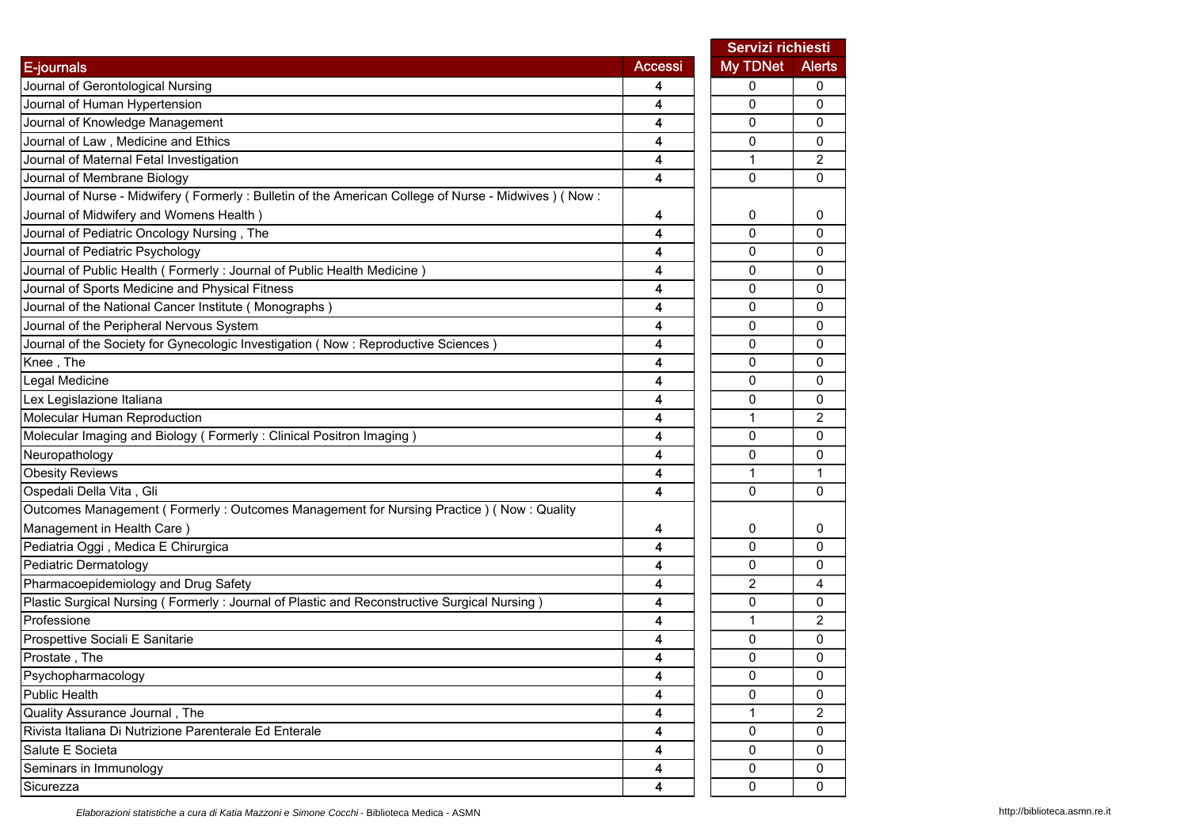| E-journals | Accessi | Servizi richiesti | |
|---|---|---|---|
| | | My TDNet | Alerts |
| Journal of Gerontological Nursing | 4 | 0 | 0 |
| Journal of Human Hypertension | 4 | 0 | 0 |
| Journal of Knowledge Management | 4 | 0 | 0 |
| Journal of Law , Medicine and Ethics | 4 | 0 | 0 |
| Journal of Maternal Fetal Investigation | 4 | 1 | 2 |
| Journal of Membrane Biology | 4 | 0 | 0 |
| Journal of Nurse - Midwifery ( Formerly : Bulletin of the American College of Nurse - Midwives ) ( Now : Journal of Midwifery and Womens Health ) | 4 | 0 | 0 |
| Journal of Pediatric Oncology Nursing , The | 4 | 0 | 0 |
| Journal of Pediatric Psychology | 4 | 0 | 0 |
| Journal of Public Health ( Formerly : Journal of Public Health Medicine ) | 4 | 0 | 0 |
| Journal of Sports Medicine and Physical Fitness | 4 | 0 | 0 |
| Journal of the National Cancer Institute ( Monographs ) | 4 | 0 | 0 |
| Journal of the Peripheral Nervous System | 4 | 0 | 0 |
| Journal of the Society for Gynecologic Investigation ( Now : Reproductive Sciences ) | 4 | 0 | 0 |
| Knee , The | 4 | 0 | 0 |
| Legal Medicine | 4 | 0 | 0 |
| Lex Legislazione Italiana | 4 | 0 | 0 |
| Molecular Human Reproduction | 4 | 1 | 2 |
| Molecular Imaging and Biology ( Formerly : Clinical Positron Imaging ) | 4 | 0 | 0 |
| Neuropathology | 4 | 0 | 0 |
| Obesity Reviews | 4 | 1 | 1 |
| Ospedali Della Vita , Gli | 4 | 0 | 0 |
| Outcomes Management ( Formerly : Outcomes Management for Nursing Practice ) ( Now : Quality Management in Health Care ) | 4 | 0 | 0 |
| Pediatria Oggi , Medica E Chirurgica | 4 | 0 | 0 |
| Pediatric Dermatology | 4 | 0 | 0 |
| Pharmacoepidemiology and Drug Safety | 4 | 2 | 4 |
| Plastic Surgical Nursing ( Formerly : Journal of Plastic and Reconstructive Surgical Nursing ) | 4 | 0 | 0 |
| Professione | 4 | 1 | 2 |
| Prospettive Sociali E Sanitarie | 4 | 0 | 0 |
| Prostate , The | 4 | 0 | 0 |
| Psychopharmacology | 4 | 0 | 0 |
| Public Health | 4 | 0 | 0 |
| Quality Assurance Journal , The | 4 | 1 | 2 |
| Rivista Italiana Di Nutrizione Parenterale Ed Enterale | 4 | 0 | 0 |
| Salute E Societa | 4 | 0 | 0 |
| Seminars in Immunology | 4 | 0 | 0 |
| Sicurezza | 4 | 0 | 0 |

*Elaborazioni statistiche a cura di Katia Mazzoni e Simone Cocchi* - Biblioteca Medica - ASMN

http://biblioteca.asmn.re.it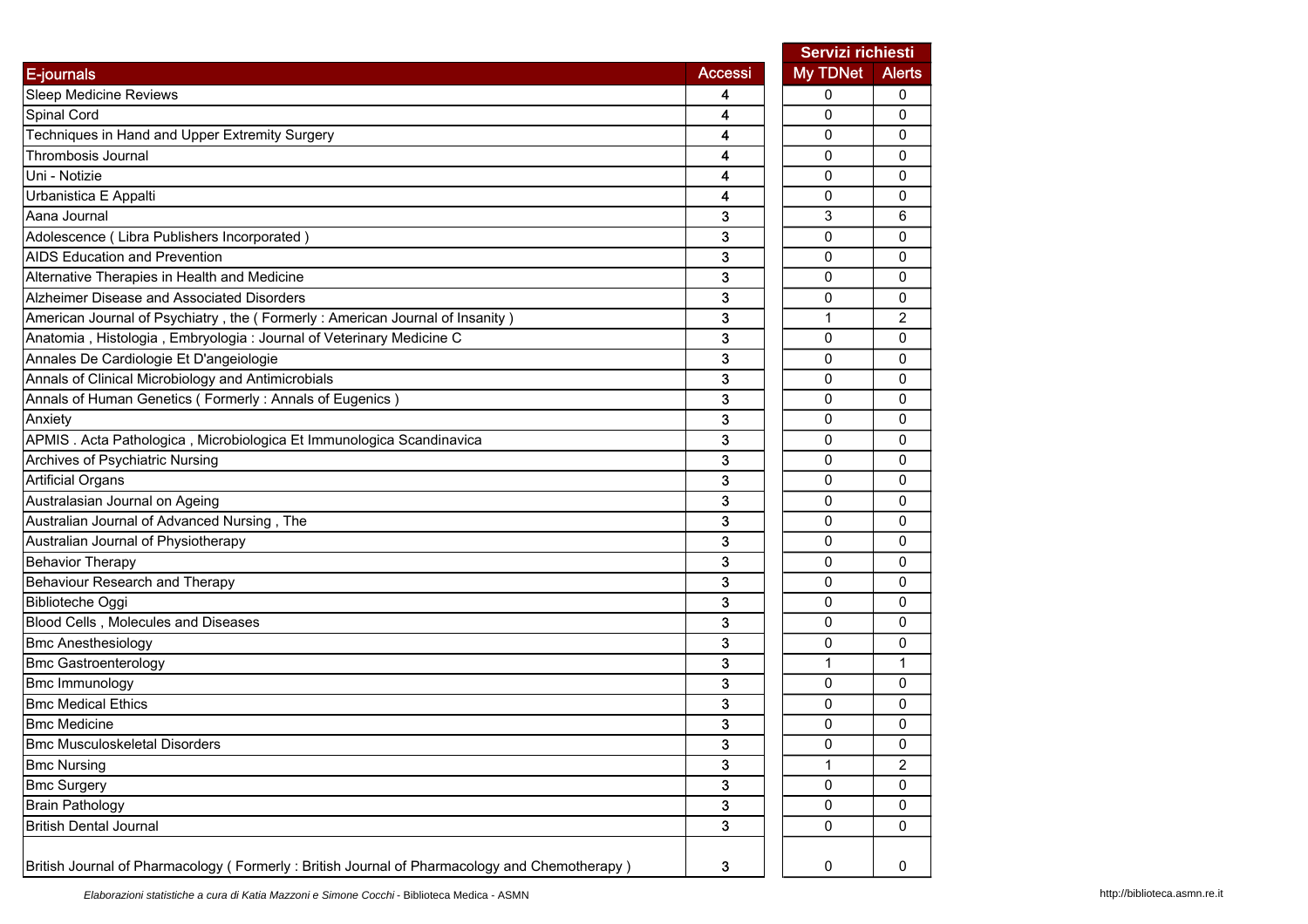| E-journals | Accessi | Servizi richiesti | |
|---|---|---|---|
| | | My TDNet | Alerts |
| Sleep Medicine Reviews | 4 | 0 | 0 |
| Spinal Cord | 4 | 0 | 0 |
| Techniques in Hand and Upper Extremity Surgery | 4 | 0 | 0 |
| Thrombosis Journal | 4 | 0 | 0 |
| Uni - Notizie | 4 | 0 | 0 |
| Urbanistica E Appalti | 4 | 0 | 0 |
| Aana Journal | 3 | 3 | 6 |
| Adolescence ( Libra Publishers Incorporated ) | 3 | 0 | 0 |
| AIDS Education and Prevention | 3 | 0 | 0 |
| Alternative Therapies in Health and Medicine | 3 | 0 | 0 |
| Alzheimer Disease and Associated Disorders | 3 | 0 | 0 |
| American Journal of Psychiatry , the ( Formerly : American Journal of Insanity ) | 3 | 1 | 2 |
| Anatomia , Histologia , Embryologia : Journal of Veterinary Medicine C | 3 | 0 | 0 |
| Annales De Cardiologie Et D'angeiologie | 3 | 0 | 0 |
| Annals of Clinical Microbiology and Antimicrobials | 3 | 0 | 0 |
| Annals of Human Genetics ( Formerly : Annals of Eugenics ) | 3 | 0 | 0 |
| Anxiety | 3 | 0 | 0 |
| APMIS . Acta Pathologica , Microbiologica Et Immunologica Scandinavica | 3 | 0 | 0 |
| Archives of Psychiatric Nursing | 3 | 0 | 0 |
| Artificial Organs | 3 | 0 | 0 |
| Australasian Journal on Ageing | 3 | 0 | 0 |
| Australian Journal of Advanced Nursing , The | 3 | 0 | 0 |
| Australian Journal of Physiotherapy | 3 | 0 | 0 |
| Behavior Therapy | 3 | 0 | 0 |
| Behaviour Research and Therapy | 3 | 0 | 0 |
| Biblioteche Oggi | 3 | 0 | 0 |
| Blood Cells , Molecules and Diseases | 3 | 0 | 0 |
| Bmc Anesthesiology | 3 | 0 | 0 |
| Bmc Gastroenterology | 3 | 1 | 1 |
| Bmc Immunology | 3 | 0 | 0 |
| Bmc Medical Ethics | 3 | 0 | 0 |
| Bmc Medicine | 3 | 0 | 0 |
| Bmc Musculoskeletal Disorders | 3 | 0 | 0 |
| Bmc Nursing | 3 | 1 | 2 |
| Bmc Surgery | 3 | 0 | 0 |
| Brain Pathology | 3 | 0 | 0 |
| British Dental Journal | 3 | 0 | 0 |
| British Journal of Pharmacology ( Formerly : British Journal of Pharmacology and Chemotherapy ) | 3 | 0 | 0 |

*Elaborazioni statistiche a cura di Katia Mazzoni e Simone Cocchi* - Biblioteca Medica - ASMN

http://biblioteca.asmn.re.it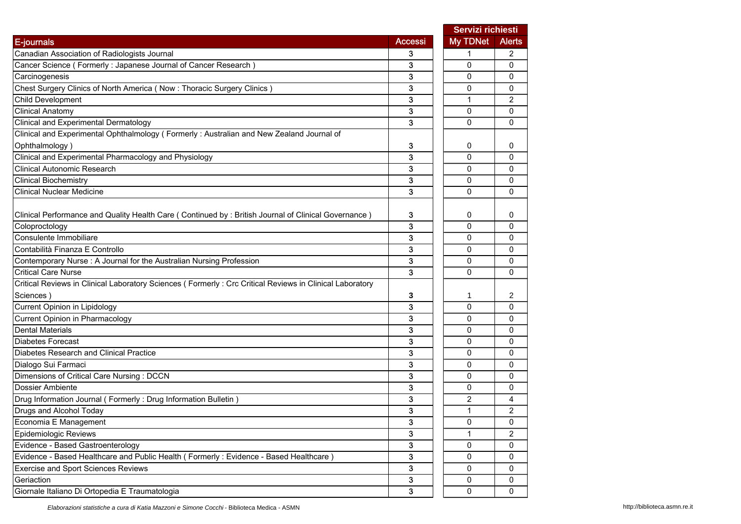| E-journals | Accessi | Servizi richiesti | |
|---|---|---|---|
| | | My TDNet | Alerts |
| Canadian Association of Radiologists Journal | 3 | 1 | 2 |
| Cancer Science ( Formerly : Japanese Journal of Cancer Research ) | 3 | 0 | 0 |
| Carcinogenesis | 3 | 0 | 0 |
| Chest Surgery Clinics of North America ( Now : Thoracic Surgery Clinics ) | 3 | 0 | 0 |
| Child Development | 3 | 1 | 2 |
| Clinical Anatomy | 3 | 0 | 0 |
| Clinical and Experimental Dermatology | 3 | 0 | 0 |
| Clinical and Experimental Ophthalmology ( Formerly : Australian and New Zealand Journal of Ophthalmology ) | 3 | 0 | 0 |
| Clinical and Experimental Pharmacology and Physiology | 3 | 0 | 0 |
| Clinical Autonomic Research | 3 | 0 | 0 |
| Clinical Biochemistry | 3 | 0 | 0 |
| Clinical Nuclear Medicine | 3 | 0 | 0 |
| Clinical Performance and Quality Health Care ( Continued by : British Journal of Clinical Governance ) | 3 | 0 | 0 |
| Coloproctology | 3 | 0 | 0 |
| Consulente Immobiliare | 3 | 0 | 0 |
| Contabilità Finanza E Controllo | 3 | 0 | 0 |
| Contemporary Nurse : A Journal for the Australian Nursing Profession | 3 | 0 | 0 |
| Critical Care Nurse | 3 | 0 | 0 |
| Critical Reviews in Clinical Laboratory Sciences ( Formerly : Crc Critical Reviews in Clinical Laboratory Sciences ) | 3 | 1 | 2 |
| Current Opinion in Lipidology | 3 | 0 | 0 |
| Current Opinion in Pharmacology | 3 | 0 | 0 |
| Dental Materials | 3 | 0 | 0 |
| Diabetes Forecast | 3 | 0 | 0 |
| Diabetes Research and Clinical Practice | 3 | 0 | 0 |
| Dialogo Sui Farmaci | 3 | 0 | 0 |
| Dimensions of Critical Care Nursing : DCCN | 3 | 0 | 0 |
| Dossier Ambiente | 3 | 0 | 0 |
| Drug Information Journal ( Formerly : Drug Information Bulletin ) | 3 | 2 | 4 |
| Drugs and Alcohol Today | 3 | 1 | 2 |
| Economia E Management | 3 | 0 | 0 |
| Epidemiologic Reviews | 3 | 1 | 2 |
| Evidence - Based Gastroenterology | 3 | 0 | 0 |
| Evidence - Based Healthcare and Public Health ( Formerly : Evidence - Based Healthcare ) | 3 | 0 | 0 |
| Exercise and Sport Sciences Reviews | 3 | 0 | 0 |
| Geriaction | 3 | 0 | 0 |
| Giornale Italiano Di Ortopedia E Traumatologia | 3 | 0 | 0 |

*Elaborazioni statistiche a cura di Katia Mazzoni e Simone Cocchi* - Biblioteca Medica - ASMN

http://biblioteca.asmn.re.it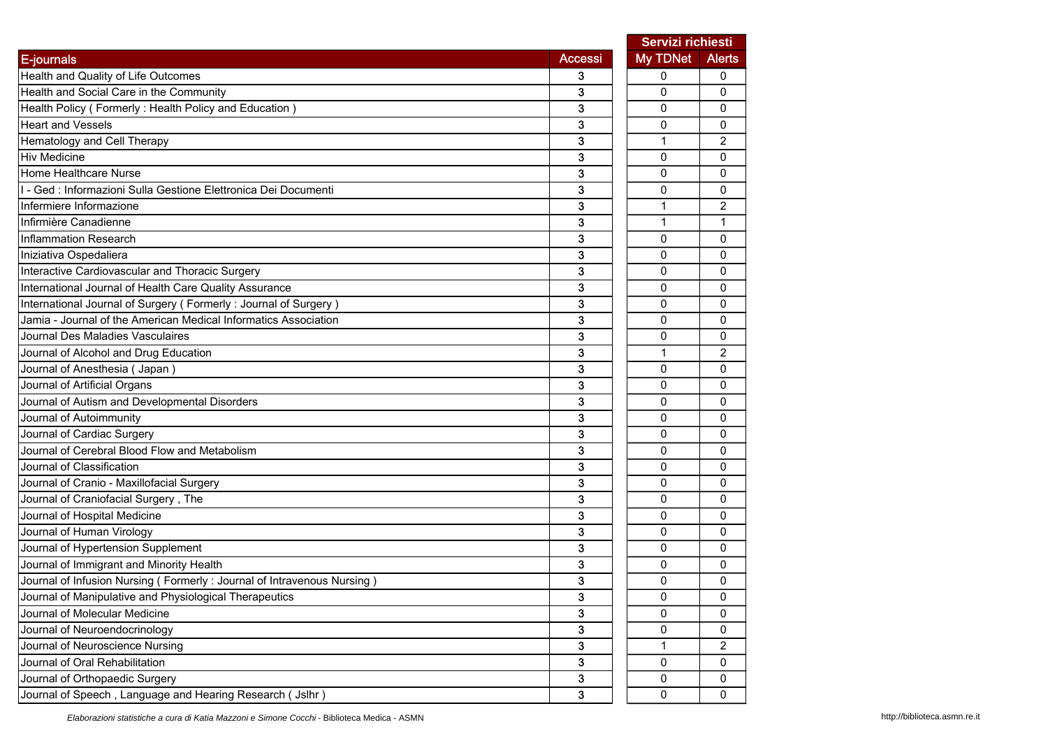| E-journals | Accessi | Servizi richiesti | |
|---|---|---|---|
| | | My TDNet | Alerts |
| Health and Quality of Life Outcomes | 3 | 0 | 0 |
| Health and Social Care in the Community | 3 | 0 | 0 |
| Health Policy ( Formerly : Health Policy and Education ) | 3 | 0 | 0 |
| Heart and Vessels | 3 | 0 | 0 |
| Hematology and Cell Therapy | 3 | 1 | 2 |
| Hiv Medicine | 3 | 0 | 0 |
| Home Healthcare Nurse | 3 | 0 | 0 |
| I - Ged : Informazioni Sulla Gestione Elettronica Dei Documenti | 3 | 0 | 0 |
| Infermiere Informazione | 3 | 1 | 2 |
| Infirmière Canadienne | 3 | 1 | 1 |
| Inflammation Research | 3 | 0 | 0 |
| Iniziativa Ospedaliera | 3 | 0 | 0 |
| Interactive Cardiovascular and Thoracic Surgery | 3 | 0 | 0 |
| International Journal of Health Care Quality Assurance | 3 | 0 | 0 |
| International Journal of Surgery ( Formerly : Journal of Surgery ) | 3 | 0 | 0 |
| Jamia - Journal of the American Medical Informatics Association | 3 | 0 | 0 |
| Journal Des Maladies Vasculaires | 3 | 0 | 0 |
| Journal of Alcohol and Drug Education | 3 | 1 | 2 |
| Journal of Anesthesia ( Japan ) | 3 | 0 | 0 |
| Journal of Artificial Organs | 3 | 0 | 0 |
| Journal of Autism and Developmental Disorders | 3 | 0 | 0 |
| Journal of Autoimmunity | 3 | 0 | 0 |
| Journal of Cardiac Surgery | 3 | 0 | 0 |
| Journal of Cerebral Blood Flow and Metabolism | 3 | 0 | 0 |
| Journal of Classification | 3 | 0 | 0 |
| Journal of Cranio - Maxillofacial Surgery | 3 | 0 | 0 |
| Journal of Craniofacial Surgery , The | 3 | 0 | 0 |
| Journal of Hospital Medicine | 3 | 0 | 0 |
| Journal of Human Virology | 3 | 0 | 0 |
| Journal of Hypertension Supplement | 3 | 0 | 0 |
| Journal of Immigrant and Minority Health | 3 | 0 | 0 |
| Journal of Infusion Nursing ( Formerly : Journal of Intravenous Nursing ) | 3 | 0 | 0 |
| Journal of Manipulative and Physiological Therapeutics | 3 | 0 | 0 |
| Journal of Molecular Medicine | 3 | 0 | 0 |
| Journal of Neuroendocrinology | 3 | 0 | 0 |
| Journal of Neuroscience Nursing | 3 | 1 | 2 |
| Journal of Oral Rehabilitation | 3 | 0 | 0 |
| Journal of Orthopaedic Surgery | 3 | 0 | 0 |
| Journal of Speech , Language and Hearing Research ( Jslhr ) | 3 | 0 | 0 |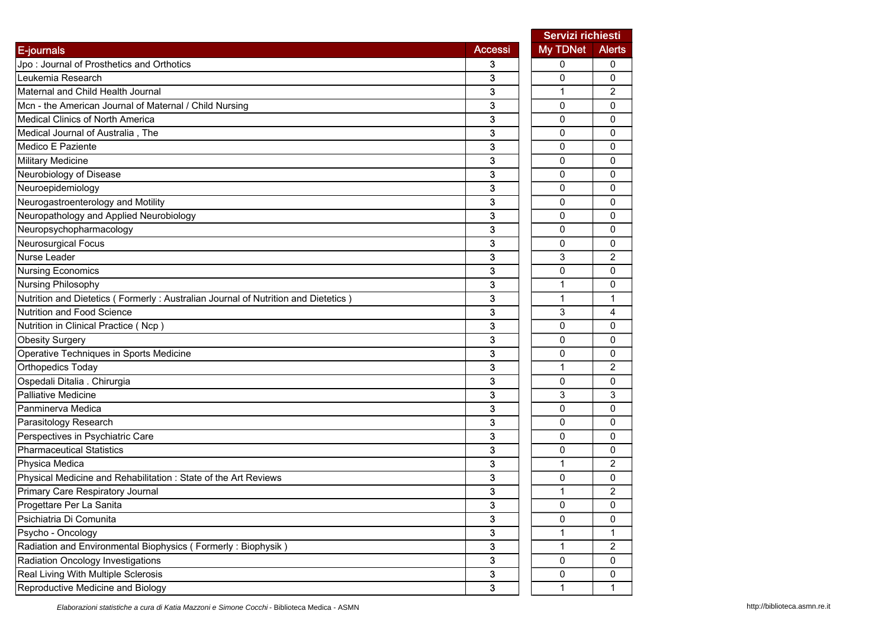| E-journals | Accessi | Servizi richiesti | |
|---|---|---|---|
| | | My TDNet | Alerts |
| Jpo : Journal of Prosthetics and Orthotics | 3 | 0 | 0 |
| Leukemia Research | 3 | 0 | 0 |
| Maternal and Child Health Journal | 3 | 1 | 2 |
| Mcn - the American Journal of Maternal / Child Nursing | 3 | 0 | 0 |
| Medical Clinics of North America | 3 | 0 | 0 |
| Medical Journal of Australia , The | 3 | 0 | 0 |
| Medico E Paziente | 3 | 0 | 0 |
| Military Medicine | 3 | 0 | 0 |
| Neurobiology of Disease | 3 | 0 | 0 |
| Neuroepidemiology | 3 | 0 | 0 |
| Neurogastroenterology and Motility | 3 | 0 | 0 |
| Neuropathology and Applied Neurobiology | 3 | 0 | 0 |
| Neuropsychopharmacology | 3 | 0 | 0 |
| Neurosurgical Focus | 3 | 0 | 0 |
| Nurse Leader | 3 | 3 | 2 |
| Nursing Economics | 3 | 0 | 0 |
| Nursing Philosophy | 3 | 1 | 0 |
| Nutrition and Dietetics ( Formerly : Australian Journal of Nutrition and Dietetics ) | 3 | 1 | 1 |
| Nutrition and Food Science | 3 | 3 | 4 |
| Nutrition in Clinical Practice ( Ncp ) | 3 | 0 | 0 |
| Obesity Surgery | 3 | 0 | 0 |
| Operative Techniques in Sports Medicine | 3 | 0 | 0 |
| Orthopedics Today | 3 | 1 | 2 |
| Ospedali Ditalia . Chirurgia | 3 | 0 | 0 |
| Palliative Medicine | 3 | 3 | 3 |
| Panminerva Medica | 3 | 0 | 0 |
| Parasitology Research | 3 | 0 | 0 |
| Perspectives in Psychiatric Care | 3 | 0 | 0 |
| Pharmaceutical Statistics | 3 | 0 | 0 |
| Physica Medica | 3 | 1 | 2 |
| Physical Medicine and Rehabilitation : State of the Art Reviews | 3 | 0 | 0 |
| Primary Care Respiratory Journal | 3 | 1 | 2 |
| Progettare Per La Sanita | 3 | 0 | 0 |
| Psichiatria Di Comunita | 3 | 0 | 0 |
| Psycho - Oncology | 3 | 1 | 1 |
| Radiation and Environmental Biophysics ( Formerly : Biophysik ) | 3 | 1 | 2 |
| Radiation Oncology Investigations | 3 | 0 | 0 |
| Real Living With Multiple Sclerosis | 3 | 0 | 0 |
| Reproductive Medicine and Biology | 3 | 1 | 1 |

*Elaborazioni statistiche a cura di Katia Mazzoni e Simone Cocchi* - Biblioteca Medica - ASMN

http://biblioteca.asmn.re.it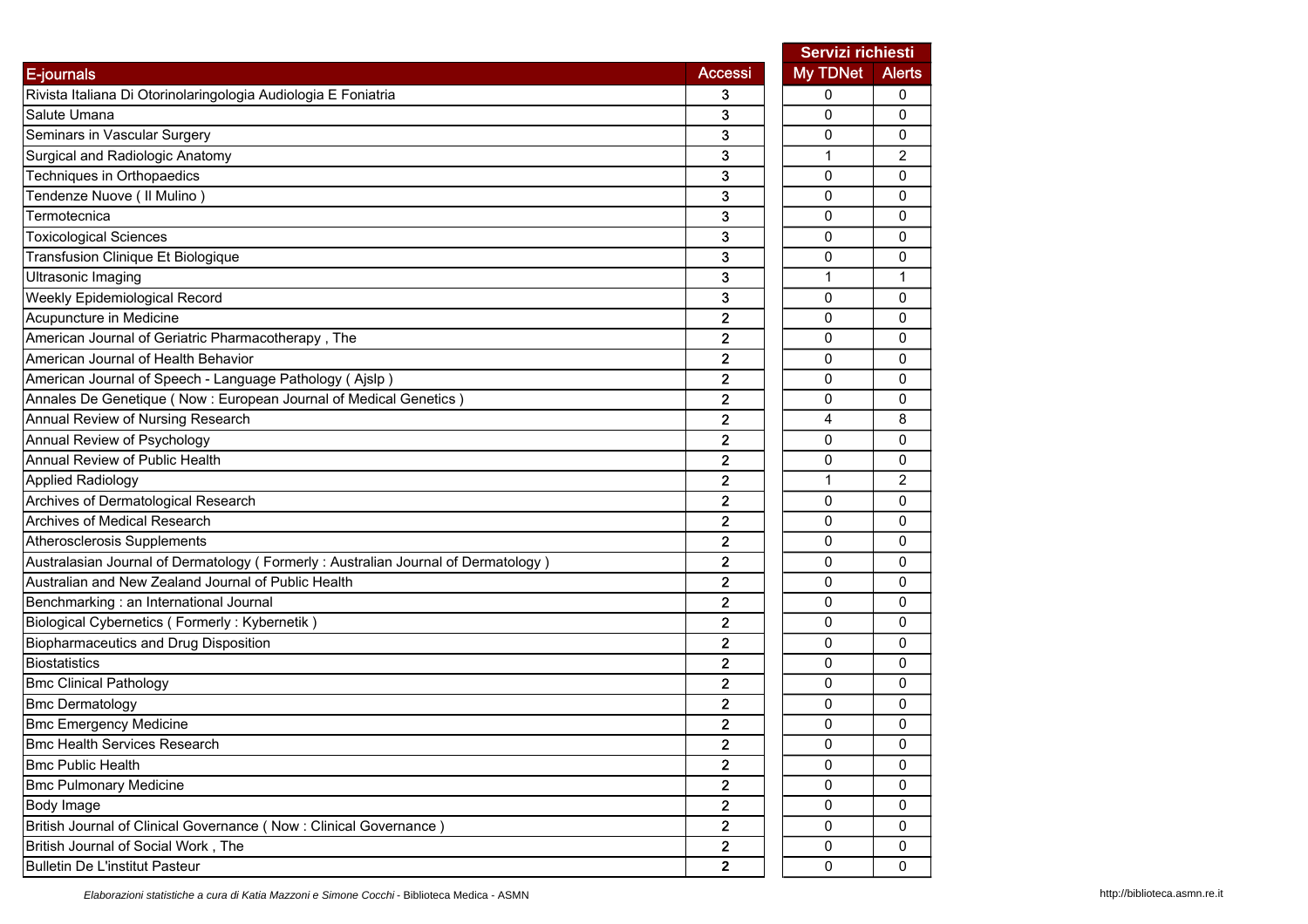| E-journals | Accessi | Servizi richiesti | |
|---|---|---|---|
| | | My TDNet | Alerts |
| Rivista Italiana Di Otorinolaringologia Audiologia E Foniatria | 3 | 0 | 0 |
| Salute Umana | 3 | 0 | 0 |
| Seminars in Vascular Surgery | 3 | 0 | 0 |
| Surgical and Radiologic Anatomy | 3 | 1 | 2 |
| Techniques in Orthopaedics | 3 | 0 | 0 |
| Tendenze Nuove ( Il Mulino ) | 3 | 0 | 0 |
| Termotecnica | 3 | 0 | 0 |
| Toxicological Sciences | 3 | 0 | 0 |
| Transfusion Clinique Et Biologique | 3 | 0 | 0 |
| Ultrasonic Imaging | 3 | 1 | 1 |
| Weekly Epidemiological Record | 3 | 0 | 0 |
| Acupuncture in Medicine | 2 | 0 | 0 |
| American Journal of Geriatric Pharmacotherapy , The | 2 | 0 | 0 |
| American Journal of Health Behavior | 2 | 0 | 0 |
| American Journal of Speech - Language Pathology ( Ajslp ) | 2 | 0 | 0 |
| Annales De Genetique ( Now : European Journal of Medical Genetics ) | 2 | 0 | 0 |
| Annual Review of Nursing Research | 2 | 4 | 8 |
| Annual Review of Psychology | 2 | 0 | 0 |
| Annual Review of Public Health | 2 | 0 | 0 |
| Applied Radiology | 2 | 1 | 2 |
| Archives of Dermatological Research | 2 | 0 | 0 |
| Archives of Medical Research | 2 | 0 | 0 |
| Atherosclerosis Supplements | 2 | 0 | 0 |
| Australasian Journal of Dermatology ( Formerly : Australian Journal of Dermatology ) | 2 | 0 | 0 |
| Australian and New Zealand Journal of Public Health | 2 | 0 | 0 |
| Benchmarking : an International Journal | 2 | 0 | 0 |
| Biological Cybernetics ( Formerly : Kybernetik ) | 2 | 0 | 0 |
| Biopharmaceutics and Drug Disposition | 2 | 0 | 0 |
| Biostatistics | 2 | 0 | 0 |
| Bmc Clinical Pathology | 2 | 0 | 0 |
| Bmc Dermatology | 2 | 0 | 0 |
| Bmc Emergency Medicine | 2 | 0 | 0 |
| Bmc Health Services Research | 2 | 0 | 0 |
| Bmc Public Health | 2 | 0 | 0 |
| Bmc Pulmonary Medicine | 2 | 0 | 0 |
| Body Image | 2 | 0 | 0 |
| British Journal of Clinical Governance ( Now : Clinical Governance ) | 2 | 0 | 0 |
| British Journal of Social Work , The | 2 | 0 | 0 |
| Bulletin De L'institut Pasteur | 2 | 0 | 0 |

*Elaborazioni statistiche a cura di Katia Mazzoni e Simone Cocchi* - Biblioteca Medica - ASMN

http://biblioteca.asmn.re.it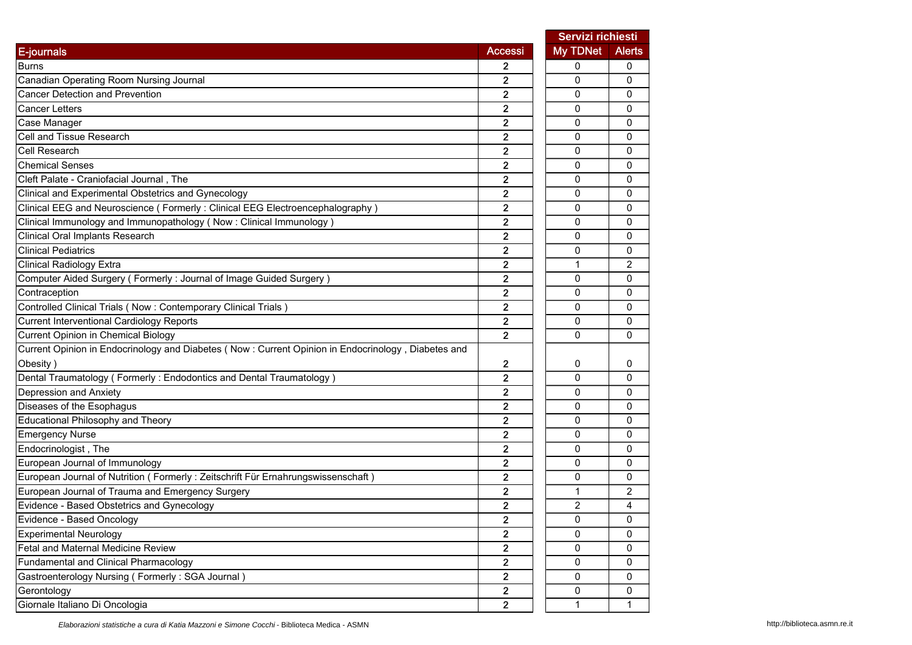| E-journals | Accessi | Servizi richiesti My TDNet | Servizi richiesti Alerts |
|---|---|---|---|
| Burns | 2 | 0 | 0 |
| Canadian Operating Room Nursing Journal | 2 | 0 | 0 |
| Cancer Detection and Prevention | 2 | 0 | 0 |
| Cancer Letters | 2 | 0 | 0 |
| Case Manager | 2 | 0 | 0 |
| Cell and Tissue Research | 2 | 0 | 0 |
| Cell Research | 2 | 0 | 0 |
| Chemical Senses | 2 | 0 | 0 |
| Cleft Palate - Craniofacial Journal , The | 2 | 0 | 0 |
| Clinical and Experimental Obstetrics and Gynecology | 2 | 0 | 0 |
| Clinical EEG and Neuroscience ( Formerly : Clinical EEG Electroencephalography ) | 2 | 0 | 0 |
| Clinical Immunology and Immunopathology ( Now : Clinical Immunology ) | 2 | 0 | 0 |
| Clinical Oral Implants Research | 2 | 0 | 0 |
| Clinical Pediatrics | 2 | 0 | 0 |
| Clinical Radiology Extra | 2 | 1 | 2 |
| Computer Aided Surgery ( Formerly : Journal of Image Guided Surgery ) | 2 | 0 | 0 |
| Contraception | 2 | 0 | 0 |
| Controlled Clinical Trials ( Now : Contemporary Clinical Trials ) | 2 | 0 | 0 |
| Current Interventional Cardiology Reports | 2 | 0 | 0 |
| Current Opinion in Chemical Biology | 2 | 0 | 0 |
| Current Opinion in Endocrinology and Diabetes ( Now : Current Opinion in Endocrinology , Diabetes and Obesity ) | 2 | 0 | 0 |
| Dental Traumatology ( Formerly : Endodontics and Dental Traumatology ) | 2 | 0 | 0 |
| Depression and Anxiety | 2 | 0 | 0 |
| Diseases of the Esophagus | 2 | 0 | 0 |
| Educational Philosophy and Theory | 2 | 0 | 0 |
| Emergency Nurse | 2 | 0 | 0 |
| Endocrinologist , The | 2 | 0 | 0 |
| European Journal of Immunology | 2 | 0 | 0 |
| European Journal of Nutrition ( Formerly : Zeitschrift Für Ernahrungswissenschaft ) | 2 | 0 | 0 |
| European Journal of Trauma and Emergency Surgery | 2 | 1 | 2 |
| Evidence - Based Obstetrics and Gynecology | 2 | 2 | 4 |
| Evidence - Based Oncology | 2 | 0 | 0 |
| Experimental Neurology | 2 | 0 | 0 |
| Fetal and Maternal Medicine Review | 2 | 0 | 0 |
| Fundamental and Clinical Pharmacology | 2 | 0 | 0 |
| Gastroenterology Nursing ( Formerly : SGA Journal ) | 2 | 0 | 0 |
| Gerontology | 2 | 0 | 0 |
| Giornale Italiano Di Oncologia | 2 | 1 | 1 |

*Elaborazioni statistiche a cura di Katia Mazzoni e Simone Cocchi* - Biblioteca Medica - ASMN

http://biblioteca.asmn.re.it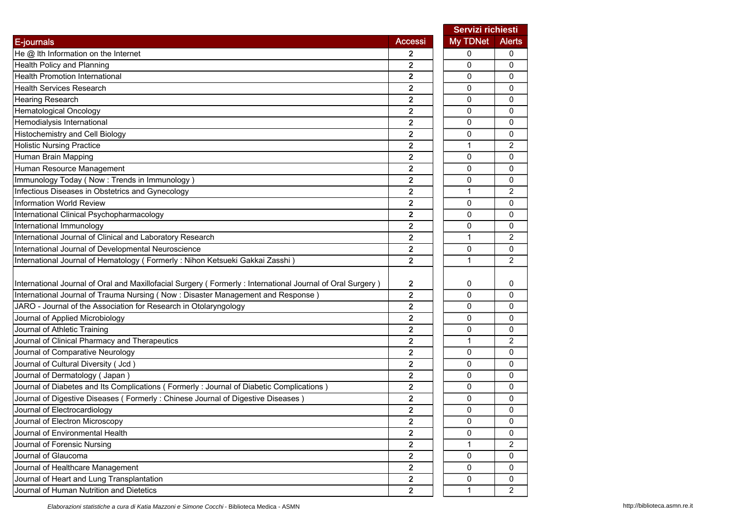| E-journals | Accessi | Servizi richiesti | |
|---|---|---|---|
| | | My TDNet | Alerts |
| He @ lth Information on the Internet | 2 | 0 | 0 |
| Health Policy and Planning | 2 | 0 | 0 |
| Health Promotion International | 2 | 0 | 0 |
| Health Services Research | 2 | 0 | 0 |
| Hearing Research | 2 | 0 | 0 |
| Hematological Oncology | 2 | 0 | 0 |
| Hemodialysis International | 2 | 0 | 0 |
| Histochemistry and Cell Biology | 2 | 0 | 0 |
| Holistic Nursing Practice | 2 | 1 | 2 |
| Human Brain Mapping | 2 | 0 | 0 |
| Human Resource Management | 2 | 0 | 0 |
| Immunology Today ( Now : Trends in Immunology ) | 2 | 0 | 0 |
| Infectious Diseases in Obstetrics and Gynecology | 2 | 1 | 2 |
| Information World Review | 2 | 0 | 0 |
| International Clinical Psychopharmacology | 2 | 0 | 0 |
| International Immunology | 2 | 0 | 0 |
| International Journal of Clinical and Laboratory Research | 2 | 1 | 2 |
| International Journal of Developmental Neuroscience | 2 | 0 | 0 |
| International Journal of Hematology ( Formerly : Nihon Ketsueki Gakkai Zasshi ) | 2 | 1 | 2 |
| International Journal of Oral and Maxillofacial Surgery ( Formerly : International Journal of Oral Surgery ) | 2 | 0 | 0 |
| International Journal of Trauma Nursing ( Now : Disaster Management and Response ) | 2 | 0 | 0 |
| JARO - Journal of the Association for Research in Otolaryngology | 2 | 0 | 0 |
| Journal of Applied Microbiology | 2 | 0 | 0 |
| Journal of Athletic Training | 2 | 0 | 0 |
| Journal of Clinical Pharmacy and Therapeutics | 2 | 1 | 2 |
| Journal of Comparative Neurology | 2 | 0 | 0 |
| Journal of Cultural Diversity ( Jcd ) | 2 | 0 | 0 |
| Journal of Dermatology ( Japan ) | 2 | 0 | 0 |
| Journal of Diabetes and Its Complications ( Formerly : Journal of Diabetic Complications ) | 2 | 0 | 0 |
| Journal of Digestive Diseases ( Formerly : Chinese Journal of Digestive Diseases ) | 2 | 0 | 0 |
| Journal of Electrocardiology | 2 | 0 | 0 |
| Journal of Electron Microscopy | 2 | 0 | 0 |
| Journal of Environmental Health | 2 | 0 | 0 |
| Journal of Forensic Nursing | 2 | 1 | 2 |
| Journal of Glaucoma | 2 | 0 | 0 |
| Journal of Healthcare Management | 2 | 0 | 0 |
| Journal of Heart and Lung Transplantation | 2 | 0 | 0 |
| Journal of Human Nutrition and Dietetics | 2 | 1 | 2 |

*Elaborazioni statistiche a cura di Katia Mazzoni e Simone Cocchi* - Biblioteca Medica - ASMN http://biblioteca.asmn.re.it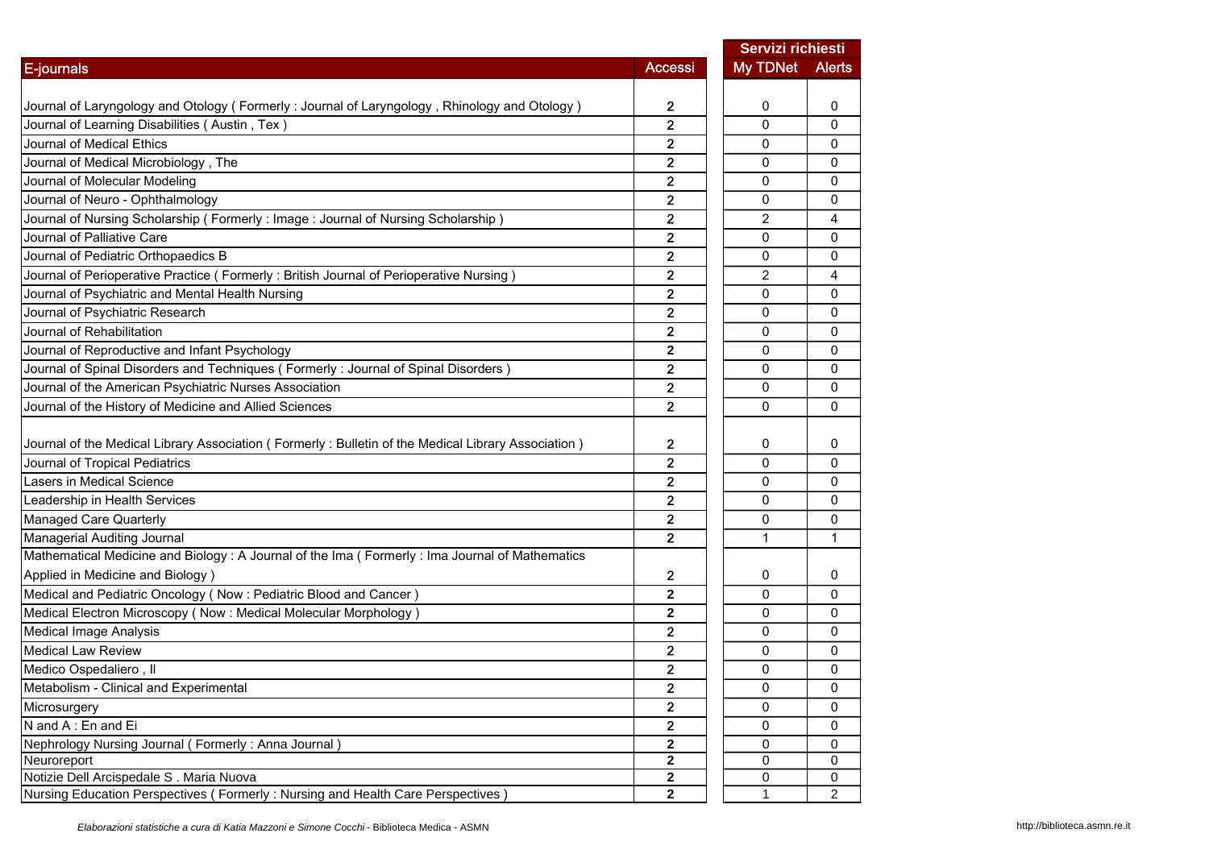| E-journals | Accessi | Servizi richiesti | |
|---|---|---|---|
| | | My TDNet | Alerts |
| Journal of Laryngology and Otology ( Formerly : Journal of Laryngology , Rhinology and Otology ) | 2 | 0 | 0 |
| Journal of Learning Disabilities ( Austin , Tex ) | 2 | 0 | 0 |
| Journal of Medical Ethics | 2 | 0 | 0 |
| Journal of Medical Microbiology , The | 2 | 0 | 0 |
| Journal of Molecular Modeling | 2 | 0 | 0 |
| Journal of Neuro - Ophthalmology | 2 | 0 | 0 |
| Journal of Nursing Scholarship ( Formerly : Image : Journal of Nursing Scholarship ) | 2 | 2 | 4 |
| Journal of Palliative Care | 2 | 0 | 0 |
| Journal of Pediatric Orthopaedics B | 2 | 0 | 0 |
| Journal of Perioperative Practice ( Formerly : British Journal of Perioperative Nursing ) | 2 | 2 | 4 |
| Journal of Psychiatric and Mental Health Nursing | 2 | 0 | 0 |
| Journal of Psychiatric Research | 2 | 0 | 0 |
| Journal of Rehabilitation | 2 | 0 | 0 |
| Journal of Reproductive and Infant Psychology | 2 | 0 | 0 |
| Journal of Spinal Disorders and Techniques ( Formerly : Journal of Spinal Disorders ) | 2 | 0 | 0 |
| Journal of the American Psychiatric Nurses Association | 2 | 0 | 0 |
| Journal of the History of Medicine and Allied Sciences | 2 | 0 | 0 |
| Journal of the Medical Library Association ( Formerly : Bulletin of the Medical Library Association ) | 2 | 0 | 0 |
| Journal of Tropical Pediatrics | 2 | 0 | 0 |
| Lasers in Medical Science | 2 | 0 | 0 |
| Leadership in Health Services | 2 | 0 | 0 |
| Managed Care Quarterly | 2 | 0 | 0 |
| Managerial Auditing Journal | 2 | 1 | 1 |
| Mathematical Medicine and Biology : A Journal of the Ima ( Formerly : Ima Journal of Mathematics Applied in Medicine and Biology ) | 2 | 0 | 0 |
| Medical and Pediatric Oncology ( Now : Pediatric Blood and Cancer ) | 2 | 0 | 0 |
| Medical Electron Microscopy ( Now : Medical Molecular Morphology ) | 2 | 0 | 0 |
| Medical Image Analysis | 2 | 0 | 0 |
| Medical Law Review | 2 | 0 | 0 |
| Medico Ospedaliero , Il | 2 | 0 | 0 |
| Metabolism - Clinical and Experimental | 2 | 0 | 0 |
| Microsurgery | 2 | 0 | 0 |
| N and A : En and Ei | 2 | 0 | 0 |
| Nephrology Nursing Journal ( Formerly : Anna Journal ) | 2 | 0 | 0 |
| Neuroreport | 2 | 0 | 0 |
| Notizie Dell Arcispedale S . Maria Nuova | 2 | 0 | 0 |
| Nursing Education Perspectives ( Formerly : Nursing and Health Care Perspectives ) | 2 | 1 | 2 |

*Elaborazioni statistiche a cura di Katia Mazzoni e Simone Cocchi* - Biblioteca Medica - ASMN

http://biblioteca.asmn.re.it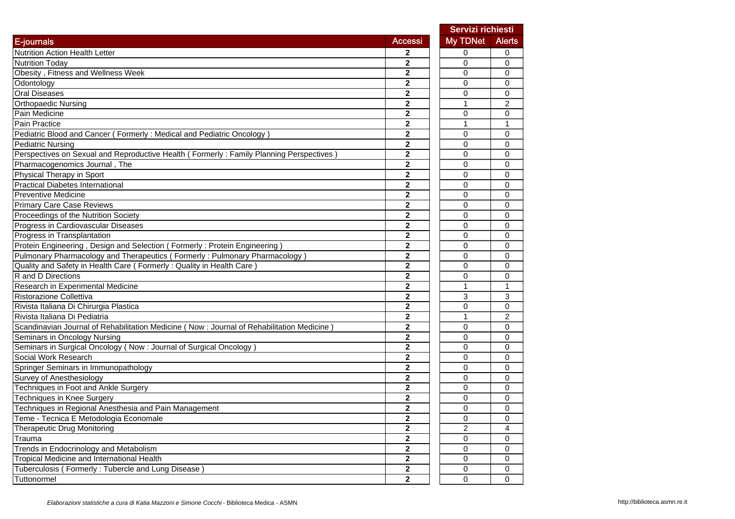| E-journals | Accessi | Servizi richiesti | |
|---|---|---|---|
| | | My TDNet | Alerts |
| Nutrition Action Health Letter | **2** | 0 | 0 |
| Nutrition Today | **2** | 0 | 0 |
| Obesity , Fitness and Wellness Week | **2** | 0 | 0 |
| Odontology | **2** | 0 | 0 |
| Oral Diseases | **2** | 0 | 0 |
| Orthopaedic Nursing | **2** | 1 | 2 |
| Pain Medicine | **2** | 0 | 0 |
| Pain Practice | **2** | 1 | 1 |
| Pediatric Blood and Cancer ( Formerly : Medical and Pediatric Oncology ) | **2** | 0 | 0 |
| Pediatric Nursing | **2** | 0 | 0 |
| Perspectives on Sexual and Reproductive Health ( Formerly : Family Planning Perspectives ) | **2** | 0 | 0 |
| Pharmacogenomics Journal , The | **2** | 0 | 0 |
| Physical Therapy in Sport | **2** | 0 | 0 |
| Practical Diabetes International | **2** | 0 | 0 |
| Preventive Medicine | **2** | 0 | 0 |
| Primary Care Case Reviews | **2** | 0 | 0 |
| Proceedings of the Nutrition Society | **2** | 0 | 0 |
| Progress in Cardiovascular Diseases | **2** | 0 | 0 |
| Progress in Transplantation | **2** | 0 | 0 |
| Protein Engineering , Design and Selection ( Formerly : Protein Engineering ) | **2** | 0 | 0 |
| Pulmonary Pharmacology and Therapeutics ( Formerly : Pulmonary Pharmacology ) | **2** | 0 | 0 |
| Quality and Safety in Health Care ( Formerly : Quality in Health Care ) | **2** | 0 | 0 |
| R and D Directions | **2** | 0 | 0 |
| Research in Experimental Medicine | **2** | 1 | 1 |
| Ristorazione Collettiva | **2** | 3 | 3 |
| Rivista Italiana Di Chirurgia Plastica | **2** | 0 | 0 |
| Rivista Italiana Di Pediatria | **2** | 1 | 2 |
| Scandinavian Journal of Rehabilitation Medicine ( Now : Journal of Rehabilitation Medicine ) | **2** | 0 | 0 |
| Seminars in Oncology Nursing | **2** | 0 | 0 |
| Seminars in Surgical Oncology ( Now : Journal of Surgical Oncology ) | **2** | 0 | 0 |
| Social Work Research | **2** | 0 | 0 |
| Springer Seminars in Immunopathology | **2** | 0 | 0 |
| Survey of Anesthesiology | **2** | 0 | 0 |
| Techniques in Foot and Ankle Surgery | **2** | 0 | 0 |
| Techniques in Knee Surgery | **2** | 0 | 0 |
| Techniques in Regional Anesthesia and Pain Management | **2** | 0 | 0 |
| Teme - Tecnica E Metodologia Economale | **2** | 0 | 0 |
| Therapeutic Drug Monitoring | **2** | 2 | 4 |
| Trauma | **2** | 0 | 0 |
| Trends in Endocrinology and Metabolism | **2** | 0 | 0 |
| Tropical Medicine and International Health | **2** | 0 | 0 |
| Tuberculosis ( Formerly : Tubercle and Lung Disease ) | **2** | 0 | 0 |
| Tuttonormel | **2** | 0 | 0 |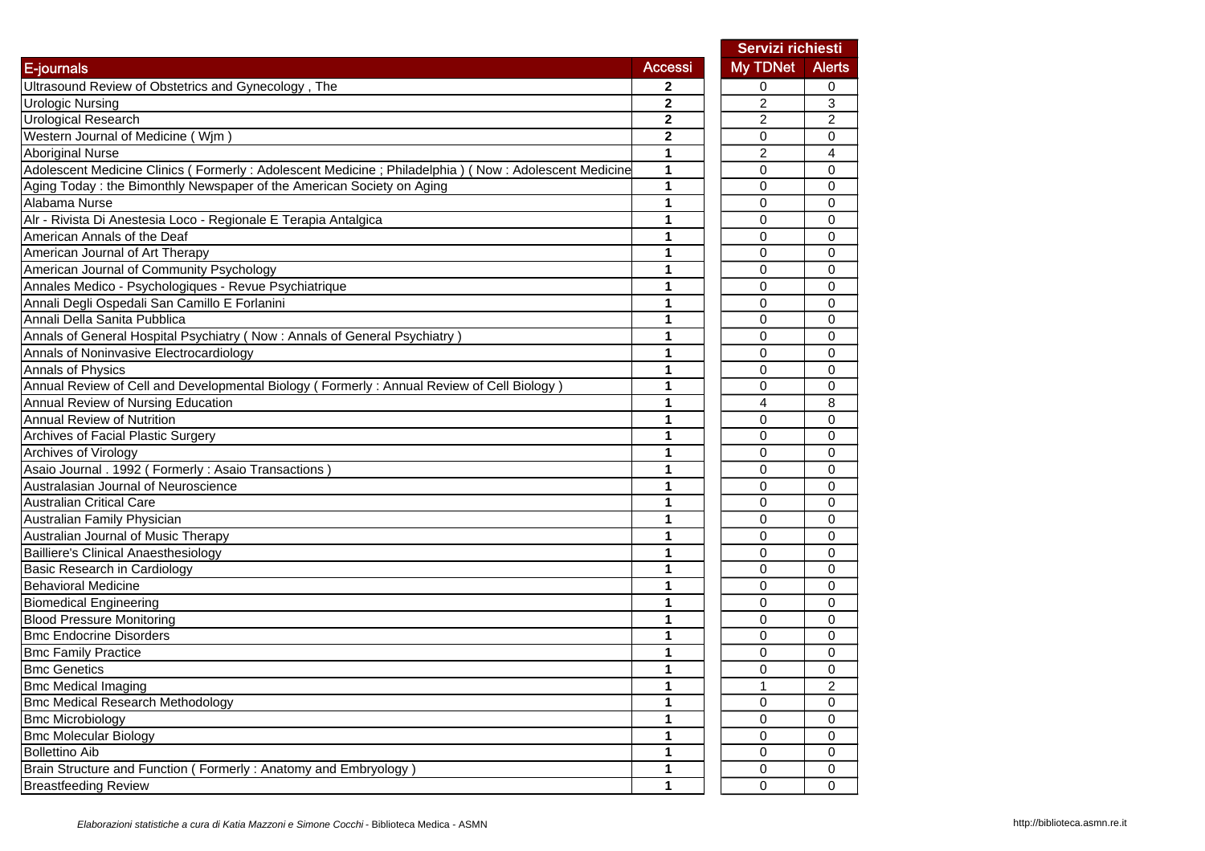| E-journals | Accessi | Servizi richiesti | |
|---|---|---|---|
| | | My TDNet | Alerts |
| Ultrasound Review of Obstetrics and Gynecology , The | **2** | 0 | 0 |
| Urologic Nursing | **2** | 2 | 3 |
| Urological Research | **2** | 2 | 2 |
| Western Journal of Medicine ( Wjm ) | **2** | 0 | 0 |
| Aboriginal Nurse | **1** | 2 | 4 |
| Adolescent Medicine Clinics ( Formerly : Adolescent Medicine ; Philadelphia ) ( Now : Adolescent Medicine | **1** | 0 | 0 |
| Aging Today : the Bimonthly Newspaper of the American Society on Aging | **1** | 0 | 0 |
| Alabama Nurse | **1** | 0 | 0 |
| Alr - Rivista Di Anestesia Loco - Regionale E Terapia Antalgica | **1** | 0 | 0 |
| American Annals of the Deaf | **1** | 0 | 0 |
| American Journal of Art Therapy | **1** | 0 | 0 |
| American Journal of Community Psychology | **1** | 0 | 0 |
| Annales Medico - Psychologiques - Revue Psychiatrique | **1** | 0 | 0 |
| Annali Degli Ospedali San Camillo E Forlanini | **1** | 0 | 0 |
| Annali Della Sanita Pubblica | **1** | 0 | 0 |
| Annals of General Hospital Psychiatry ( Now : Annals of General Psychiatry ) | **1** | 0 | 0 |
| Annals of Noninvasive Electrocardiology | **1** | 0 | 0 |
| Annals of Physics | **1** | 0 | 0 |
| Annual Review of Cell and Developmental Biology ( Formerly : Annual Review of Cell Biology ) | **1** | 0 | 0 |
| Annual Review of Nursing Education | **1** | 4 | 8 |
| Annual Review of Nutrition | **1** | 0 | 0 |
| Archives of Facial Plastic Surgery | **1** | 0 | 0 |
| Archives of Virology | **1** | 0 | 0 |
| Asaio Journal . 1992 ( Formerly : Asaio Transactions ) | **1** | 0 | 0 |
| Australasian Journal of Neuroscience | **1** | 0 | 0 |
| Australian Critical Care | **1** | 0 | 0 |
| Australian Family Physician | **1** | 0 | 0 |
| Australian Journal of Music Therapy | **1** | 0 | 0 |
| Bailliere's Clinical Anaesthesiology | **1** | 0 | 0 |
| Basic Research in Cardiology | **1** | 0 | 0 |
| Behavioral Medicine | **1** | 0 | 0 |
| Biomedical Engineering | **1** | 0 | 0 |
| Blood Pressure Monitoring | **1** | 0 | 0 |
| Bmc Endocrine Disorders | **1** | 0 | 0 |
| Bmc Family Practice | **1** | 0 | 0 |
| Bmc Genetics | **1** | 0 | 0 |
| Bmc Medical Imaging | **1** | 1 | 2 |
| Bmc Medical Research Methodology | **1** | 0 | 0 |
| Bmc Microbiology | **1** | 0 | 0 |
| Bmc Molecular Biology | **1** | 0 | 0 |
| Bollettino Aib | **1** | 0 | 0 |
| Brain Structure and Function ( Formerly : Anatomy and Embryology ) | **1** | 0 | 0 |
| Breastfeeding Review | **1** | 0 | 0 |

*Elaborazioni statistiche a cura di Katia Mazzoni e Simone Cocchi* - Biblioteca Medica - ASMN

http://biblioteca.asmn.re.it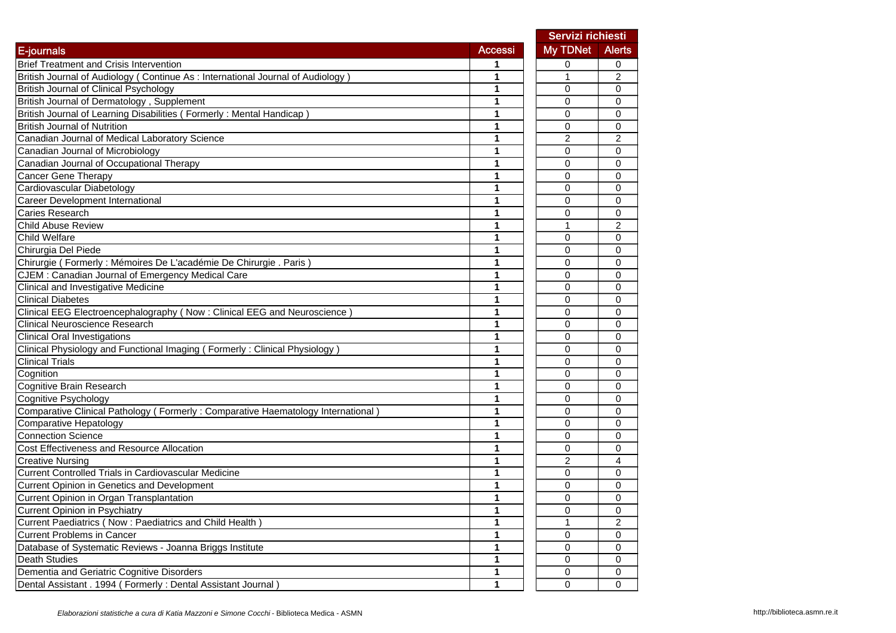| E-journals | Accessi | Servizi richiesti | |
|---|---|---|---|
| | | My TDNet | Alerts |
| Brief Treatment and Crisis Intervention | 1 | 0 | 0 |
| British Journal of Audiology ( Continue As : International Journal of Audiology ) | 1 | 1 | 2 |
| British Journal of Clinical Psychology | 1 | 0 | 0 |
| British Journal of Dermatology , Supplement | 1 | 0 | 0 |
| British Journal of Learning Disabilities ( Formerly : Mental Handicap ) | 1 | 0 | 0 |
| British Journal of Nutrition | 1 | 0 | 0 |
| Canadian Journal of Medical Laboratory Science | 1 | 2 | 2 |
| Canadian Journal of Microbiology | 1 | 0 | 0 |
| Canadian Journal of Occupational Therapy | 1 | 0 | 0 |
| Cancer Gene Therapy | 1 | 0 | 0 |
| Cardiovascular Diabetology | 1 | 0 | 0 |
| Career Development International | 1 | 0 | 0 |
| Caries Research | 1 | 0 | 0 |
| Child Abuse Review | 1 | 1 | 2 |
| Child Welfare | 1 | 0 | 0 |
| Chirurgia Del Piede | 1 | 0 | 0 |
| Chirurgie ( Formerly : Mémoires De L'académie De Chirurgie . Paris ) | 1 | 0 | 0 |
| CJEM : Canadian Journal of Emergency Medical Care | 1 | 0 | 0 |
| Clinical and Investigative Medicine | 1 | 0 | 0 |
| Clinical Diabetes | 1 | 0 | 0 |
| Clinical EEG Electroencephalography ( Now : Clinical EEG and Neuroscience ) | 1 | 0 | 0 |
| Clinical Neuroscience Research | 1 | 0 | 0 |
| Clinical Oral Investigations | 1 | 0 | 0 |
| Clinical Physiology and Functional Imaging ( Formerly : Clinical Physiology ) | 1 | 0 | 0 |
| Clinical Trials | 1 | 0 | 0 |
| Cognition | 1 | 0 | 0 |
| Cognitive Brain Research | 1 | 0 | 0 |
| Cognitive Psychology | 1 | 0 | 0 |
| Comparative Clinical Pathology ( Formerly : Comparative Haematology International ) | 1 | 0 | 0 |
| Comparative Hepatology | 1 | 0 | 0 |
| Connection Science | 1 | 0 | 0 |
| Cost Effectiveness and Resource Allocation | 1 | 0 | 0 |
| Creative Nursing | 1 | 2 | 4 |
| Current Controlled Trials in Cardiovascular Medicine | 1 | 0 | 0 |
| Current Opinion in Genetics and Development | 1 | 0 | 0 |
| Current Opinion in Organ Transplantation | 1 | 0 | 0 |
| Current Opinion in Psychiatry | 1 | 0 | 0 |
| Current Paediatrics ( Now : Paediatrics and Child Health ) | 1 | 1 | 2 |
| Current Problems in Cancer | 1 | 0 | 0 |
| Database of Systematic Reviews - Joanna Briggs Institute | 1 | 0 | 0 |
| Death Studies | 1 | 0 | 0 |
| Dementia and Geriatric Cognitive Disorders | 1 | 0 | 0 |
| Dental Assistant . 1994 ( Formerly : Dental Assistant Journal ) | 1 | 0 | 0 |

*Elaborazioni statistiche a cura di Katia Mazzoni e Simone Cocchi* - Biblioteca Medica - ASMN

http://biblioteca.asmn.re.it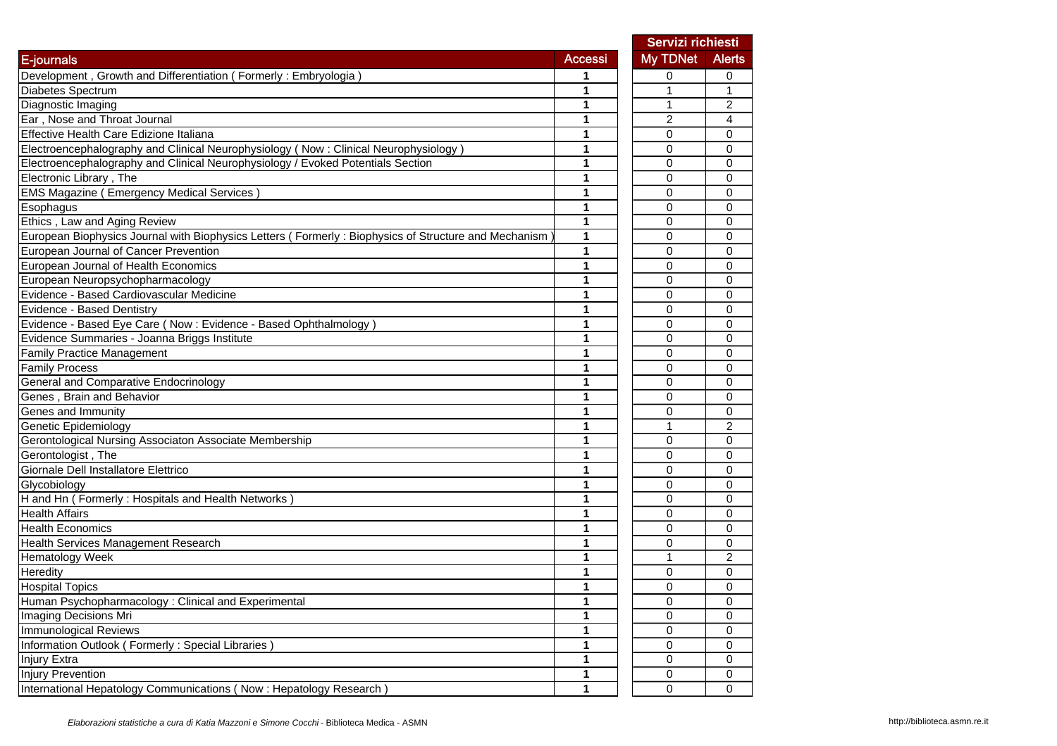| E-journals | Accessi | Servizi richiesti | |
|---|---|---|---|
| | | My TDNet | Alerts |
| Development , Growth and Differentiation ( Formerly : Embryologia ) | 1 | 0 | 0 |
| Diabetes Spectrum | 1 | 1 | 1 |
| Diagnostic Imaging | 1 | 1 | 2 |
| Ear , Nose and Throat Journal | 1 | 2 | 4 |
| Effective Health Care Edizione Italiana | 1 | 0 | 0 |
| Electroencephalography and Clinical Neurophysiology ( Now : Clinical Neurophysiology ) | 1 | 0 | 0 |
| Electroencephalography and Clinical Neurophysiology / Evoked Potentials Section | 1 | 0 | 0 |
| Electronic Library , The | 1 | 0 | 0 |
| EMS Magazine ( Emergency Medical Services ) | 1 | 0 | 0 |
| Esophagus | 1 | 0 | 0 |
| Ethics , Law and Aging Review | 1 | 0 | 0 |
| European Biophysics Journal with Biophysics Letters ( Formerly : Biophysics of Structure and Mechanism ) | 1 | 0 | 0 |
| European Journal of Cancer Prevention | 1 | 0 | 0 |
| European Journal of Health Economics | 1 | 0 | 0 |
| European Neuropsychopharmacology | 1 | 0 | 0 |
| Evidence - Based Cardiovascular Medicine | 1 | 0 | 0 |
| Evidence - Based Dentistry | 1 | 0 | 0 |
| Evidence - Based Eye Care ( Now : Evidence - Based Ophthalmology ) | 1 | 0 | 0 |
| Evidence Summaries - Joanna Briggs Institute | 1 | 0 | 0 |
| Family Practice Management | 1 | 0 | 0 |
| Family Process | 1 | 0 | 0 |
| General and Comparative Endocrinology | 1 | 0 | 0 |
| Genes , Brain and Behavior | 1 | 0 | 0 |
| Genes and Immunity | 1 | 0 | 0 |
| Genetic Epidemiology | 1 | 1 | 2 |
| Gerontological Nursing Associaton Associate Membership | 1 | 0 | 0 |
| Gerontologist , The | 1 | 0 | 0 |
| Giornale Dell Installatore Elettrico | 1 | 0 | 0 |
| Glycobiology | 1 | 0 | 0 |
| H and Hn ( Formerly : Hospitals and Health Networks ) | 1 | 0 | 0 |
| Health Affairs | 1 | 0 | 0 |
| Health Economics | 1 | 0 | 0 |
| Health Services Management Research | 1 | 0 | 0 |
| Hematology Week | 1 | 1 | 2 |
| Heredity | 1 | 0 | 0 |
| Hospital Topics | 1 | 0 | 0 |
| Human Psychopharmacology : Clinical and Experimental | 1 | 0 | 0 |
| Imaging Decisions Mri | 1 | 0 | 0 |
| Immunological Reviews | 1 | 0 | 0 |
| Information Outlook ( Formerly : Special Libraries ) | 1 | 0 | 0 |
| Injury Extra | 1 | 0 | 0 |
| Injury Prevention | 1 | 0 | 0 |
| International Hepatology Communications ( Now : Hepatology Research ) | 1 | 0 | 0 |

*Elaborazioni statistiche a cura di Katia Mazzoni e Simone Cocchi* - Biblioteca Medica - ASMN

http://biblioteca.asmn.re.it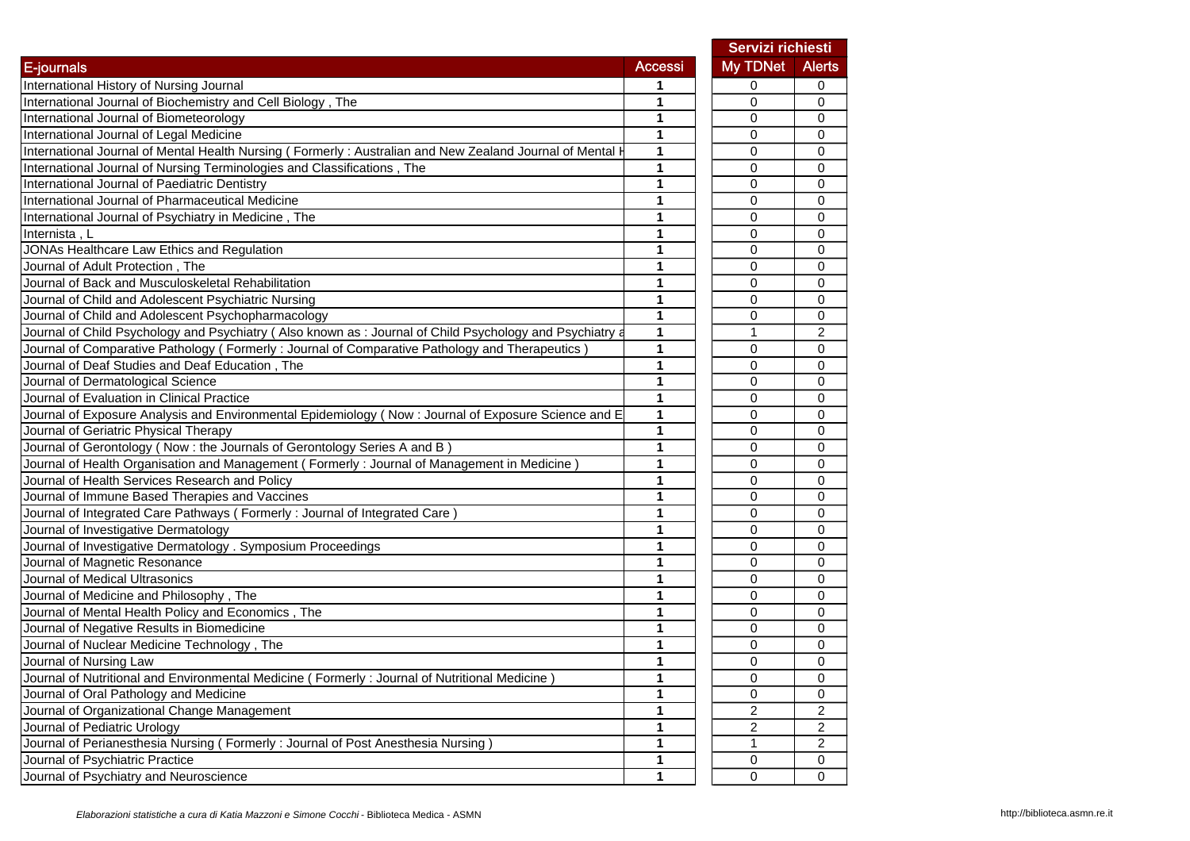| E-journals | Accessi | Servizi richiesti | |
|---|---|---|---|
| | | My TDNet | Alerts |
| International History of Nursing Journal | 1 | 0 | 0 |
| International Journal of Biochemistry and Cell Biology , The | 1 | 0 | 0 |
| International Journal of Biometeorology | 1 | 0 | 0 |
| International Journal of Legal Medicine | 1 | 0 | 0 |
| International Journal of Mental Health Nursing ( Formerly : Australian and New Zealand Journal of Mental H | 1 | 0 | 0 |
| International Journal of Nursing Terminologies and Classifications , The | 1 | 0 | 0 |
| International Journal of Paediatric Dentistry | 1 | 0 | 0 |
| International Journal of Pharmaceutical Medicine | 1 | 0 | 0 |
| International Journal of Psychiatry in Medicine , The | 1 | 0 | 0 |
| Internista , L | 1 | 0 | 0 |
| JONAs Healthcare Law Ethics and Regulation | 1 | 0 | 0 |
| Journal of Adult Protection , The | 1 | 0 | 0 |
| Journal of Back and Musculoskeletal Rehabilitation | 1 | 0 | 0 |
| Journal of Child and Adolescent Psychiatric Nursing | 1 | 0 | 0 |
| Journal of Child and Adolescent Psychopharmacology | 1 | 0 | 0 |
| Journal of Child Psychology and Psychiatry ( Also known as : Journal of Child Psychology and Psychiatry a | 1 | 1 | 2 |
| Journal of Comparative Pathology ( Formerly : Journal of Comparative Pathology and Therapeutics ) | 1 | 0 | 0 |
| Journal of Deaf Studies and Deaf Education , The | 1 | 0 | 0 |
| Journal of Dermatological Science | 1 | 0 | 0 |
| Journal of Evaluation in Clinical Practice | 1 | 0 | 0 |
| Journal of Exposure Analysis and Environmental Epidemiology ( Now : Journal of Exposure Science and E | 1 | 0 | 0 |
| Journal of Geriatric Physical Therapy | 1 | 0 | 0 |
| Journal of Gerontology ( Now : the Journals of Gerontology Series A and B ) | 1 | 0 | 0 |
| Journal of Health Organisation and Management ( Formerly : Journal of Management in Medicine ) | 1 | 0 | 0 |
| Journal of Health Services Research and Policy | 1 | 0 | 0 |
| Journal of Immune Based Therapies and Vaccines | 1 | 0 | 0 |
| Journal of Integrated Care Pathways ( Formerly : Journal of Integrated Care ) | 1 | 0 | 0 |
| Journal of Investigative Dermatology | 1 | 0 | 0 |
| Journal of Investigative Dermatology . Symposium Proceedings | 1 | 0 | 0 |
| Journal of Magnetic Resonance | 1 | 0 | 0 |
| Journal of Medical Ultrasonics | 1 | 0 | 0 |
| Journal of Medicine and Philosophy , The | 1 | 0 | 0 |
| Journal of Mental Health Policy and Economics , The | 1 | 0 | 0 |
| Journal of Negative Results in Biomedicine | 1 | 0 | 0 |
| Journal of Nuclear Medicine Technology , The | 1 | 0 | 0 |
| Journal of Nursing Law | 1 | 0 | 0 |
| Journal of Nutritional and Environmental Medicine ( Formerly : Journal of Nutritional Medicine ) | 1 | 0 | 0 |
| Journal of Oral Pathology and Medicine | 1 | 0 | 0 |
| Journal of Organizational Change Management | 1 | 2 | 2 |
| Journal of Pediatric Urology | 1 | 2 | 2 |
| Journal of Perianesthesia Nursing ( Formerly : Journal of Post Anesthesia Nursing ) | 1 | 1 | 2 |
| Journal of Psychiatric Practice | 1 | 0 | 0 |
| Journal of Psychiatry and Neuroscience | 1 | 0 | 0 |

*Elaborazioni statistiche a cura di Katia Mazzoni e Simone Cocchi* - Biblioteca Medica - ASMN

http://biblioteca.asmn.re.it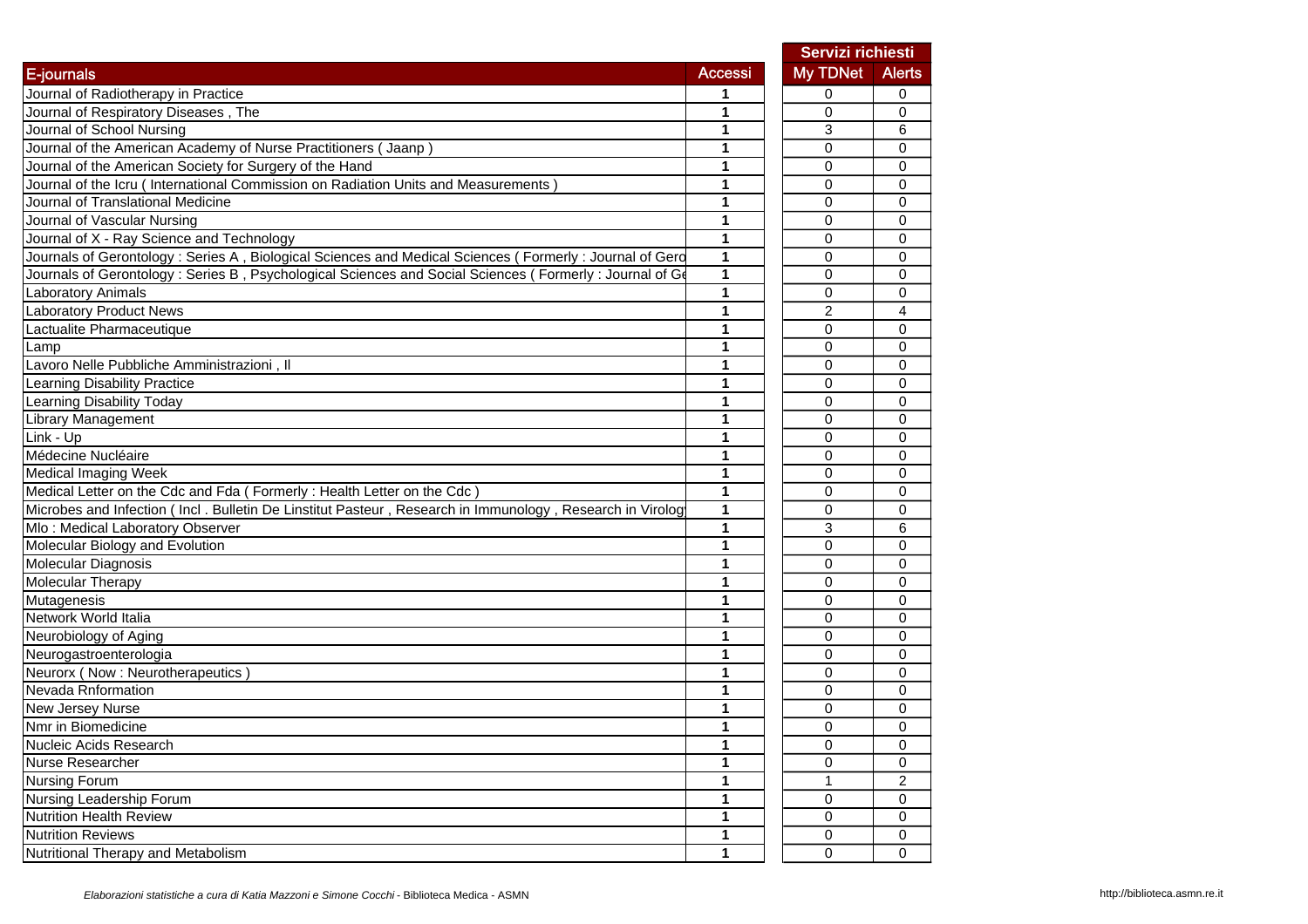| E-journals | Accessi | Servizi richiesti | |
|---|---|---|---|
| | | My TDNet | Alerts |
| Journal of Radiotherapy in Practice | 1 | 0 | 0 |
| Journal of Respiratory Diseases , The | 1 | 0 | 0 |
| Journal of School Nursing | 1 | 3 | 6 |
| Journal of the American Academy of Nurse Practitioners ( Jaanp ) | 1 | 0 | 0 |
| Journal of the American Society for Surgery of the Hand | 1 | 0 | 0 |
| Journal of the Icru ( International Commission on Radiation Units and Measurements ) | 1 | 0 | 0 |
| Journal of Translational Medicine | 1 | 0 | 0 |
| Journal of Vascular Nursing | 1 | 0 | 0 |
| Journal of X - Ray Science and Technology | 1 | 0 | 0 |
| Journals of Gerontology : Series A , Biological Sciences and Medical Sciences ( Formerly : Journal of Gero | 1 | 0 | 0 |
| Journals of Gerontology : Series B , Psychological Sciences and Social Sciences ( Formerly : Journal of Ge | 1 | 0 | 0 |
| Laboratory Animals | 1 | 0 | 0 |
| Laboratory Product News | 1 | 2 | 4 |
| Lactualite Pharmaceutique | 1 | 0 | 0 |
| Lamp | 1 | 0 | 0 |
| Lavoro Nelle Pubbliche Amministrazioni , Il | 1 | 0 | 0 |
| Learning Disability Practice | 1 | 0 | 0 |
| Learning Disability Today | 1 | 0 | 0 |
| Library Management | 1 | 0 | 0 |
| Link - Up | 1 | 0 | 0 |
| Médecine Nucléaire | 1 | 0 | 0 |
| Medical Imaging Week | 1 | 0 | 0 |
| Medical Letter on the Cdc and Fda ( Formerly : Health Letter on the Cdc ) | 1 | 0 | 0 |
| Microbes and Infection ( Incl . Bulletin De Linstitut Pasteur , Research in Immunology , Research in Virolog | 1 | 0 | 0 |
| Mlo : Medical Laboratory Observer | 1 | 3 | 6 |
| Molecular Biology and Evolution | 1 | 0 | 0 |
| Molecular Diagnosis | 1 | 0 | 0 |
| Molecular Therapy | 1 | 0 | 0 |
| Mutagenesis | 1 | 0 | 0 |
| Network World Italia | 1 | 0 | 0 |
| Neurobiology of Aging | 1 | 0 | 0 |
| Neurogastroenterologia | 1 | 0 | 0 |
| Neurorx ( Now : Neurotherapeutics ) | 1 | 0 | 0 |
| Nevada Rnformation | 1 | 0 | 0 |
| New Jersey Nurse | 1 | 0 | 0 |
| Nmr in Biomedicine | 1 | 0 | 0 |
| Nucleic Acids Research | 1 | 0 | 0 |
| Nurse Researcher | 1 | 0 | 0 |
| Nursing Forum | 1 | 1 | 2 |
| Nursing Leadership Forum | 1 | 0 | 0 |
| Nutrition Health Review | 1 | 0 | 0 |
| Nutrition Reviews | 1 | 0 | 0 |
| Nutritional Therapy and Metabolism | 1 | 0 | 0 |

*Elaborazioni statistiche a cura di Katia Mazzoni e Simone Cocchi* - Biblioteca Medica - ASMN

http://biblioteca.asmn.re.it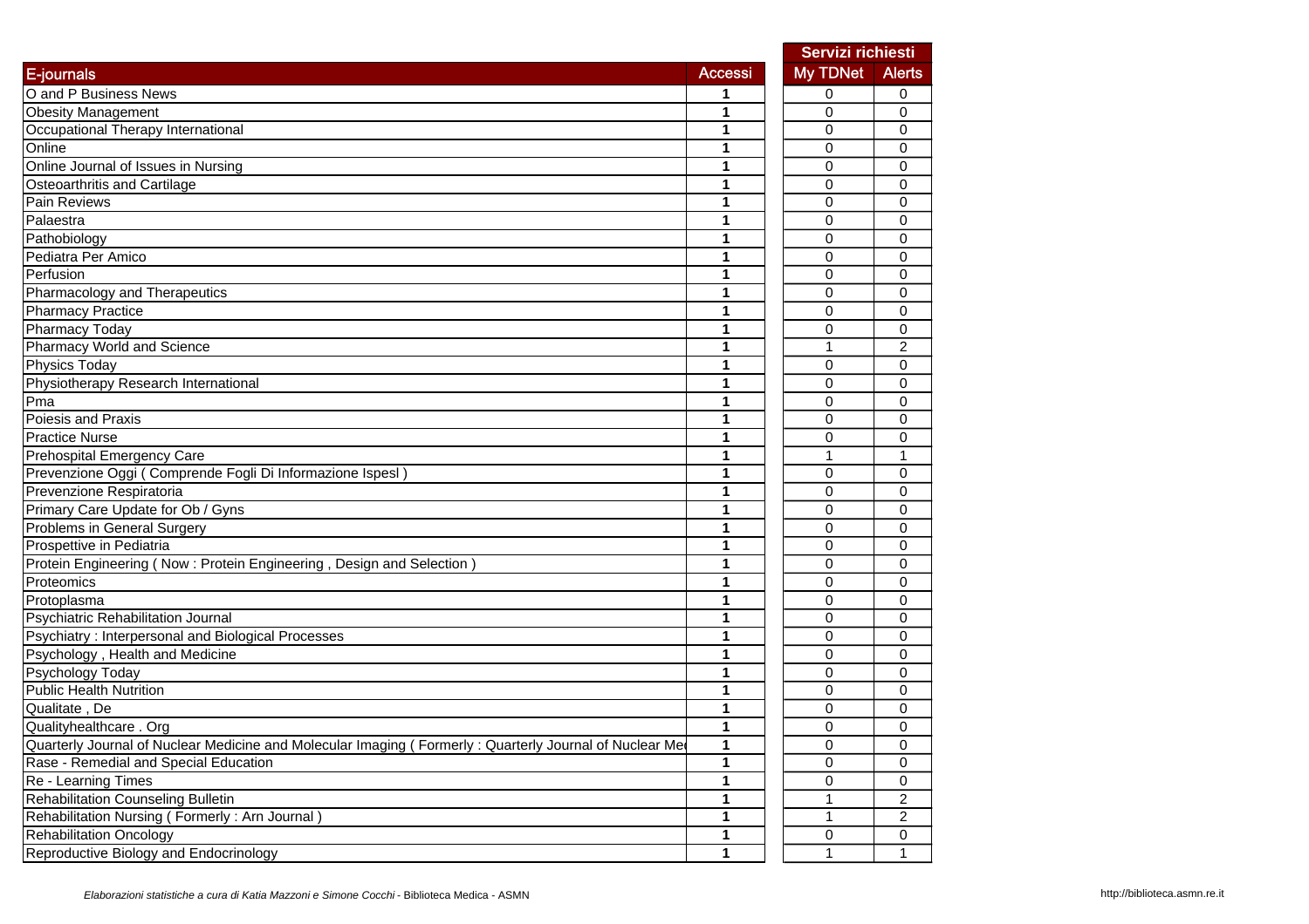| E-journals | Accessi | Servizi richiesti | |
|---|---|---|---|
| | | My TDNet | Alerts |
| O and P Business News | 1 | 0 | 0 |
| Obesity Management | 1 | 0 | 0 |
| Occupational Therapy International | 1 | 0 | 0 |
| Online | 1 | 0 | 0 |
| Online Journal of Issues in Nursing | 1 | 0 | 0 |
| Osteoarthritis and Cartilage | 1 | 0 | 0 |
| Pain Reviews | 1 | 0 | 0 |
| Palaestra | 1 | 0 | 0 |
| Pathobiology | 1 | 0 | 0 |
| Pediatra Per Amico | 1 | 0 | 0 |
| Perfusion | 1 | 0 | 0 |
| Pharmacology and Therapeutics | 1 | 0 | 0 |
| Pharmacy Practice | 1 | 0 | 0 |
| Pharmacy Today | 1 | 0 | 0 |
| Pharmacy World and Science | 1 | 1 | 2 |
| Physics Today | 1 | 0 | 0 |
| Physiotherapy Research International | 1 | 0 | 0 |
| Pma | 1 | 0 | 0 |
| Poiesis and Praxis | 1 | 0 | 0 |
| Practice Nurse | 1 | 0 | 0 |
| Prehospital Emergency Care | 1 | 1 | 1 |
| Prevenzione Oggi ( Comprende Fogli Di Informazione Ispesl ) | 1 | 0 | 0 |
| Prevenzione Respiratoria | 1 | 0 | 0 |
| Primary Care Update for Ob / Gyns | 1 | 0 | 0 |
| Problems in General Surgery | 1 | 0 | 0 |
| Prospettive in Pediatria | 1 | 0 | 0 |
| Protein Engineering ( Now : Protein Engineering , Design and Selection ) | 1 | 0 | 0 |
| Proteomics | 1 | 0 | 0 |
| Protoplasma | 1 | 0 | 0 |
| Psychiatric Rehabilitation Journal | 1 | 0 | 0 |
| Psychiatry : Interpersonal and Biological Processes | 1 | 0 | 0 |
| Psychology , Health and Medicine | 1 | 0 | 0 |
| Psychology Today | 1 | 0 | 0 |
| Public Health Nutrition | 1 | 0 | 0 |
| Qualitate , De | 1 | 0 | 0 |
| Qualityhealthcare . Org | 1 | 0 | 0 |
| Quarterly Journal of Nuclear Medicine and Molecular Imaging ( Formerly : Quarterly Journal of Nuclear Me | 1 | 0 | 0 |
| Rase - Remedial and Special Education | 1 | 0 | 0 |
| Re - Learning Times | 1 | 0 | 0 |
| Rehabilitation Counseling Bulletin | 1 | 1 | 2 |
| Rehabilitation Nursing ( Formerly : Arn Journal ) | 1 | 1 | 2 |
| Rehabilitation Oncology | 1 | 0 | 0 |
| Reproductive Biology and Endocrinology | 1 | 1 | 1 |

*Elaborazioni statistiche a cura di Katia Mazzoni e Simone Cocchi* - Biblioteca Medica - ASMN

http://biblioteca.asmn.re.it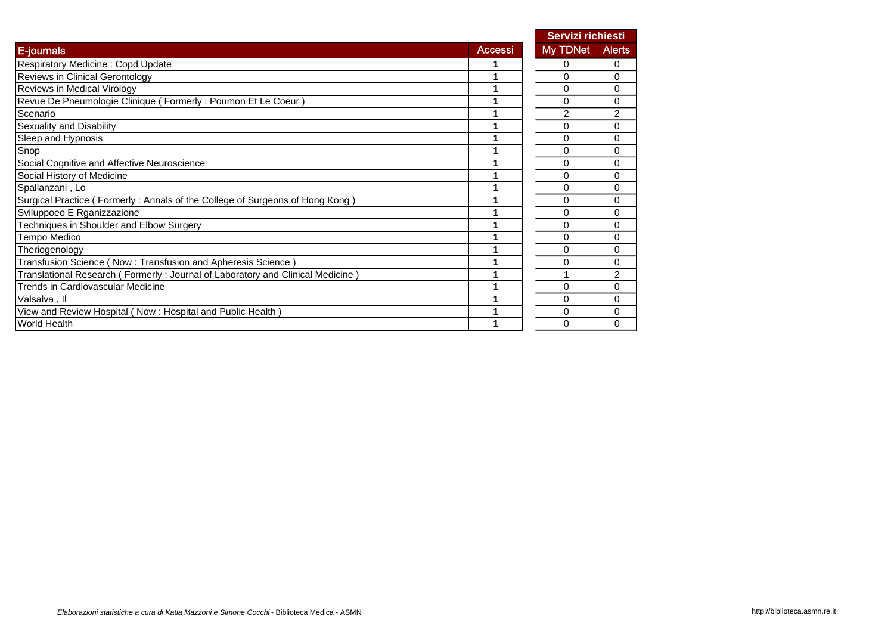| E-journals | Accessi | Servizi richiesti | |
|---|---|---|---|
| | | My TDNet | Alerts |
| Respiratory Medicine : Copd Update | 1 | 0 | 0 |
| Reviews in Clinical Gerontology | 1 | 0 | 0 |
| Reviews in Medical Virology | 1 | 0 | 0 |
| Revue De Pneumologie Clinique ( Formerly : Poumon Et Le Coeur ) | 1 | 0 | 0 |
| Scenario | 1 | 2 | 2 |
| Sexuality and Disability | 1 | 0 | 0 |
| Sleep and Hypnosis | 1 | 0 | 0 |
| Snop | 1 | 0 | 0 |
| Social Cognitive and Affective Neuroscience | 1 | 0 | 0 |
| Social History of Medicine | 1 | 0 | 0 |
| Spallanzani , Lo | 1 | 0 | 0 |
| Surgical Practice ( Formerly : Annals of the College of Surgeons of Hong Kong ) | 1 | 0 | 0 |
| Sviluppoeo E Rganizzazione | 1 | 0 | 0 |
| Techniques in Shoulder and Elbow Surgery | 1 | 0 | 0 |
| Tempo Medico | 1 | 0 | 0 |
| Theriogenology | 1 | 0 | 0 |
| Transfusion Science ( Now : Transfusion and Apheresis Science ) | 1 | 0 | 0 |
| Translational Research ( Formerly : Journal of Laboratory and Clinical Medicine ) | 1 | 1 | 2 |
| Trends in Cardiovascular Medicine | 1 | 0 | 0 |
| Valsalva , Il | 1 | 0 | 0 |
| View and Review Hospital ( Now : Hospital and Public Health ) | 1 | 0 | 0 |
| World Health | 1 | 0 | 0 |